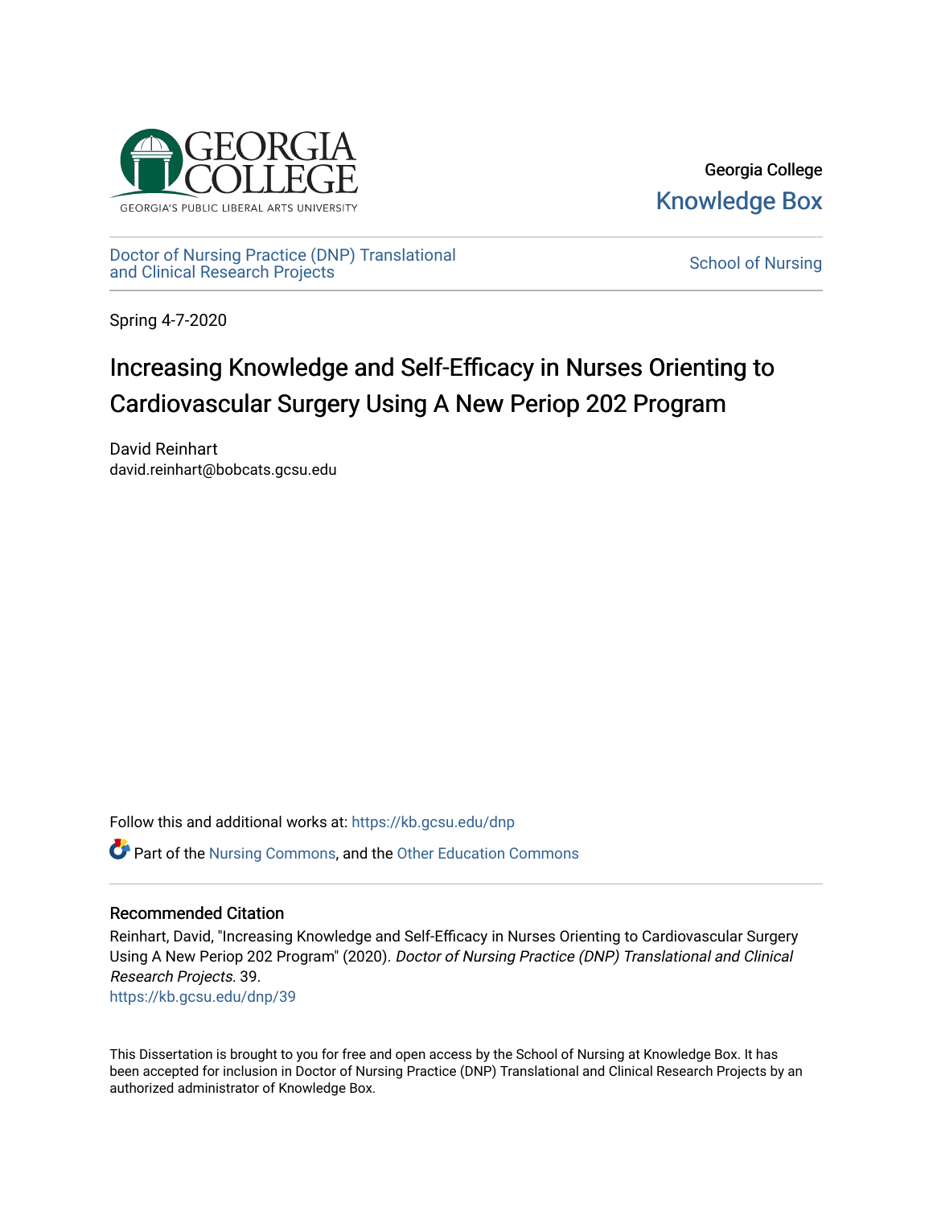Georgia College

Knowledge Box

Doctor of Nursing Practice (DNP) Translational and Clinical Research Projects

School of Nursing

Spring 4-7-2020

# Increasing Knowledge and Self-Efficacy in Nurses Orienting to Cardiovascular Surgery Using A New Periop 202 Program

David Reinhart
david.reinhart@bobcats.gcsu.edu

Follow this and additional works at: https://kb.gcsu.edu/dnp

Part of the Nursing Commons, and the Other Education Commons

## Recommended Citation

Reinhart, David, "Increasing Knowledge and Self-Efficacy in Nurses Orienting to Cardiovascular Surgery Using A New Periop 202 Program" (2020). *Doctor of Nursing Practice (DNP) Translational and Clinical Research Projects*. 39.
https://kb.gcsu.edu/dnp/39

This Dissertation is brought to you for free and open access by the School of Nursing at Knowledge Box. It has been accepted for inclusion in Doctor of Nursing Practice (DNP) Translational and Clinical Research Projects by an authorized administrator of Knowledge Box.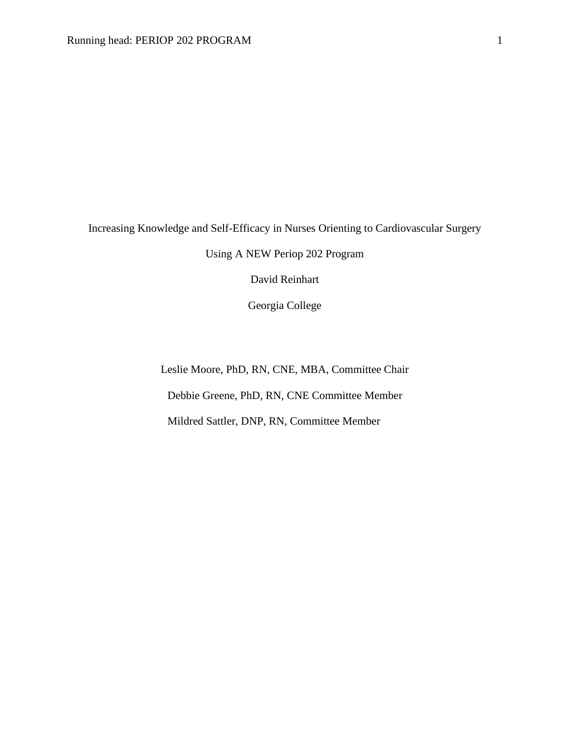Increasing Knowledge and Self-Efficacy in Nurses Orienting to Cardiovascular Surgery

Using A NEW Periop 202 Program

David Reinhart

Georgia College

Leslie Moore, PhD, RN, CNE, MBA, Committee Chair

Debbie Greene, PhD, RN, CNE Committee Member

Mildred Sattler, DNP, RN, Committee Member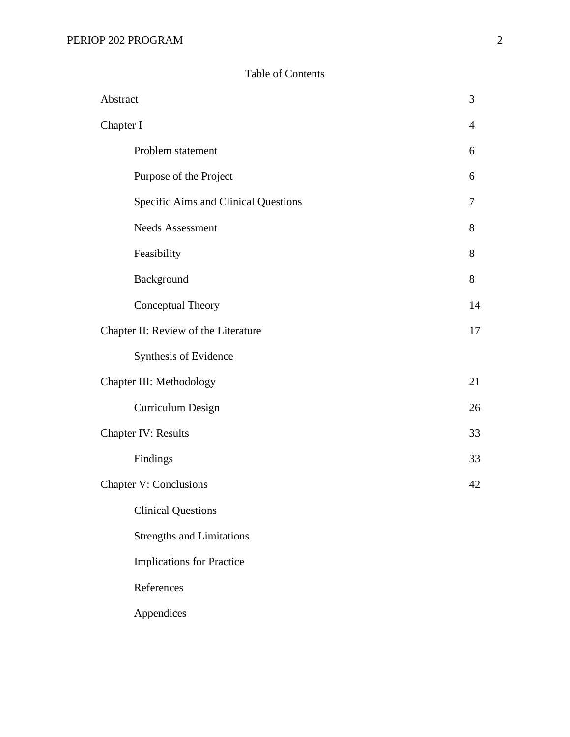# Table of Contents

| | |
|---|---|
| Abstract | 3 |
| Chapter I | 4 |
| Problem statement | 6 |
| Purpose of the Project | 6 |
| Specific Aims and Clinical Questions | 7 |
| Needs Assessment | 8 |
| Feasibility | 8 |
| Background | 8 |
| Conceptual Theory | 14 |
| Chapter II: Review of the Literature | 17 |
| Synthesis of Evidence | |
| Chapter III: Methodology | 21 |
| Curriculum Design | 26 |
| Chapter IV: Results | 33 |
| Findings | 33 |
| Chapter V: Conclusions | 42 |
| Clinical Questions | |
| Strengths and Limitations | |
| Implications for Practice | |
| References | |
| Appendices | |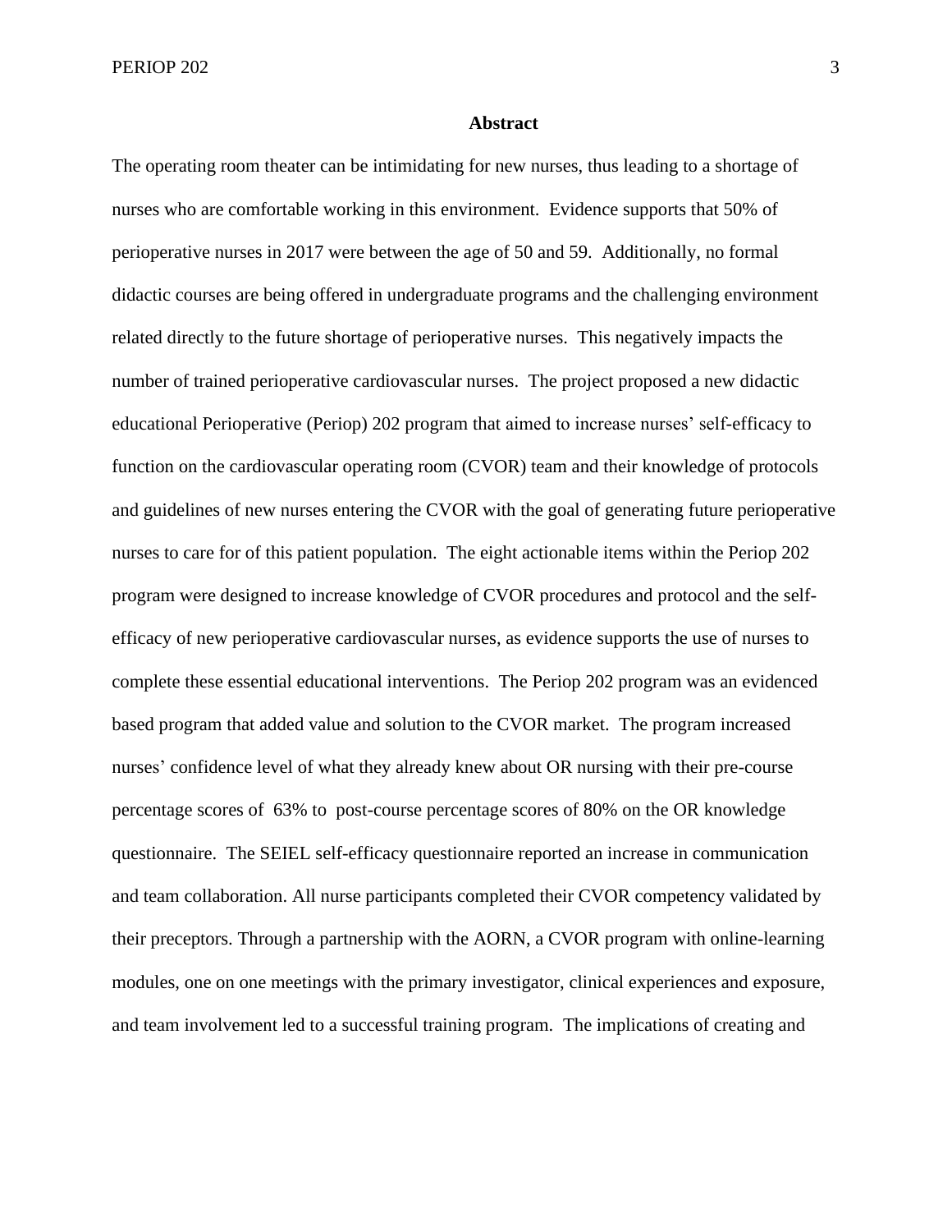## Abstract

The operating room theater can be intimidating for new nurses, thus leading to a shortage of nurses who are comfortable working in this environment. Evidence supports that 50% of perioperative nurses in 2017 were between the age of 50 and 59. Additionally, no formal didactic courses are being offered in undergraduate programs and the challenging environment related directly to the future shortage of perioperative nurses. This negatively impacts the number of trained perioperative cardiovascular nurses. The project proposed a new didactic educational Perioperative (Periop) 202 program that aimed to increase nurses' self-efficacy to function on the cardiovascular operating room (CVOR) team and their knowledge of protocols and guidelines of new nurses entering the CVOR with the goal of generating future perioperative nurses to care for of this patient population. The eight actionable items within the Periop 202 program were designed to increase knowledge of CVOR procedures and protocol and the self-efficacy of new perioperative cardiovascular nurses, as evidence supports the use of nurses to complete these essential educational interventions. The Periop 202 program was an evidenced based program that added value and solution to the CVOR market. The program increased nurses' confidence level of what they already knew about OR nursing with their pre-course percentage scores of 63% to post-course percentage scores of 80% on the OR knowledge questionnaire. The SEIEL self-efficacy questionnaire reported an increase in communication and team collaboration. All nurse participants completed their CVOR competency validated by their preceptors. Through a partnership with the AORN, a CVOR program with online-learning modules, one on one meetings with the primary investigator, clinical experiences and exposure, and team involvement led to a successful training program. The implications of creating and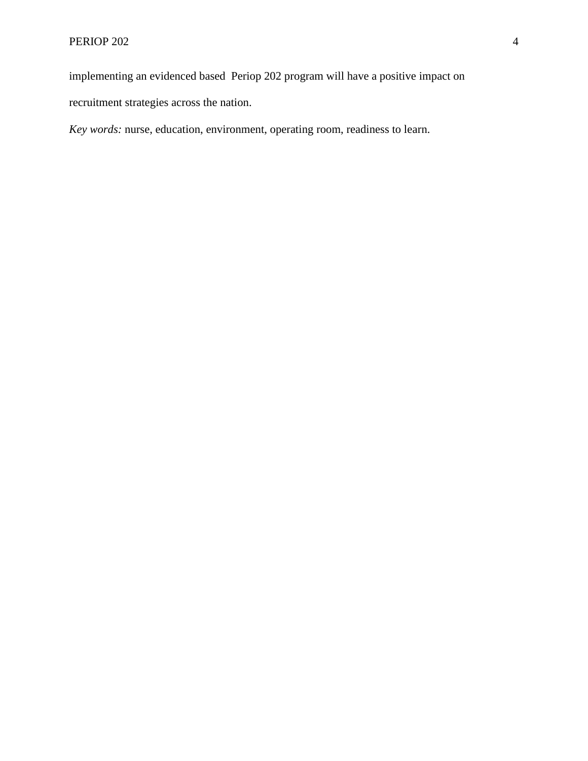implementing an evidenced based  Periop 202 program will have a positive impact on recruitment strategies across the nation.

*Key words:* nurse, education, environment, operating room, readiness to learn.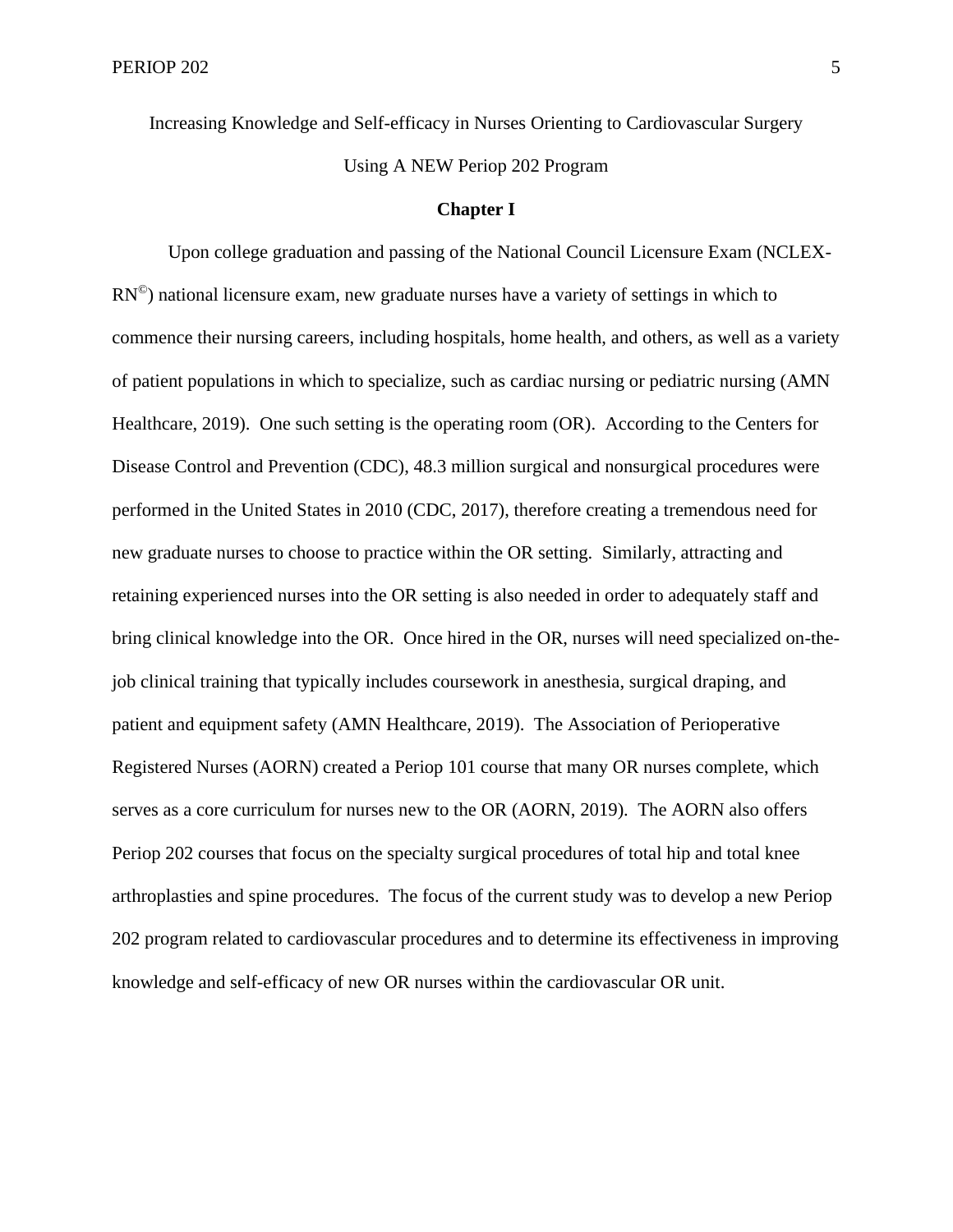Increasing Knowledge and Self-efficacy in Nurses Orienting to Cardiovascular Surgery Using A NEW Periop 202 Program

## Chapter I

Upon college graduation and passing of the National Council Licensure Exam (NCLEX-RN©) national licensure exam, new graduate nurses have a variety of settings in which to commence their nursing careers, including hospitals, home health, and others, as well as a variety of patient populations in which to specialize, such as cardiac nursing or pediatric nursing (AMN Healthcare, 2019). One such setting is the operating room (OR). According to the Centers for Disease Control and Prevention (CDC), 48.3 million surgical and nonsurgical procedures were performed in the United States in 2010 (CDC, 2017), therefore creating a tremendous need for new graduate nurses to choose to practice within the OR setting. Similarly, attracting and retaining experienced nurses into the OR setting is also needed in order to adequately staff and bring clinical knowledge into the OR. Once hired in the OR, nurses will need specialized on-the-job clinical training that typically includes coursework in anesthesia, surgical draping, and patient and equipment safety (AMN Healthcare, 2019). The Association of Perioperative Registered Nurses (AORN) created a Periop 101 course that many OR nurses complete, which serves as a core curriculum for nurses new to the OR (AORN, 2019). The AORN also offers Periop 202 courses that focus on the specialty surgical procedures of total hip and total knee arthroplasties and spine procedures. The focus of the current study was to develop a new Periop 202 program related to cardiovascular procedures and to determine its effectiveness in improving knowledge and self-efficacy of new OR nurses within the cardiovascular OR unit.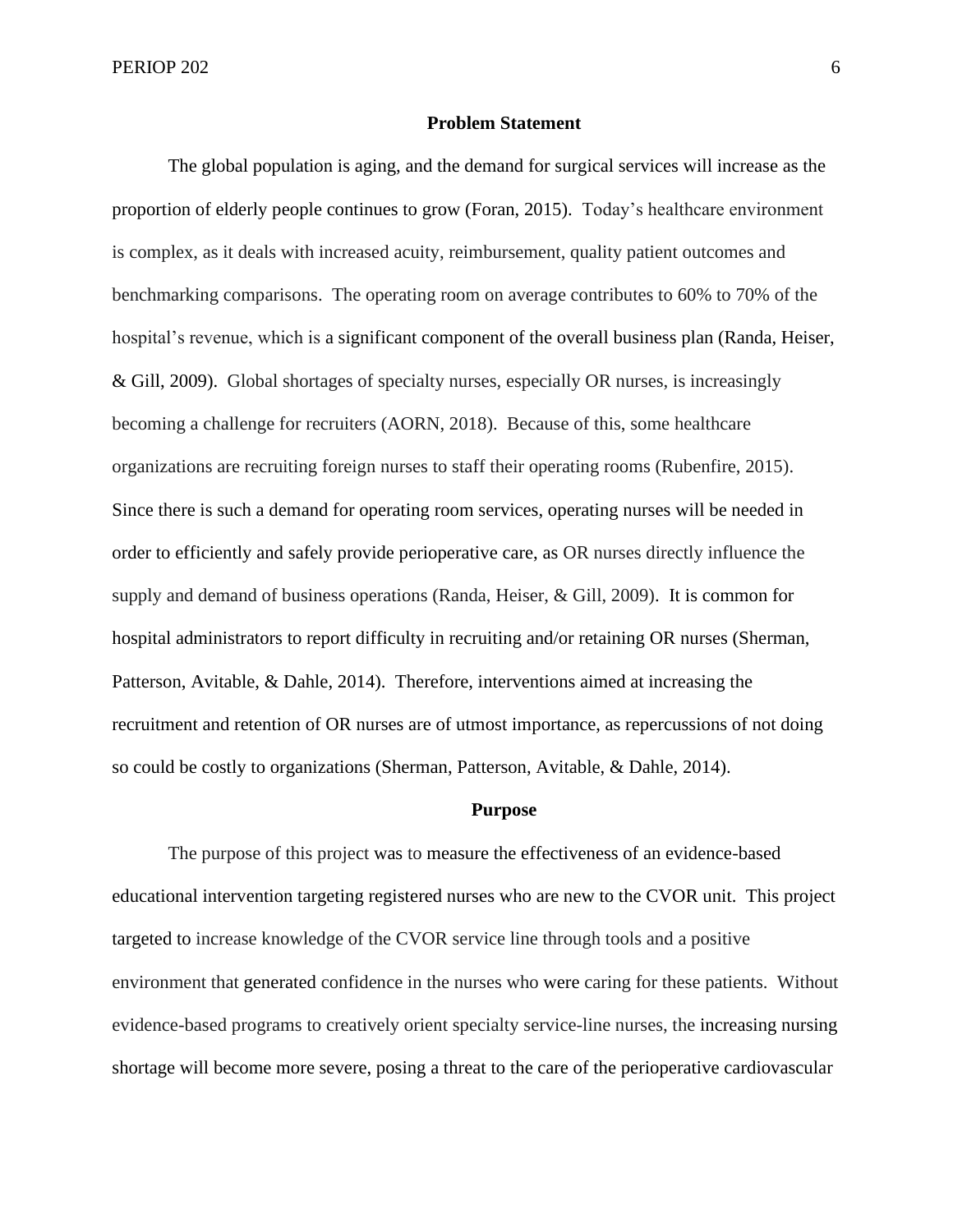**Problem Statement**

The global population is aging, and the demand for surgical services will increase as the proportion of elderly people continues to grow (Foran, 2015). Today's healthcare environment is complex, as it deals with increased acuity, reimbursement, quality patient outcomes and benchmarking comparisons. The operating room on average contributes to 60% to 70% of the hospital's revenue, which is a significant component of the overall business plan (Randa, Heiser, & Gill, 2009). Global shortages of specialty nurses, especially OR nurses, is increasingly becoming a challenge for recruiters (AORN, 2018). Because of this, some healthcare organizations are recruiting foreign nurses to staff their operating rooms (Rubenfire, 2015). Since there is such a demand for operating room services, operating nurses will be needed in order to efficiently and safely provide perioperative care, as OR nurses directly influence the supply and demand of business operations (Randa, Heiser, & Gill, 2009). It is common for hospital administrators to report difficulty in recruiting and/or retaining OR nurses (Sherman, Patterson, Avitable, & Dahle, 2014). Therefore, interventions aimed at increasing the recruitment and retention of OR nurses are of utmost importance, as repercussions of not doing so could be costly to organizations (Sherman, Patterson, Avitable, & Dahle, 2014).

**Purpose**

The purpose of this project was to measure the effectiveness of an evidence-based educational intervention targeting registered nurses who are new to the CVOR unit. This project targeted to increase knowledge of the CVOR service line through tools and a positive environment that generated confidence in the nurses who were caring for these patients. Without evidence-based programs to creatively orient specialty service-line nurses, the increasing nursing shortage will become more severe, posing a threat to the care of the perioperative cardiovascular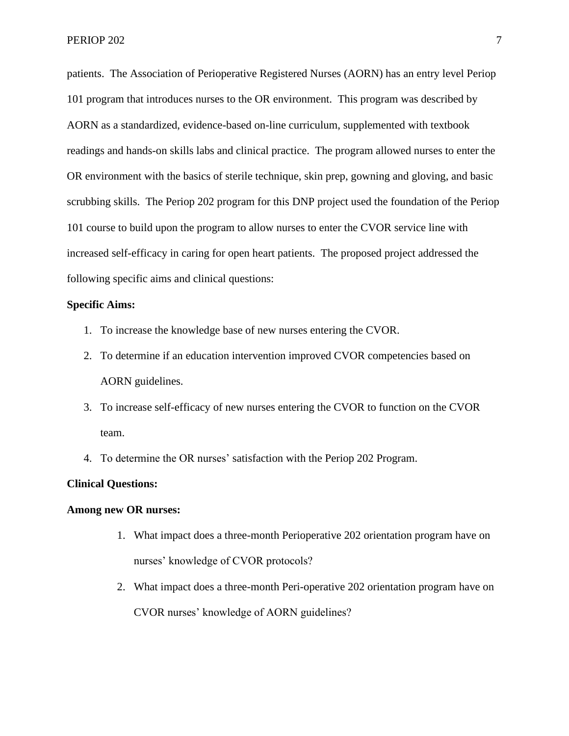patients. The Association of Perioperative Registered Nurses (AORN) has an entry level Periop 101 program that introduces nurses to the OR environment. This program was described by AORN as a standardized, evidence-based on-line curriculum, supplemented with textbook readings and hands-on skills labs and clinical practice. The program allowed nurses to enter the OR environment with the basics of sterile technique, skin prep, gowning and gloving, and basic scrubbing skills. The Periop 202 program for this DNP project used the foundation of the Periop 101 course to build upon the program to allow nurses to enter the CVOR service line with increased self-efficacy in caring for open heart patients. The proposed project addressed the following specific aims and clinical questions:

**Specific Aims:**

1. To increase the knowledge base of new nurses entering the CVOR.
2. To determine if an education intervention improved CVOR competencies based on AORN guidelines.
3. To increase self-efficacy of new nurses entering the CVOR to function on the CVOR team.
4. To determine the OR nurses' satisfaction with the Periop 202 Program.

**Clinical Questions:**

**Among new OR nurses:**

1. What impact does a three-month Perioperative 202 orientation program have on nurses' knowledge of CVOR protocols?
2. What impact does a three-month Peri-operative 202 orientation program have on CVOR nurses' knowledge of AORN guidelines?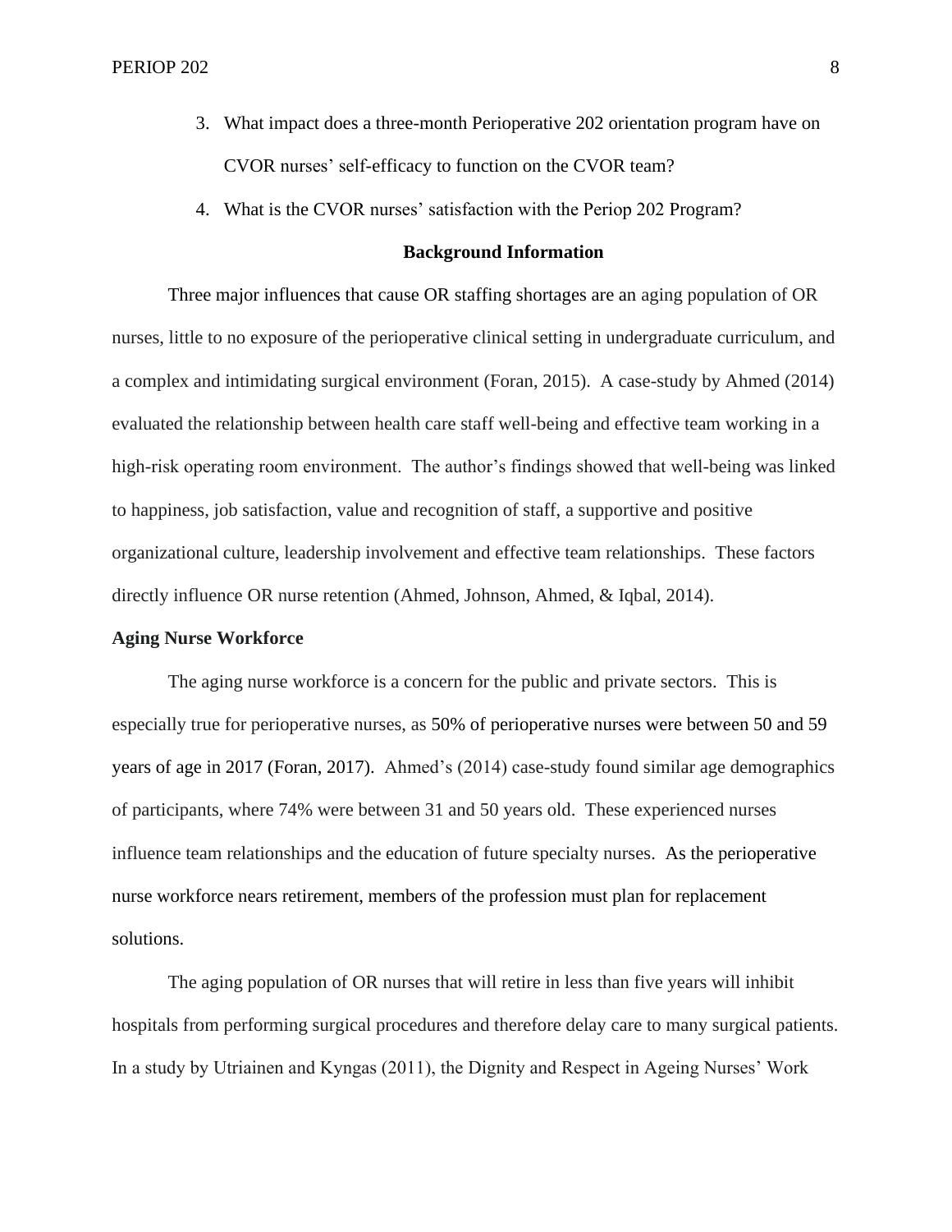3. What impact does a three-month Perioperative 202 orientation program have on CVOR nurses' self-efficacy to function on the CVOR team?
4. What is the CVOR nurses' satisfaction with the Periop 202 Program?

## Background Information

Three major influences that cause OR staffing shortages are an aging population of OR nurses, little to no exposure of the perioperative clinical setting in undergraduate curriculum, and a complex and intimidating surgical environment (Foran, 2015). A case-study by Ahmed (2014) evaluated the relationship between health care staff well-being and effective team working in a high-risk operating room environment. The author's findings showed that well-being was linked to happiness, job satisfaction, value and recognition of staff, a supportive and positive organizational culture, leadership involvement and effective team relationships. These factors directly influence OR nurse retention (Ahmed, Johnson, Ahmed, & Iqbal, 2014).

### Aging Nurse Workforce

The aging nurse workforce is a concern for the public and private sectors. This is especially true for perioperative nurses, as 50% of perioperative nurses were between 50 and 59 years of age in 2017 (Foran, 2017). Ahmed's (2014) case-study found similar age demographics of participants, where 74% were between 31 and 50 years old. These experienced nurses influence team relationships and the education of future specialty nurses. As the perioperative nurse workforce nears retirement, members of the profession must plan for replacement solutions.

The aging population of OR nurses that will retire in less than five years will inhibit hospitals from performing surgical procedures and therefore delay care to many surgical patients. In a study by Utriainen and Kyngas (2011), the Dignity and Respect in Ageing Nurses' Work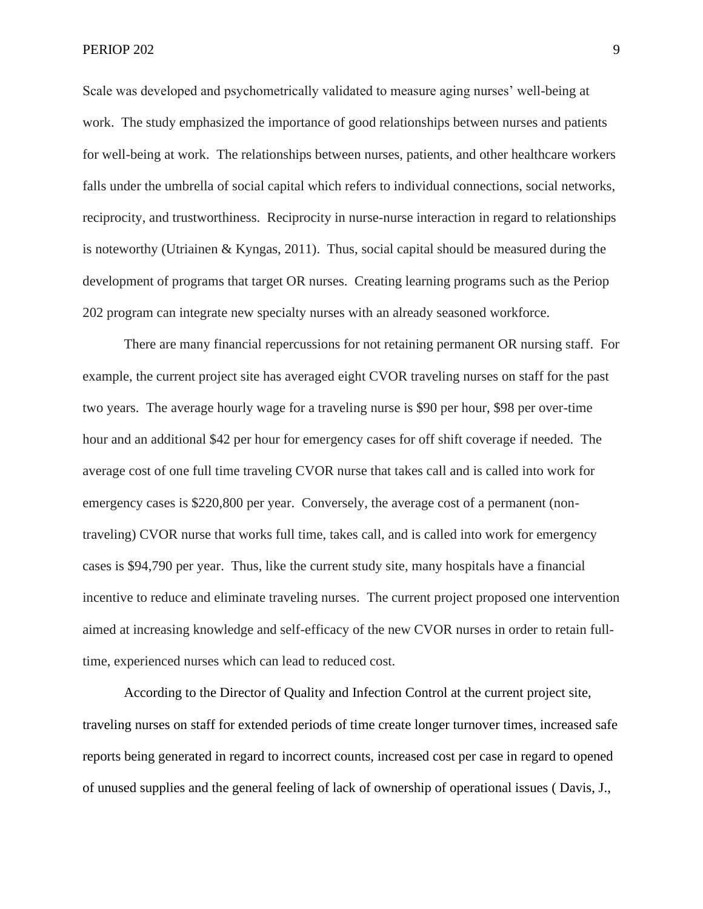Scale was developed and psychometrically validated to measure aging nurses' well-being at work. The study emphasized the importance of good relationships between nurses and patients for well-being at work. The relationships between nurses, patients, and other healthcare workers falls under the umbrella of social capital which refers to individual connections, social networks, reciprocity, and trustworthiness. Reciprocity in nurse-nurse interaction in regard to relationships is noteworthy (Utriainen & Kyngas, 2011). Thus, social capital should be measured during the development of programs that target OR nurses. Creating learning programs such as the Periop 202 program can integrate new specialty nurses with an already seasoned workforce.

There are many financial repercussions for not retaining permanent OR nursing staff. For example, the current project site has averaged eight CVOR traveling nurses on staff for the past two years. The average hourly wage for a traveling nurse is $90 per hour, $98 per over-time hour and an additional $42 per hour for emergency cases for off shift coverage if needed. The average cost of one full time traveling CVOR nurse that takes call and is called into work for emergency cases is $220,800 per year. Conversely, the average cost of a permanent (non-traveling) CVOR nurse that works full time, takes call, and is called into work for emergency cases is $94,790 per year. Thus, like the current study site, many hospitals have a financial incentive to reduce and eliminate traveling nurses. The current project proposed one intervention aimed at increasing knowledge and self-efficacy of the new CVOR nurses in order to retain full-time, experienced nurses which can lead to reduced cost.

According to the Director of Quality and Infection Control at the current project site, traveling nurses on staff for extended periods of time create longer turnover times, increased safe reports being generated in regard to incorrect counts, increased cost per case in regard to opened of unused supplies and the general feeling of lack of ownership of operational issues ( Davis, J.,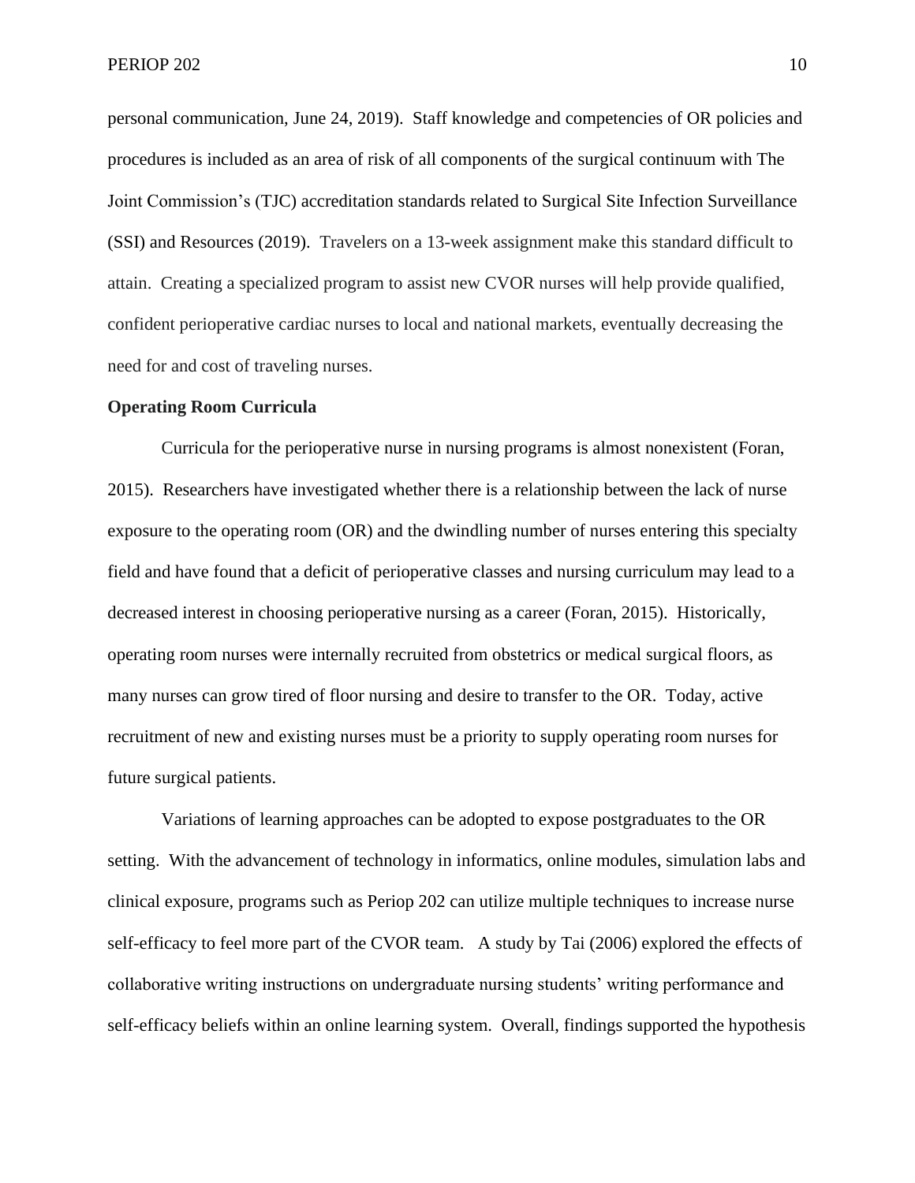personal communication, June 24, 2019). Staff knowledge and competencies of OR policies and procedures is included as an area of risk of all components of the surgical continuum with The Joint Commission's (TJC) accreditation standards related to Surgical Site Infection Surveillance (SSI) and Resources (2019). Travelers on a 13-week assignment make this standard difficult to attain. Creating a specialized program to assist new CVOR nurses will help provide qualified, confident perioperative cardiac nurses to local and national markets, eventually decreasing the need for and cost of traveling nurses.

**Operating Room Curricula**

Curricula for the perioperative nurse in nursing programs is almost nonexistent (Foran, 2015). Researchers have investigated whether there is a relationship between the lack of nurse exposure to the operating room (OR) and the dwindling number of nurses entering this specialty field and have found that a deficit of perioperative classes and nursing curriculum may lead to a decreased interest in choosing perioperative nursing as a career (Foran, 2015). Historically, operating room nurses were internally recruited from obstetrics or medical surgical floors, as many nurses can grow tired of floor nursing and desire to transfer to the OR. Today, active recruitment of new and existing nurses must be a priority to supply operating room nurses for future surgical patients.

Variations of learning approaches can be adopted to expose postgraduates to the OR setting. With the advancement of technology in informatics, online modules, simulation labs and clinical exposure, programs such as Periop 202 can utilize multiple techniques to increase nurse self-efficacy to feel more part of the CVOR team. A study by Tai (2006) explored the effects of collaborative writing instructions on undergraduate nursing students' writing performance and self-efficacy beliefs within an online learning system. Overall, findings supported the hypothesis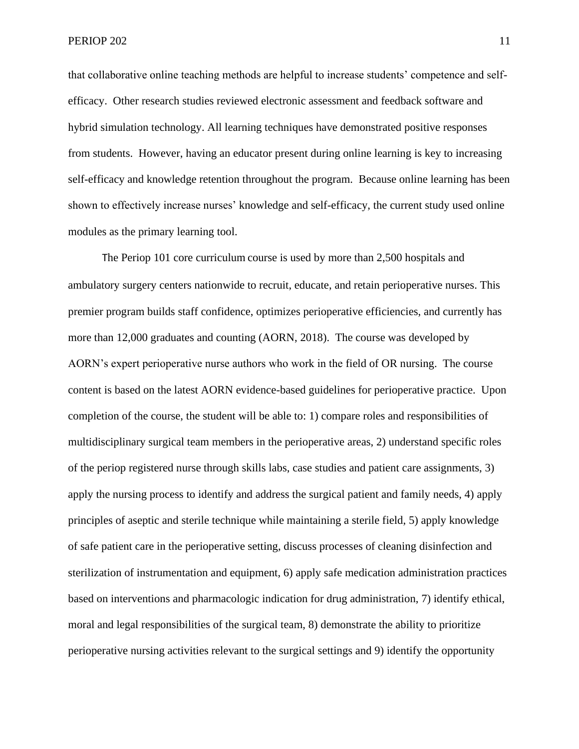that collaborative online teaching methods are helpful to increase students' competence and self-efficacy. Other research studies reviewed electronic assessment and feedback software and hybrid simulation technology. All learning techniques have demonstrated positive responses from students. However, having an educator present during online learning is key to increasing self-efficacy and knowledge retention throughout the program. Because online learning has been shown to effectively increase nurses' knowledge and self-efficacy, the current study used online modules as the primary learning tool.

The Periop 101 core curriculum course is used by more than 2,500 hospitals and ambulatory surgery centers nationwide to recruit, educate, and retain perioperative nurses. This premier program builds staff confidence, optimizes perioperative efficiencies, and currently has more than 12,000 graduates and counting (AORN, 2018). The course was developed by AORN's expert perioperative nurse authors who work in the field of OR nursing. The course content is based on the latest AORN evidence-based guidelines for perioperative practice. Upon completion of the course, the student will be able to: 1) compare roles and responsibilities of multidisciplinary surgical team members in the perioperative areas, 2) understand specific roles of the periop registered nurse through skills labs, case studies and patient care assignments, 3) apply the nursing process to identify and address the surgical patient and family needs, 4) apply principles of aseptic and sterile technique while maintaining a sterile field, 5) apply knowledge of safe patient care in the perioperative setting, discuss processes of cleaning disinfection and sterilization of instrumentation and equipment, 6) apply safe medication administration practices based on interventions and pharmacologic indication for drug administration, 7) identify ethical, moral and legal responsibilities of the surgical team, 8) demonstrate the ability to prioritize perioperative nursing activities relevant to the surgical settings and 9) identify the opportunity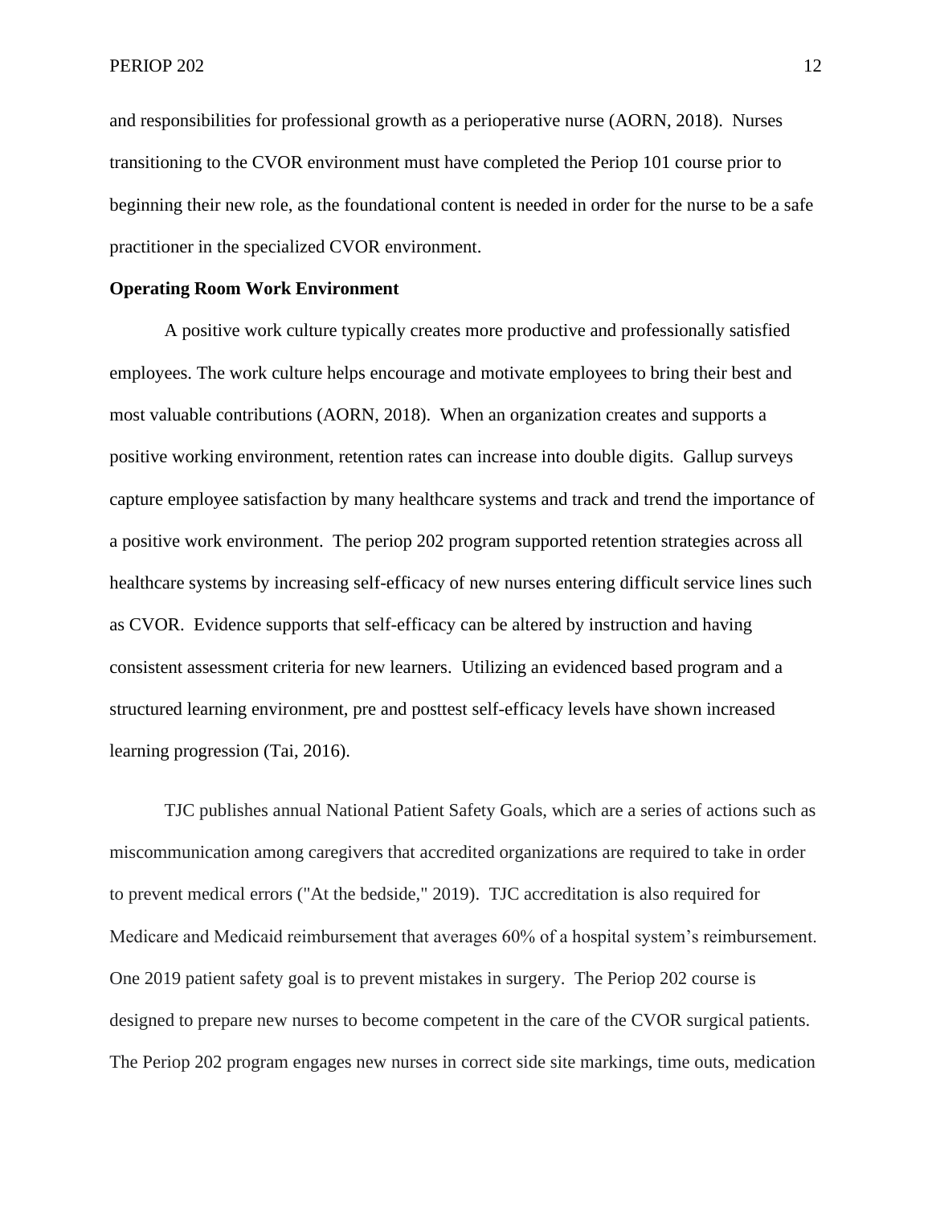and responsibilities for professional growth as a perioperative nurse (AORN, 2018). Nurses transitioning to the CVOR environment must have completed the Periop 101 course prior to beginning their new role, as the foundational content is needed in order for the nurse to be a safe practitioner in the specialized CVOR environment.

**Operating Room Work Environment**

A positive work culture typically creates more productive and professionally satisfied employees. The work culture helps encourage and motivate employees to bring their best and most valuable contributions (AORN, 2018). When an organization creates and supports a positive working environment, retention rates can increase into double digits. Gallup surveys capture employee satisfaction by many healthcare systems and track and trend the importance of a positive work environment. The periop 202 program supported retention strategies across all healthcare systems by increasing self-efficacy of new nurses entering difficult service lines such as CVOR. Evidence supports that self-efficacy can be altered by instruction and having consistent assessment criteria for new learners. Utilizing an evidenced based program and a structured learning environment, pre and posttest self-efficacy levels have shown increased learning progression (Tai, 2016).

TJC publishes annual National Patient Safety Goals, which are a series of actions such as miscommunication among caregivers that accredited organizations are required to take in order to prevent medical errors ("At the bedside," 2019). TJC accreditation is also required for Medicare and Medicaid reimbursement that averages 60% of a hospital system's reimbursement. One 2019 patient safety goal is to prevent mistakes in surgery. The Periop 202 course is designed to prepare new nurses to become competent in the care of the CVOR surgical patients. The Periop 202 program engages new nurses in correct side site markings, time outs, medication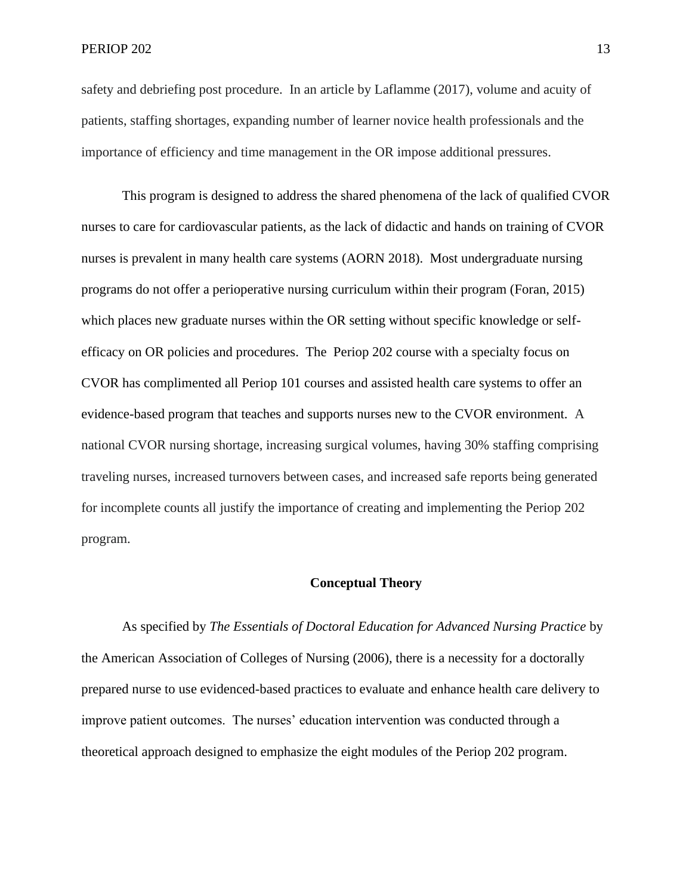safety and debriefing post procedure.  In an article by Laflamme (2017), volume and acuity of patients, staffing shortages, expanding number of learner novice health professionals and the importance of efficiency and time management in the OR impose additional pressures.

This program is designed to address the shared phenomena of the lack of qualified CVOR nurses to care for cardiovascular patients, as the lack of didactic and hands on training of CVOR nurses is prevalent in many health care systems (AORN 2018).  Most undergraduate nursing programs do not offer a perioperative nursing curriculum within their program (Foran, 2015) which places new graduate nurses within the OR setting without specific knowledge or self-efficacy on OR policies and procedures.  The  Periop 202 course with a specialty focus on CVOR has complimented all Periop 101 courses and assisted health care systems to offer an evidence-based program that teaches and supports nurses new to the CVOR environment.  A national CVOR nursing shortage, increasing surgical volumes, having 30% staffing comprising traveling nurses, increased turnovers between cases, and increased safe reports being generated for incomplete counts all justify the importance of creating and implementing the Periop 202 program.

## Conceptual Theory

As specified by *The Essentials of Doctoral Education for Advanced Nursing Practice* by the American Association of Colleges of Nursing (2006), there is a necessity for a doctorally prepared nurse to use evidenced-based practices to evaluate and enhance health care delivery to improve patient outcomes.  The nurses' education intervention was conducted through a theoretical approach designed to emphasize the eight modules of the Periop 202 program.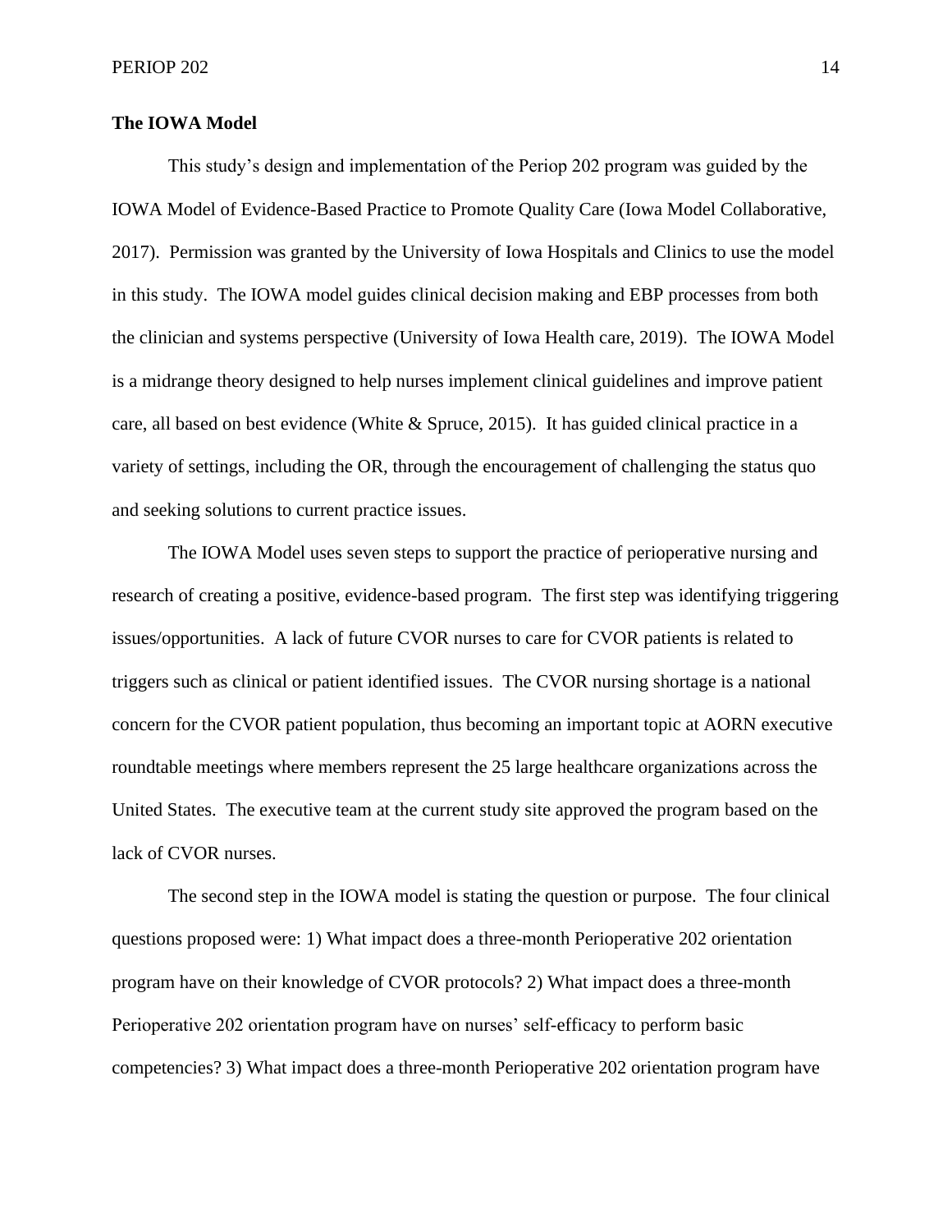**The IOWA Model**

This study's design and implementation of the Periop 202 program was guided by the IOWA Model of Evidence-Based Practice to Promote Quality Care (Iowa Model Collaborative, 2017). Permission was granted by the University of Iowa Hospitals and Clinics to use the model in this study. The IOWA model guides clinical decision making and EBP processes from both the clinician and systems perspective (University of Iowa Health care, 2019). The IOWA Model is a midrange theory designed to help nurses implement clinical guidelines and improve patient care, all based on best evidence (White & Spruce, 2015). It has guided clinical practice in a variety of settings, including the OR, through the encouragement of challenging the status quo and seeking solutions to current practice issues.

The IOWA Model uses seven steps to support the practice of perioperative nursing and research of creating a positive, evidence-based program. The first step was identifying triggering issues/opportunities. A lack of future CVOR nurses to care for CVOR patients is related to triggers such as clinical or patient identified issues. The CVOR nursing shortage is a national concern for the CVOR patient population, thus becoming an important topic at AORN executive roundtable meetings where members represent the 25 large healthcare organizations across the United States. The executive team at the current study site approved the program based on the lack of CVOR nurses.

The second step in the IOWA model is stating the question or purpose. The four clinical questions proposed were: 1) What impact does a three-month Perioperative 202 orientation program have on their knowledge of CVOR protocols? 2) What impact does a three-month Perioperative 202 orientation program have on nurses' self-efficacy to perform basic competencies? 3) What impact does a three-month Perioperative 202 orientation program have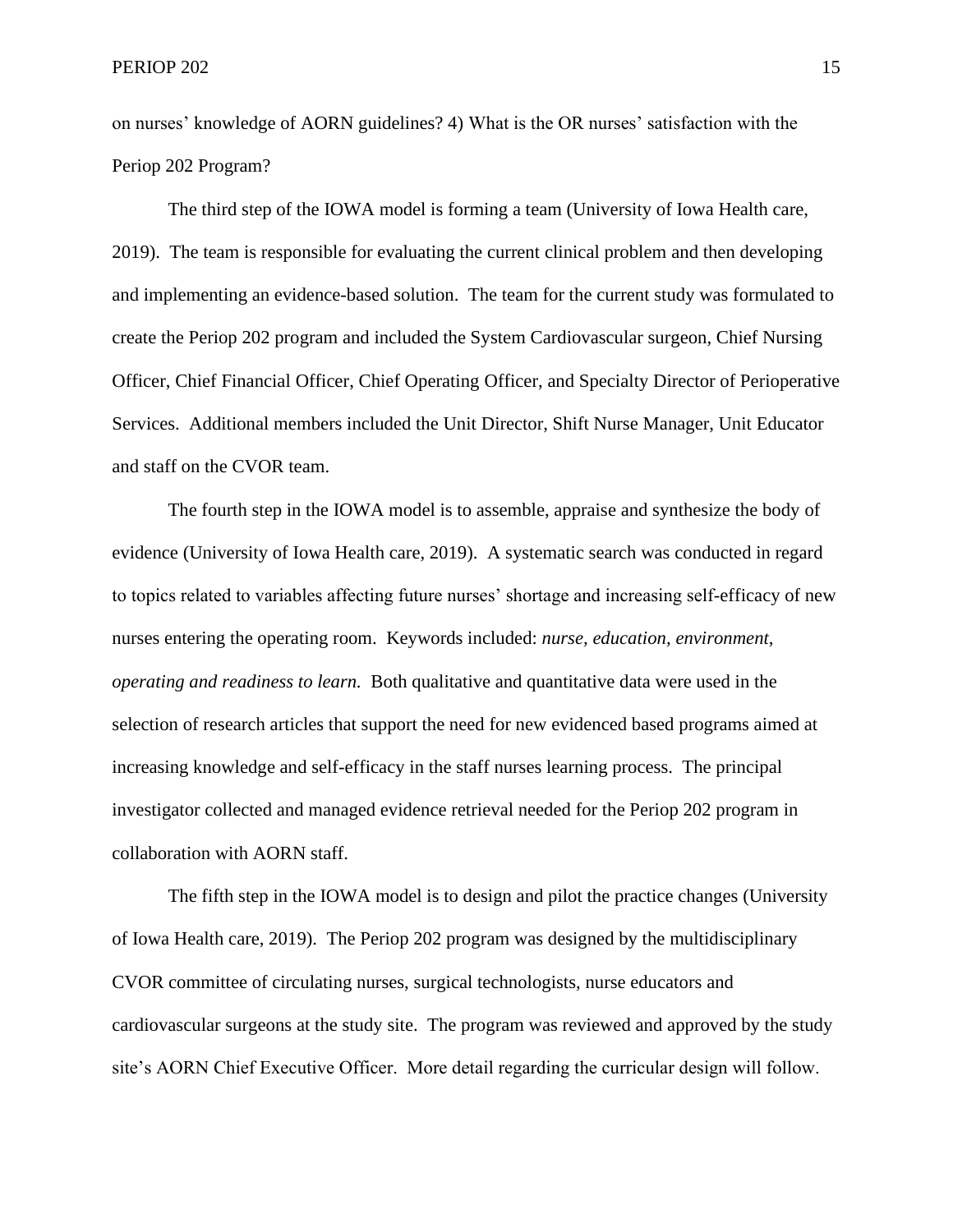on nurses' knowledge of AORN guidelines? 4) What is the OR nurses' satisfaction with the Periop 202 Program?

The third step of the IOWA model is forming a team (University of Iowa Health care, 2019). The team is responsible for evaluating the current clinical problem and then developing and implementing an evidence-based solution. The team for the current study was formulated to create the Periop 202 program and included the System Cardiovascular surgeon, Chief Nursing Officer, Chief Financial Officer, Chief Operating Officer, and Specialty Director of Perioperative Services. Additional members included the Unit Director, Shift Nurse Manager, Unit Educator and staff on the CVOR team.

The fourth step in the IOWA model is to assemble, appraise and synthesize the body of evidence (University of Iowa Health care, 2019). A systematic search was conducted in regard to topics related to variables affecting future nurses' shortage and increasing self-efficacy of new nurses entering the operating room. Keywords included: *nurse, education, environment, operating and readiness to learn.* Both qualitative and quantitative data were used in the selection of research articles that support the need for new evidenced based programs aimed at increasing knowledge and self-efficacy in the staff nurses learning process. The principal investigator collected and managed evidence retrieval needed for the Periop 202 program in collaboration with AORN staff.

The fifth step in the IOWA model is to design and pilot the practice changes (University of Iowa Health care, 2019). The Periop 202 program was designed by the multidisciplinary CVOR committee of circulating nurses, surgical technologists, nurse educators and cardiovascular surgeons at the study site. The program was reviewed and approved by the study site's AORN Chief Executive Officer. More detail regarding the curricular design will follow.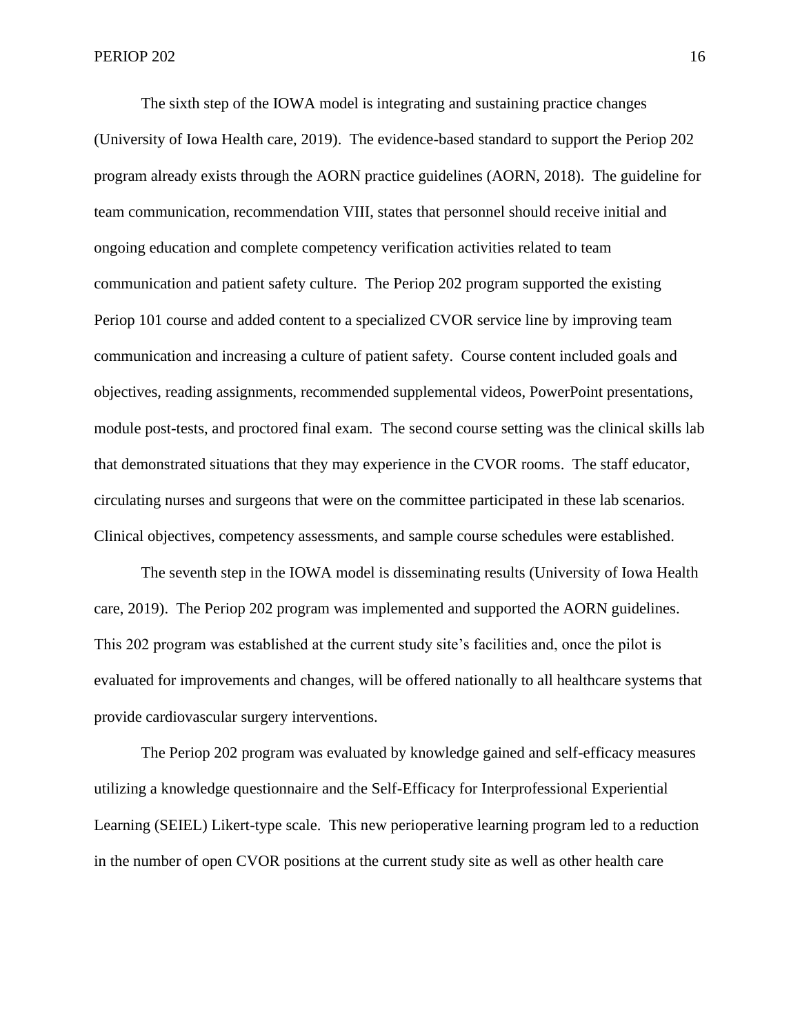The sixth step of the IOWA model is integrating and sustaining practice changes (University of Iowa Health care, 2019). The evidence-based standard to support the Periop 202 program already exists through the AORN practice guidelines (AORN, 2018). The guideline for team communication, recommendation VIII, states that personnel should receive initial and ongoing education and complete competency verification activities related to team communication and patient safety culture. The Periop 202 program supported the existing Periop 101 course and added content to a specialized CVOR service line by improving team communication and increasing a culture of patient safety. Course content included goals and objectives, reading assignments, recommended supplemental videos, PowerPoint presentations, module post-tests, and proctored final exam. The second course setting was the clinical skills lab that demonstrated situations that they may experience in the CVOR rooms. The staff educator, circulating nurses and surgeons that were on the committee participated in these lab scenarios. Clinical objectives, competency assessments, and sample course schedules were established.

The seventh step in the IOWA model is disseminating results (University of Iowa Health care, 2019). The Periop 202 program was implemented and supported the AORN guidelines. This 202 program was established at the current study site's facilities and, once the pilot is evaluated for improvements and changes, will be offered nationally to all healthcare systems that provide cardiovascular surgery interventions.

The Periop 202 program was evaluated by knowledge gained and self-efficacy measures utilizing a knowledge questionnaire and the Self-Efficacy for Interprofessional Experiential Learning (SEIEL) Likert-type scale. This new perioperative learning program led to a reduction in the number of open CVOR positions at the current study site as well as other health care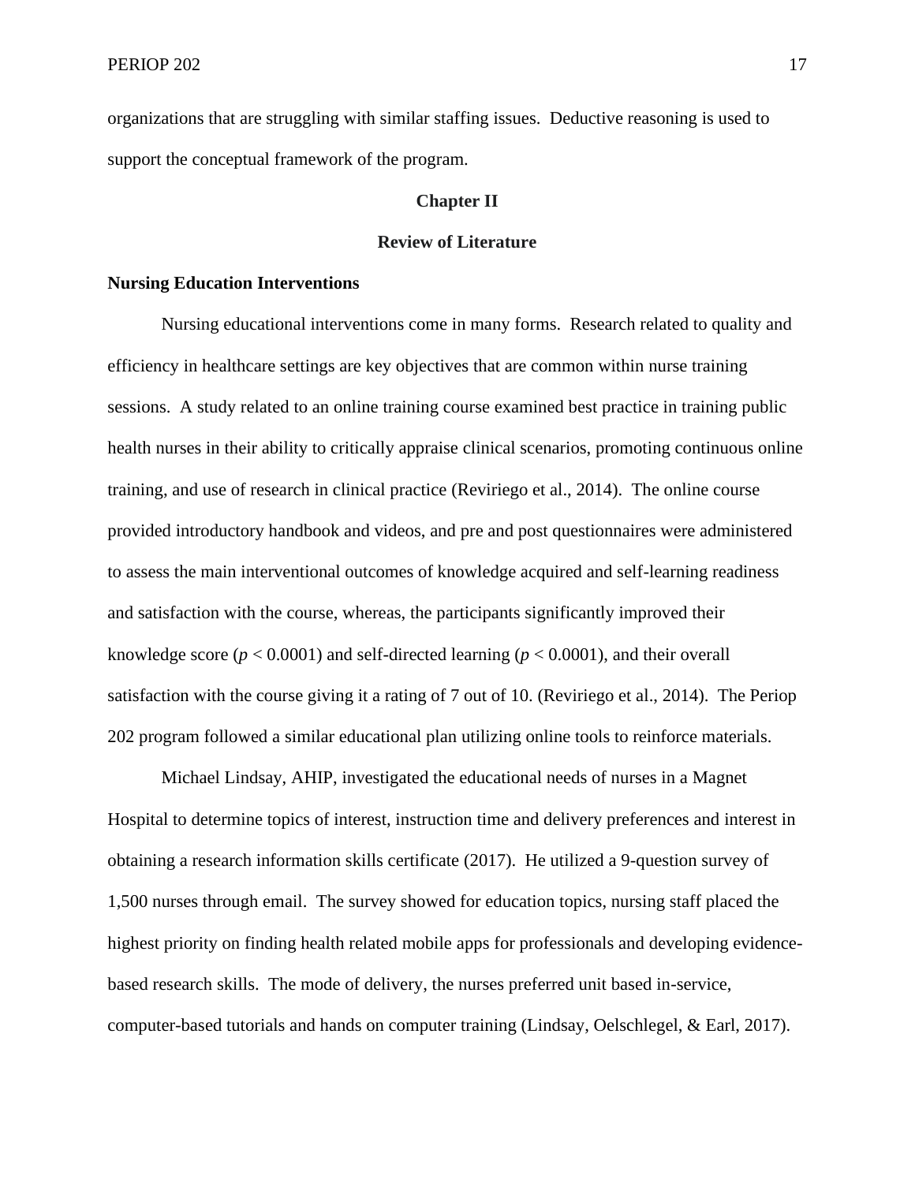organizations that are struggling with similar staffing issues. Deductive reasoning is used to support the conceptual framework of the program.

# Chapter II

# Review of Literature

## Nursing Education Interventions

Nursing educational interventions come in many forms. Research related to quality and efficiency in healthcare settings are key objectives that are common within nurse training sessions. A study related to an online training course examined best practice in training public health nurses in their ability to critically appraise clinical scenarios, promoting continuous online training, and use of research in clinical practice (Reviriego et al., 2014). The online course provided introductory handbook and videos, and pre and post questionnaires were administered to assess the main interventional outcomes of knowledge acquired and self-learning readiness and satisfaction with the course, whereas, the participants significantly improved their knowledge score ($p < 0.0001$) and self-directed learning ($p < 0.0001$), and their overall satisfaction with the course giving it a rating of 7 out of 10. (Reviriego et al., 2014). The Periop 202 program followed a similar educational plan utilizing online tools to reinforce materials.

Michael Lindsay, AHIP, investigated the educational needs of nurses in a Magnet Hospital to determine topics of interest, instruction time and delivery preferences and interest in obtaining a research information skills certificate (2017). He utilized a 9-question survey of 1,500 nurses through email. The survey showed for education topics, nursing staff placed the highest priority on finding health related mobile apps for professionals and developing evidence-based research skills. The mode of delivery, the nurses preferred unit based in-service, computer-based tutorials and hands on computer training (Lindsay, Oelschlegel, & Earl, 2017).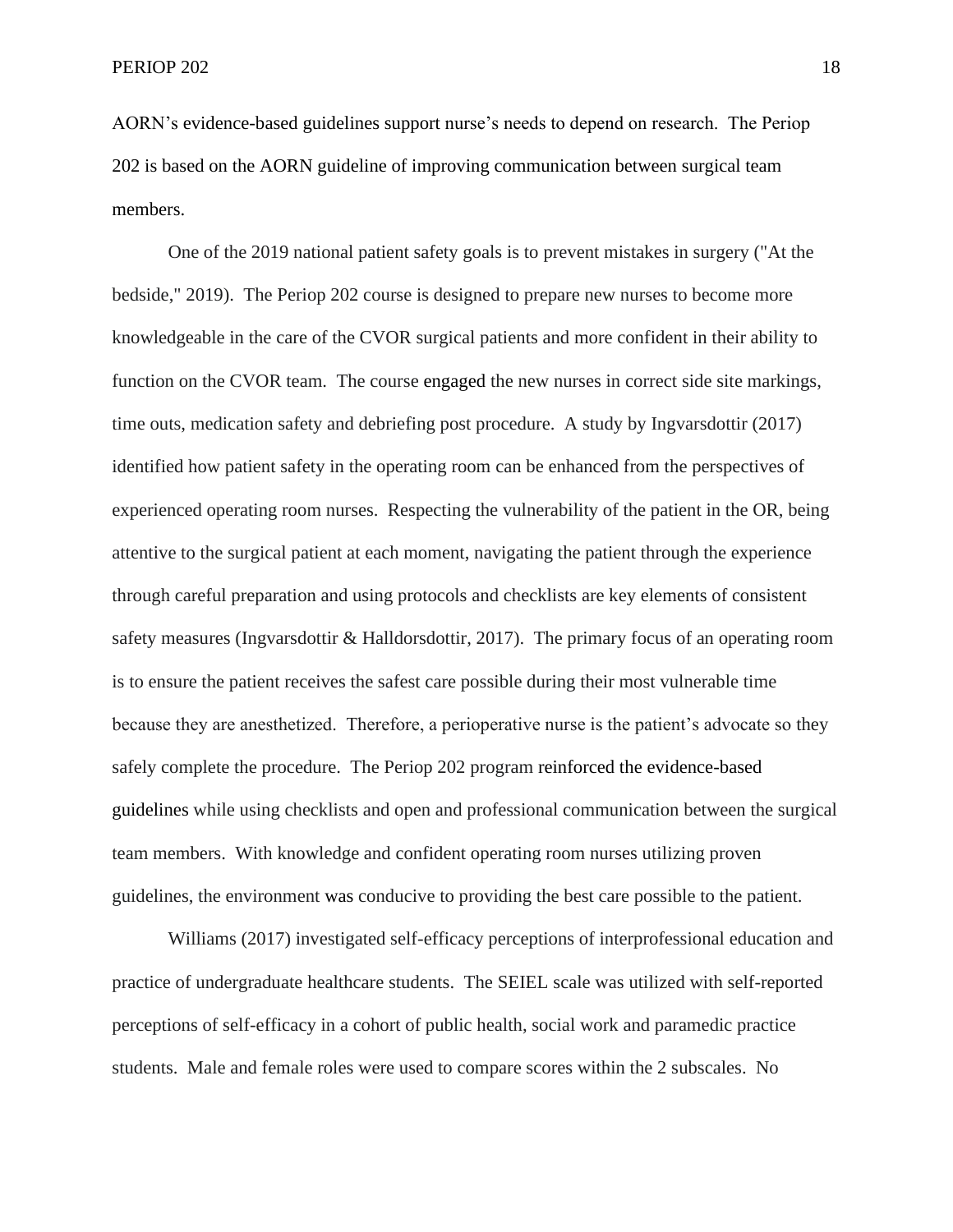AORN's evidence-based guidelines support nurse's needs to depend on research. The Periop 202 is based on the AORN guideline of improving communication between surgical team members.

One of the 2019 national patient safety goals is to prevent mistakes in surgery ("At the bedside," 2019). The Periop 202 course is designed to prepare new nurses to become more knowledgeable in the care of the CVOR surgical patients and more confident in their ability to function on the CVOR team. The course engaged the new nurses in correct side site markings, time outs, medication safety and debriefing post procedure. A study by Ingvarsdottir (2017) identified how patient safety in the operating room can be enhanced from the perspectives of experienced operating room nurses. Respecting the vulnerability of the patient in the OR, being attentive to the surgical patient at each moment, navigating the patient through the experience through careful preparation and using protocols and checklists are key elements of consistent safety measures (Ingvarsdottir & Halldorsdottir, 2017). The primary focus of an operating room is to ensure the patient receives the safest care possible during their most vulnerable time because they are anesthetized. Therefore, a perioperative nurse is the patient's advocate so they safely complete the procedure. The Periop 202 program reinforced the evidence-based guidelines while using checklists and open and professional communication between the surgical team members. With knowledge and confident operating room nurses utilizing proven guidelines, the environment was conducive to providing the best care possible to the patient.

Williams (2017) investigated self-efficacy perceptions of interprofessional education and practice of undergraduate healthcare students. The SEIEL scale was utilized with self-reported perceptions of self-efficacy in a cohort of public health, social work and paramedic practice students. Male and female roles were used to compare scores within the 2 subscales. No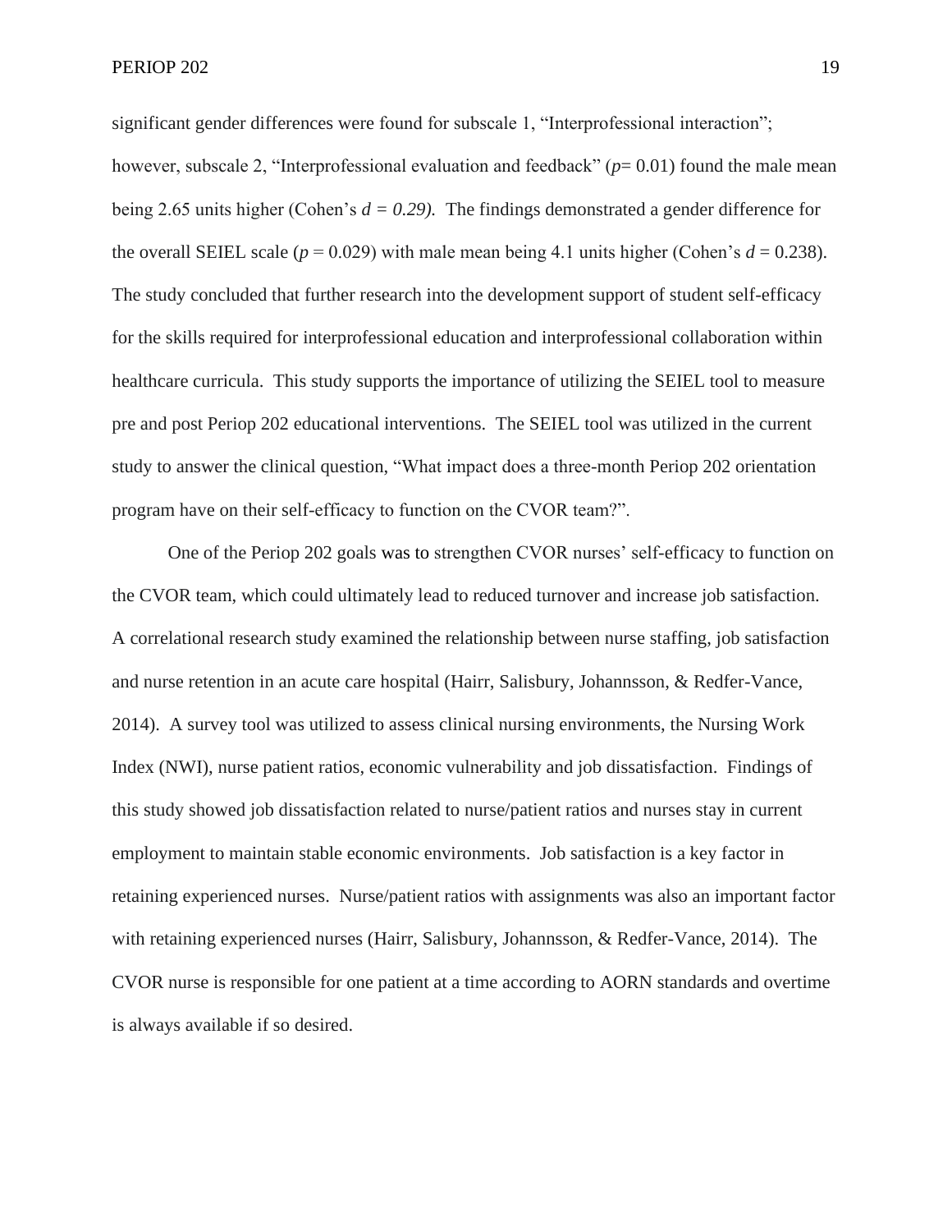significant gender differences were found for subscale 1, "Interprofessional interaction"; however, subscale 2, "Interprofessional evaluation and feedback" ($p$= 0.01) found the male mean being 2.65 units higher (Cohen's $d = 0.29$). The findings demonstrated a gender difference for the overall SEIEL scale ($p$ = 0.029) with male mean being 4.1 units higher (Cohen's $d$ = 0.238). The study concluded that further research into the development support of student self-efficacy for the skills required for interprofessional education and interprofessional collaboration within healthcare curricula. This study supports the importance of utilizing the SEIEL tool to measure pre and post Periop 202 educational interventions. The SEIEL tool was utilized in the current study to answer the clinical question, "What impact does a three-month Periop 202 orientation program have on their self-efficacy to function on the CVOR team?".

One of the Periop 202 goals was to strengthen CVOR nurses' self-efficacy to function on the CVOR team, which could ultimately lead to reduced turnover and increase job satisfaction. A correlational research study examined the relationship between nurse staffing, job satisfaction and nurse retention in an acute care hospital (Hairr, Salisbury, Johannsson, & Redfer-Vance, 2014). A survey tool was utilized to assess clinical nursing environments, the Nursing Work Index (NWI), nurse patient ratios, economic vulnerability and job dissatisfaction. Findings of this study showed job dissatisfaction related to nurse/patient ratios and nurses stay in current employment to maintain stable economic environments. Job satisfaction is a key factor in retaining experienced nurses. Nurse/patient ratios with assignments was also an important factor with retaining experienced nurses (Hairr, Salisbury, Johannsson, & Redfer-Vance, 2014). The CVOR nurse is responsible for one patient at a time according to AORN standards and overtime is always available if so desired.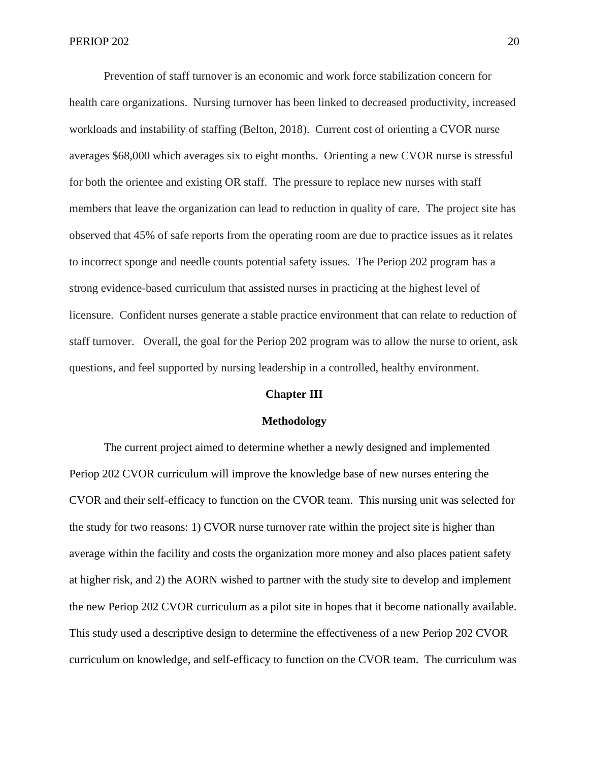Prevention of staff turnover is an economic and work force stabilization concern for health care organizations. Nursing turnover has been linked to decreased productivity, increased workloads and instability of staffing (Belton, 2018). Current cost of orienting a CVOR nurse averages $68,000 which averages six to eight months. Orienting a new CVOR nurse is stressful for both the orientee and existing OR staff. The pressure to replace new nurses with staff members that leave the organization can lead to reduction in quality of care. The project site has observed that 45% of safe reports from the operating room are due to practice issues as it relates to incorrect sponge and needle counts potential safety issues. The Periop 202 program has a strong evidence-based curriculum that assisted nurses in practicing at the highest level of licensure. Confident nurses generate a stable practice environment that can relate to reduction of staff turnover. Overall, the goal for the Periop 202 program was to allow the nurse to orient, ask questions, and feel supported by nursing leadership in a controlled, healthy environment.

# Chapter III

## Methodology

The current project aimed to determine whether a newly designed and implemented Periop 202 CVOR curriculum will improve the knowledge base of new nurses entering the CVOR and their self-efficacy to function on the CVOR team. This nursing unit was selected for the study for two reasons: 1) CVOR nurse turnover rate within the project site is higher than average within the facility and costs the organization more money and also places patient safety at higher risk, and 2) the AORN wished to partner with the study site to develop and implement the new Periop 202 CVOR curriculum as a pilot site in hopes that it become nationally available. This study used a descriptive design to determine the effectiveness of a new Periop 202 CVOR curriculum on knowledge, and self-efficacy to function on the CVOR team. The curriculum was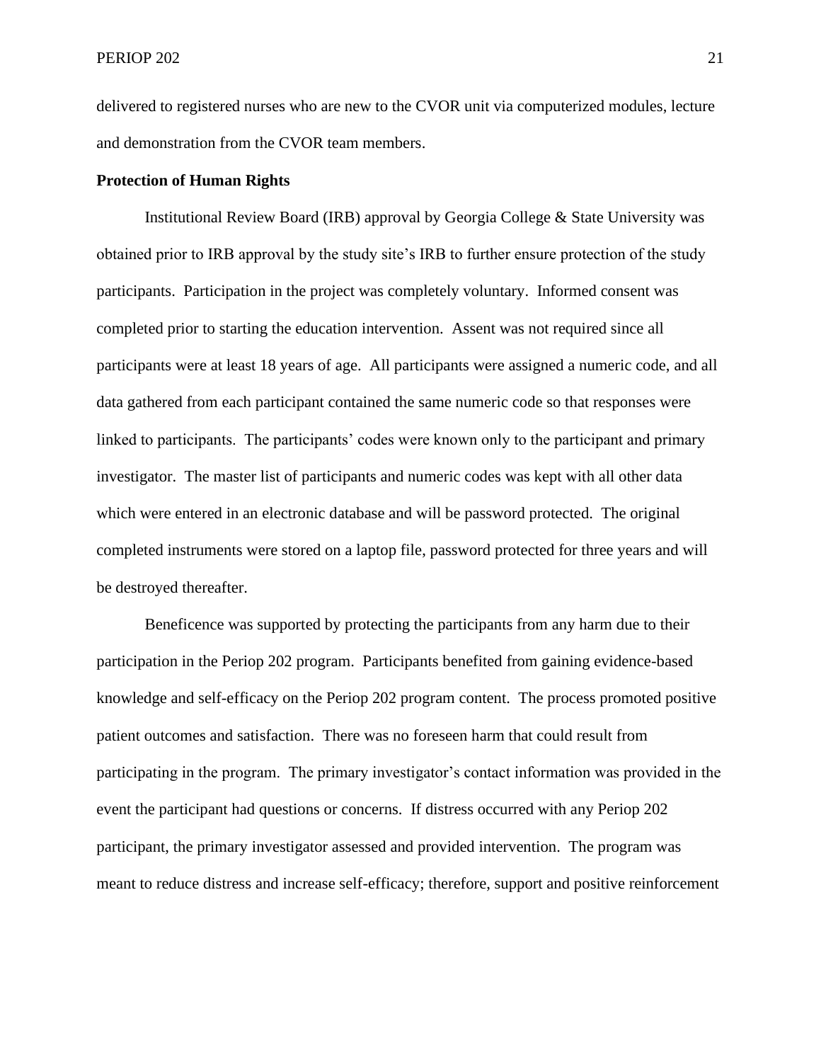delivered to registered nurses who are new to the CVOR unit via computerized modules, lecture and demonstration from the CVOR team members.

**Protection of Human Rights**

Institutional Review Board (IRB) approval by Georgia College & State University was obtained prior to IRB approval by the study site's IRB to further ensure protection of the study participants. Participation in the project was completely voluntary. Informed consent was completed prior to starting the education intervention. Assent was not required since all participants were at least 18 years of age. All participants were assigned a numeric code, and all data gathered from each participant contained the same numeric code so that responses were linked to participants. The participants' codes were known only to the participant and primary investigator. The master list of participants and numeric codes was kept with all other data which were entered in an electronic database and will be password protected. The original completed instruments were stored on a laptop file, password protected for three years and will be destroyed thereafter.

Beneficence was supported by protecting the participants from any harm due to their participation in the Periop 202 program. Participants benefited from gaining evidence-based knowledge and self-efficacy on the Periop 202 program content. The process promoted positive patient outcomes and satisfaction. There was no foreseen harm that could result from participating in the program. The primary investigator's contact information was provided in the event the participant had questions or concerns. If distress occurred with any Periop 202 participant, the primary investigator assessed and provided intervention. The program was meant to reduce distress and increase self-efficacy; therefore, support and positive reinforcement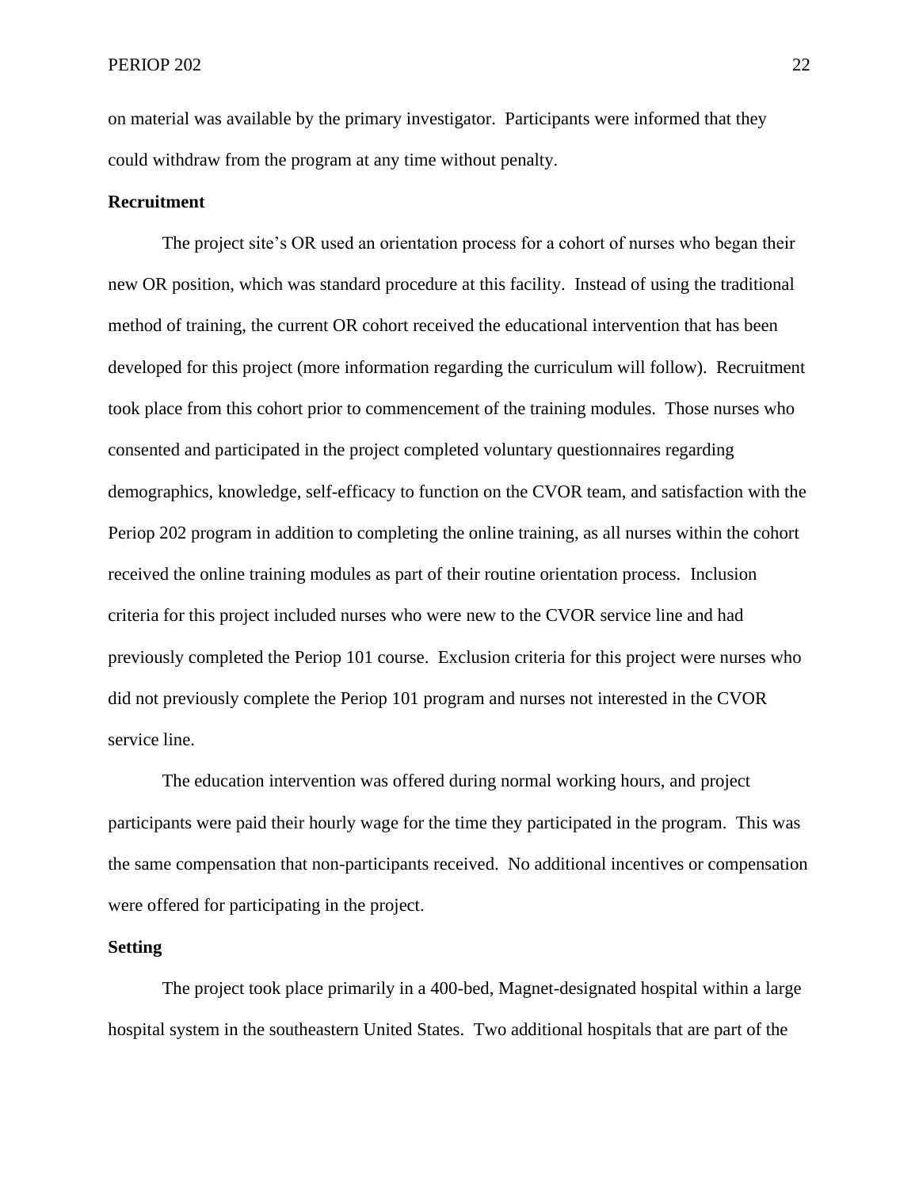on material was available by the primary investigator. Participants were informed that they could withdraw from the program at any time without penalty.

**Recruitment**

The project site's OR used an orientation process for a cohort of nurses who began their new OR position, which was standard procedure at this facility. Instead of using the traditional method of training, the current OR cohort received the educational intervention that has been developed for this project (more information regarding the curriculum will follow). Recruitment took place from this cohort prior to commencement of the training modules. Those nurses who consented and participated in the project completed voluntary questionnaires regarding demographics, knowledge, self-efficacy to function on the CVOR team, and satisfaction with the Periop 202 program in addition to completing the online training, as all nurses within the cohort received the online training modules as part of their routine orientation process. Inclusion criteria for this project included nurses who were new to the CVOR service line and had previously completed the Periop 101 course. Exclusion criteria for this project were nurses who did not previously complete the Periop 101 program and nurses not interested in the CVOR service line.

The education intervention was offered during normal working hours, and project participants were paid their hourly wage for the time they participated in the program. This was the same compensation that non-participants received. No additional incentives or compensation were offered for participating in the project.

**Setting**

The project took place primarily in a 400-bed, Magnet-designated hospital within a large hospital system in the southeastern United States. Two additional hospitals that are part of the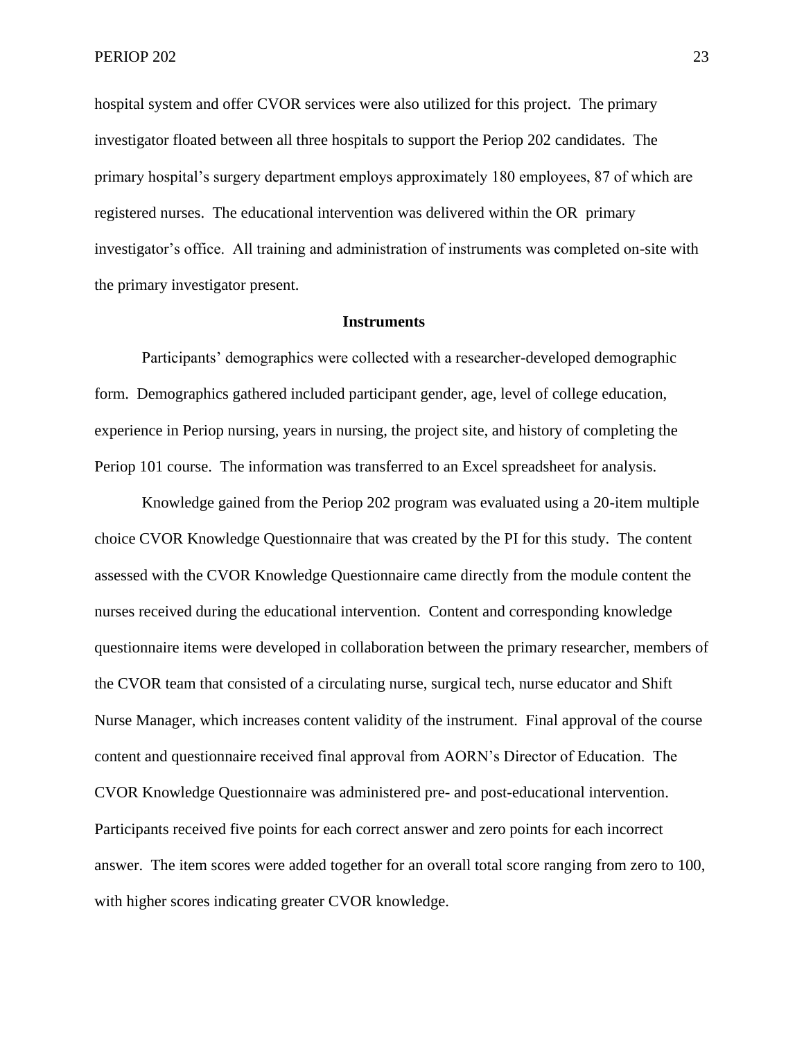hospital system and offer CVOR services were also utilized for this project. The primary investigator floated between all three hospitals to support the Periop 202 candidates. The primary hospital's surgery department employs approximately 180 employees, 87 of which are registered nurses. The educational intervention was delivered within the OR primary investigator's office. All training and administration of instruments was completed on-site with the primary investigator present.

## Instruments

Participants' demographics were collected with a researcher-developed demographic form. Demographics gathered included participant gender, age, level of college education, experience in Periop nursing, years in nursing, the project site, and history of completing the Periop 101 course. The information was transferred to an Excel spreadsheet for analysis.

Knowledge gained from the Periop 202 program was evaluated using a 20-item multiple choice CVOR Knowledge Questionnaire that was created by the PI for this study. The content assessed with the CVOR Knowledge Questionnaire came directly from the module content the nurses received during the educational intervention. Content and corresponding knowledge questionnaire items were developed in collaboration between the primary researcher, members of the CVOR team that consisted of a circulating nurse, surgical tech, nurse educator and Shift Nurse Manager, which increases content validity of the instrument. Final approval of the course content and questionnaire received final approval from AORN's Director of Education. The CVOR Knowledge Questionnaire was administered pre- and post-educational intervention. Participants received five points for each correct answer and zero points for each incorrect answer. The item scores were added together for an overall total score ranging from zero to 100, with higher scores indicating greater CVOR knowledge.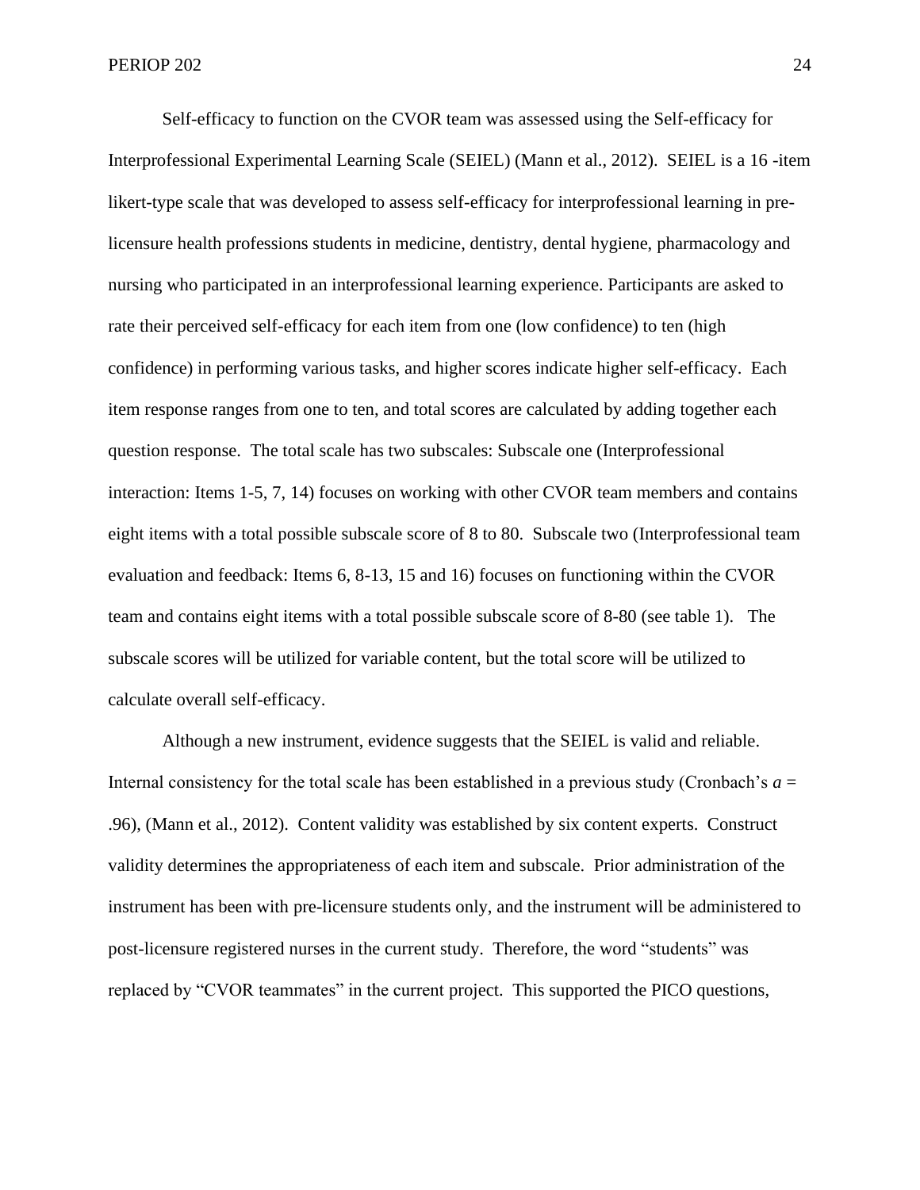Self-efficacy to function on the CVOR team was assessed using the Self-efficacy for Interprofessional Experimental Learning Scale (SEIEL) (Mann et al., 2012). SEIEL is a 16 -item likert-type scale that was developed to assess self-efficacy for interprofessional learning in pre-licensure health professions students in medicine, dentistry, dental hygiene, pharmacology and nursing who participated in an interprofessional learning experience. Participants are asked to rate their perceived self-efficacy for each item from one (low confidence) to ten (high confidence) in performing various tasks, and higher scores indicate higher self-efficacy. Each item response ranges from one to ten, and total scores are calculated by adding together each question response. The total scale has two subscales: Subscale one (Interprofessional interaction: Items 1-5, 7, 14) focuses on working with other CVOR team members and contains eight items with a total possible subscale score of 8 to 80. Subscale two (Interprofessional team evaluation and feedback: Items 6, 8-13, 15 and 16) focuses on functioning within the CVOR team and contains eight items with a total possible subscale score of 8-80 (see table 1). The subscale scores will be utilized for variable content, but the total score will be utilized to calculate overall self-efficacy.

Although a new instrument, evidence suggests that the SEIEL is valid and reliable. Internal consistency for the total scale has been established in a previous study (Cronbach's $a$ = .96), (Mann et al., 2012). Content validity was established by six content experts. Construct validity determines the appropriateness of each item and subscale. Prior administration of the instrument has been with pre-licensure students only, and the instrument will be administered to post-licensure registered nurses in the current study. Therefore, the word "students" was replaced by "CVOR teammates" in the current project. This supported the PICO questions,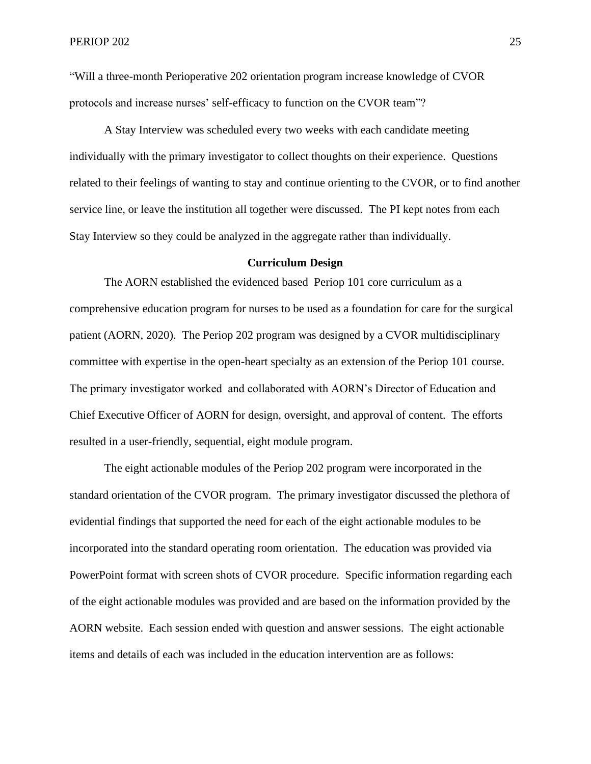"Will a three-month Perioperative 202 orientation program increase knowledge of CVOR protocols and increase nurses' self-efficacy to function on the CVOR team"?

A Stay Interview was scheduled every two weeks with each candidate meeting individually with the primary investigator to collect thoughts on their experience. Questions related to their feelings of wanting to stay and continue orienting to the CVOR, or to find another service line, or leave the institution all together were discussed. The PI kept notes from each Stay Interview so they could be analyzed in the aggregate rather than individually.

### Curriculum Design

The AORN established the evidenced based Periop 101 core curriculum as a comprehensive education program for nurses to be used as a foundation for care for the surgical patient (AORN, 2020). The Periop 202 program was designed by a CVOR multidisciplinary committee with expertise in the open-heart specialty as an extension of the Periop 101 course. The primary investigator worked and collaborated with AORN's Director of Education and Chief Executive Officer of AORN for design, oversight, and approval of content. The efforts resulted in a user-friendly, sequential, eight module program.

The eight actionable modules of the Periop 202 program were incorporated in the standard orientation of the CVOR program. The primary investigator discussed the plethora of evidential findings that supported the need for each of the eight actionable modules to be incorporated into the standard operating room orientation. The education was provided via PowerPoint format with screen shots of CVOR procedure. Specific information regarding each of the eight actionable modules was provided and are based on the information provided by the AORN website. Each session ended with question and answer sessions. The eight actionable items and details of each was included in the education intervention are as follows: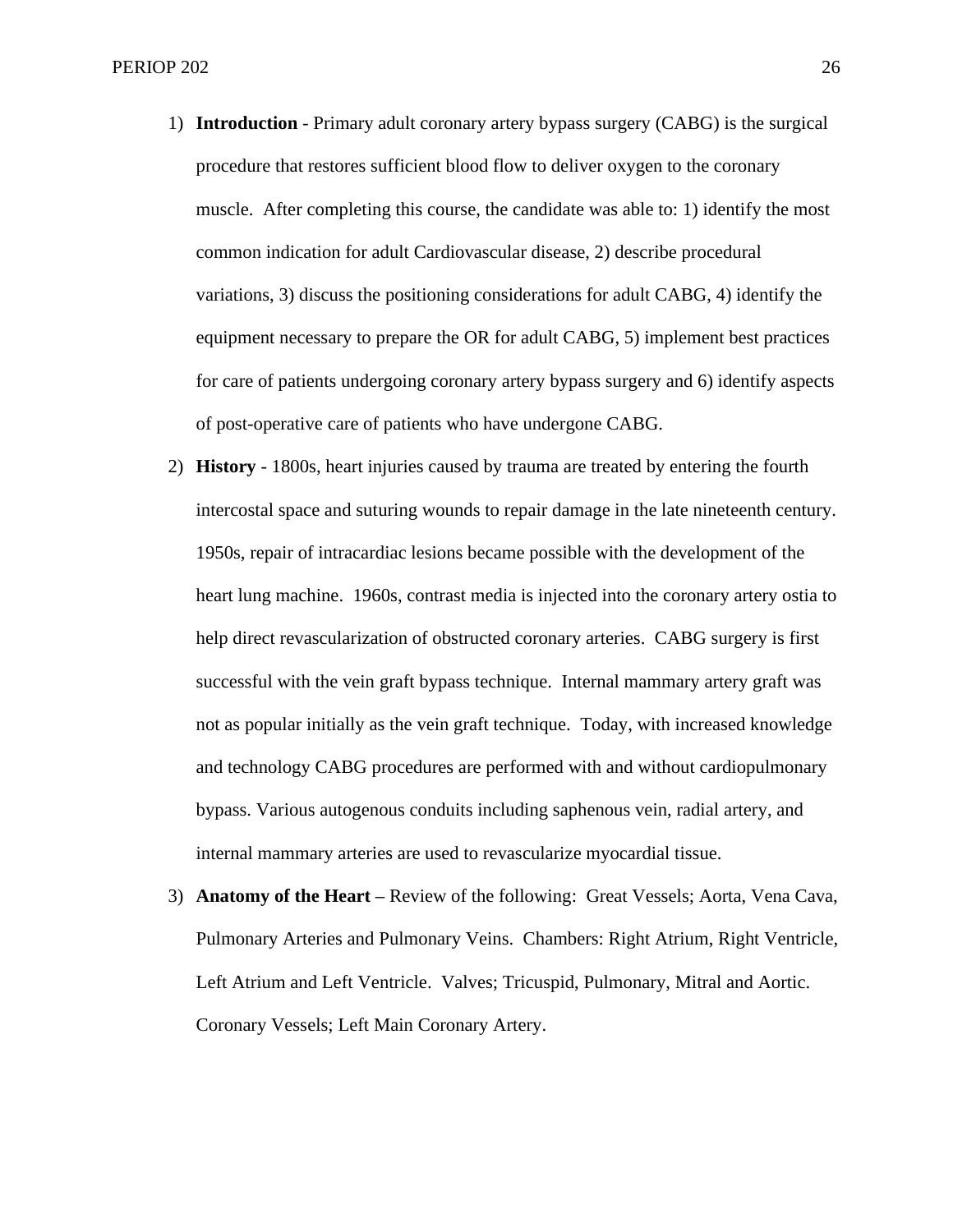1) **Introduction** - Primary adult coronary artery bypass surgery (CABG) is the surgical procedure that restores sufficient blood flow to deliver oxygen to the coronary muscle. After completing this course, the candidate was able to: 1) identify the most common indication for adult Cardiovascular disease, 2) describe procedural variations, 3) discuss the positioning considerations for adult CABG, 4) identify the equipment necessary to prepare the OR for adult CABG, 5) implement best practices for care of patients undergoing coronary artery bypass surgery and 6) identify aspects of post-operative care of patients who have undergone CABG.

2) **History** - 1800s, heart injuries caused by trauma are treated by entering the fourth intercostal space and suturing wounds to repair damage in the late nineteenth century. 1950s, repair of intracardiac lesions became possible with the development of the heart lung machine. 1960s, contrast media is injected into the coronary artery ostia to help direct revascularization of obstructed coronary arteries. CABG surgery is first successful with the vein graft bypass technique. Internal mammary artery graft was not as popular initially as the vein graft technique. Today, with increased knowledge and technology CABG procedures are performed with and without cardiopulmonary bypass. Various autogenous conduits including saphenous vein, radial artery, and internal mammary arteries are used to revascularize myocardial tissue.

3) **Anatomy of the Heart** – Review of the following: Great Vessels; Aorta, Vena Cava, Pulmonary Arteries and Pulmonary Veins. Chambers: Right Atrium, Right Ventricle, Left Atrium and Left Ventricle. Valves; Tricuspid, Pulmonary, Mitral and Aortic. Coronary Vessels; Left Main Coronary Artery.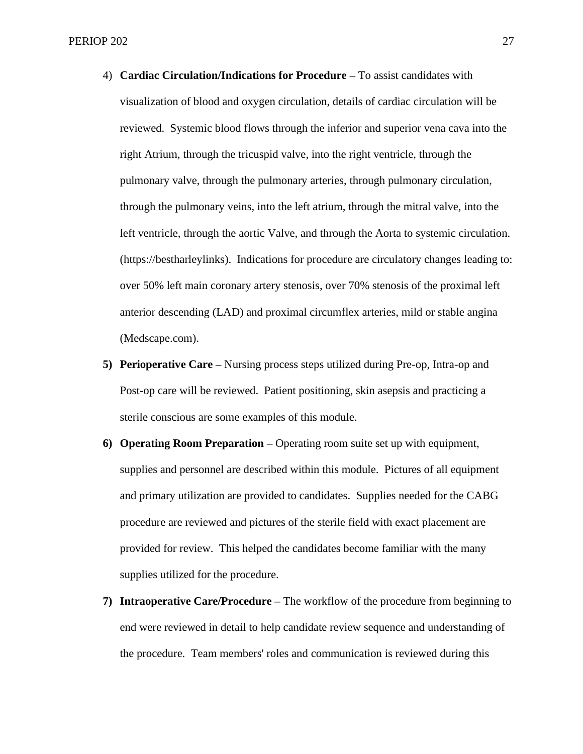4) **Cardiac Circulation/Indications for Procedure –** To assist candidates with visualization of blood and oxygen circulation, details of cardiac circulation will be reviewed. Systemic blood flows through the inferior and superior vena cava into the right Atrium, through the tricuspid valve, into the right ventricle, through the pulmonary valve, through the pulmonary arteries, through pulmonary circulation, through the pulmonary veins, into the left atrium, through the mitral valve, into the left ventricle, through the aortic Valve, and through the Aorta to systemic circulation. (https://bestharleylinks). Indications for procedure are circulatory changes leading to: over 50% left main coronary artery stenosis, over 70% stenosis of the proximal left anterior descending (LAD) and proximal circumflex arteries, mild or stable angina (Medscape.com).

5) **Perioperative Care –** Nursing process steps utilized during Pre-op, Intra-op and Post-op care will be reviewed. Patient positioning, skin asepsis and practicing a sterile conscious are some examples of this module.

6) **Operating Room Preparation –** Operating room suite set up with equipment, supplies and personnel are described within this module. Pictures of all equipment and primary utilization are provided to candidates. Supplies needed for the CABG procedure are reviewed and pictures of the sterile field with exact placement are provided for review. This helped the candidates become familiar with the many supplies utilized for the procedure.

7) **Intraoperative Care/Procedure –** The workflow of the procedure from beginning to end were reviewed in detail to help candidate review sequence and understanding of the procedure. Team members' roles and communication is reviewed during this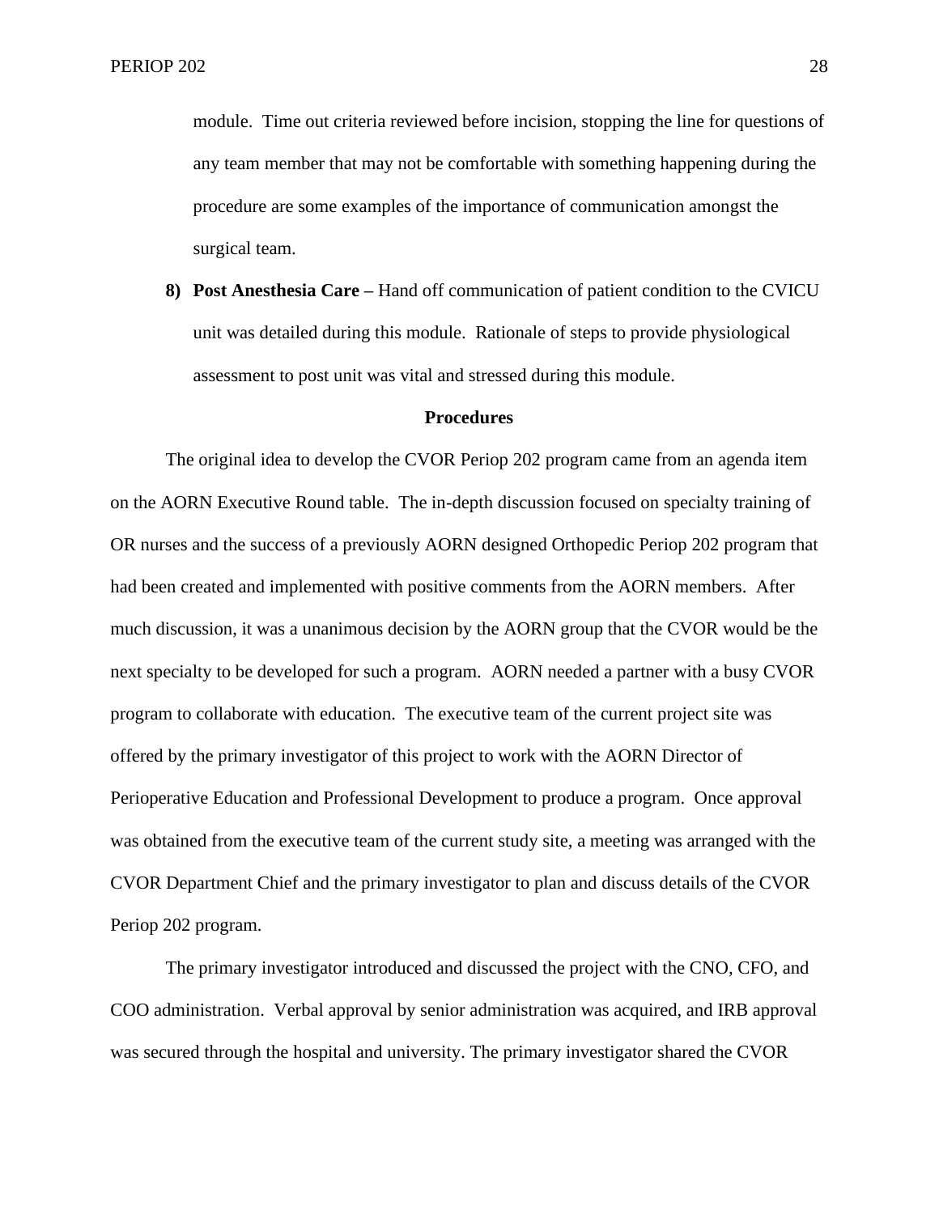module. Time out criteria reviewed before incision, stopping the line for questions of any team member that may not be comfortable with something happening during the procedure are some examples of the importance of communication amongst the surgical team.

8) **Post Anesthesia Care –** Hand off communication of patient condition to the CVICU unit was detailed during this module. Rationale of steps to provide physiological assessment to post unit was vital and stressed during this module.

### Procedures

The original idea to develop the CVOR Periop 202 program came from an agenda item on the AORN Executive Round table. The in-depth discussion focused on specialty training of OR nurses and the success of a previously AORN designed Orthopedic Periop 202 program that had been created and implemented with positive comments from the AORN members. After much discussion, it was a unanimous decision by the AORN group that the CVOR would be the next specialty to be developed for such a program. AORN needed a partner with a busy CVOR program to collaborate with education. The executive team of the current project site was offered by the primary investigator of this project to work with the AORN Director of Perioperative Education and Professional Development to produce a program. Once approval was obtained from the executive team of the current study site, a meeting was arranged with the CVOR Department Chief and the primary investigator to plan and discuss details of the CVOR Periop 202 program.

The primary investigator introduced and discussed the project with the CNO, CFO, and COO administration. Verbal approval by senior administration was acquired, and IRB approval was secured through the hospital and university. The primary investigator shared the CVOR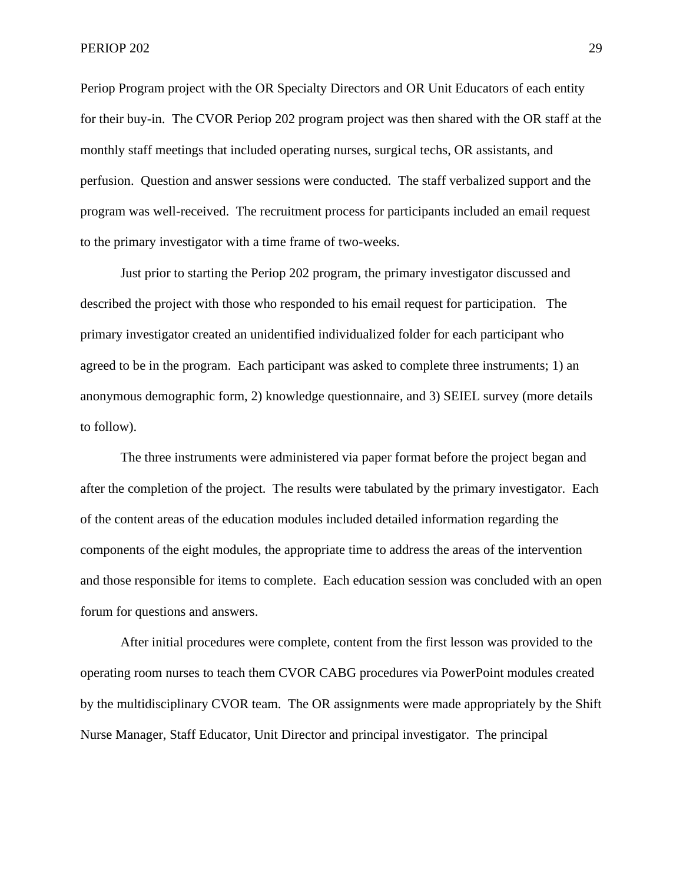Periop Program project with the OR Specialty Directors and OR Unit Educators of each entity for their buy-in. The CVOR Periop 202 program project was then shared with the OR staff at the monthly staff meetings that included operating nurses, surgical techs, OR assistants, and perfusion. Question and answer sessions were conducted. The staff verbalized support and the program was well-received. The recruitment process for participants included an email request to the primary investigator with a time frame of two-weeks.

Just prior to starting the Periop 202 program, the primary investigator discussed and described the project with those who responded to his email request for participation. The primary investigator created an unidentified individualized folder for each participant who agreed to be in the program. Each participant was asked to complete three instruments; 1) an anonymous demographic form, 2) knowledge questionnaire, and 3) SEIEL survey (more details to follow).

The three instruments were administered via paper format before the project began and after the completion of the project. The results were tabulated by the primary investigator. Each of the content areas of the education modules included detailed information regarding the components of the eight modules, the appropriate time to address the areas of the intervention and those responsible for items to complete. Each education session was concluded with an open forum for questions and answers.

After initial procedures were complete, content from the first lesson was provided to the operating room nurses to teach them CVOR CABG procedures via PowerPoint modules created by the multidisciplinary CVOR team. The OR assignments were made appropriately by the Shift Nurse Manager, Staff Educator, Unit Director and principal investigator. The principal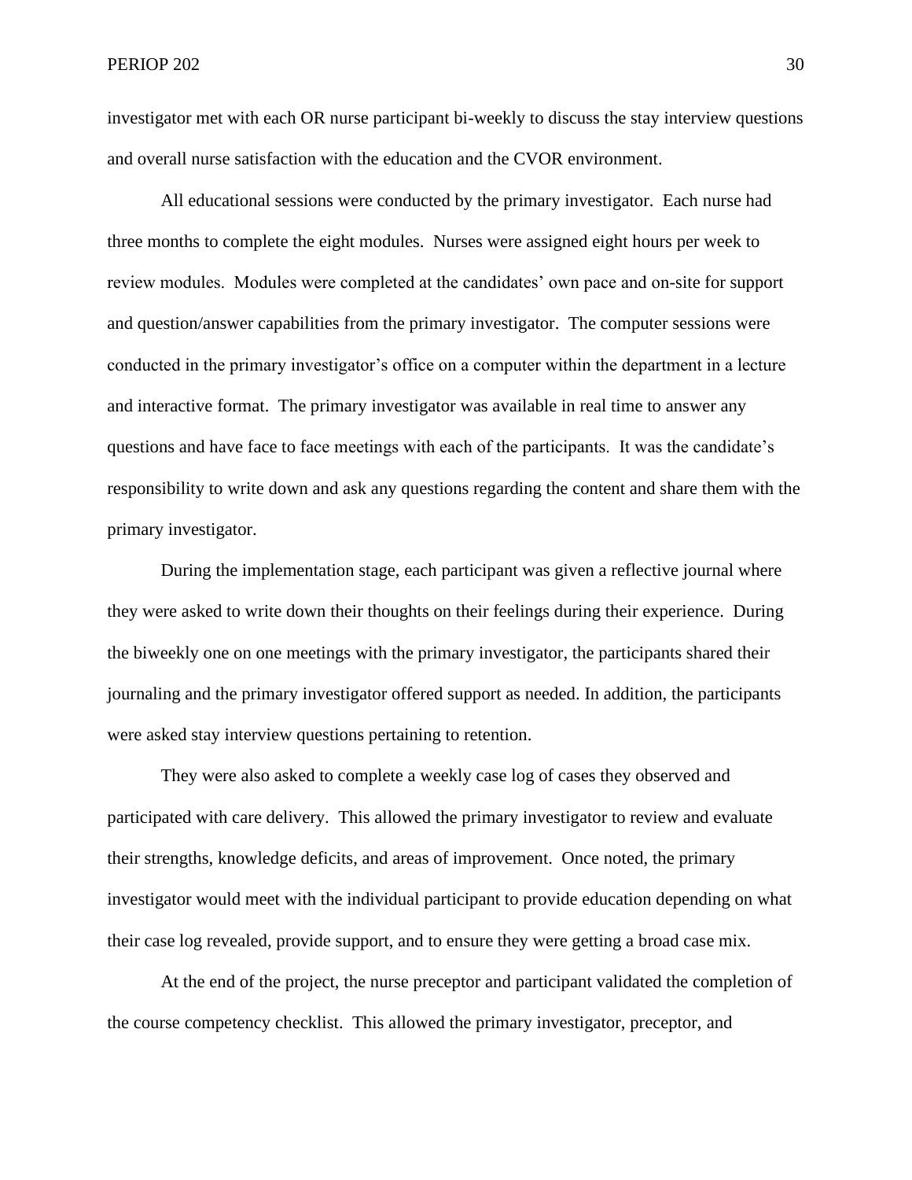investigator met with each OR nurse participant bi-weekly to discuss the stay interview questions and overall nurse satisfaction with the education and the CVOR environment.

All educational sessions were conducted by the primary investigator. Each nurse had three months to complete the eight modules. Nurses were assigned eight hours per week to review modules. Modules were completed at the candidates' own pace and on-site for support and question/answer capabilities from the primary investigator. The computer sessions were conducted in the primary investigator's office on a computer within the department in a lecture and interactive format. The primary investigator was available in real time to answer any questions and have face to face meetings with each of the participants. It was the candidate's responsibility to write down and ask any questions regarding the content and share them with the primary investigator.

During the implementation stage, each participant was given a reflective journal where they were asked to write down their thoughts on their feelings during their experience. During the biweekly one on one meetings with the primary investigator, the participants shared their journaling and the primary investigator offered support as needed. In addition, the participants were asked stay interview questions pertaining to retention.

They were also asked to complete a weekly case log of cases they observed and participated with care delivery. This allowed the primary investigator to review and evaluate their strengths, knowledge deficits, and areas of improvement. Once noted, the primary investigator would meet with the individual participant to provide education depending on what their case log revealed, provide support, and to ensure they were getting a broad case mix.

At the end of the project, the nurse preceptor and participant validated the completion of the course competency checklist. This allowed the primary investigator, preceptor, and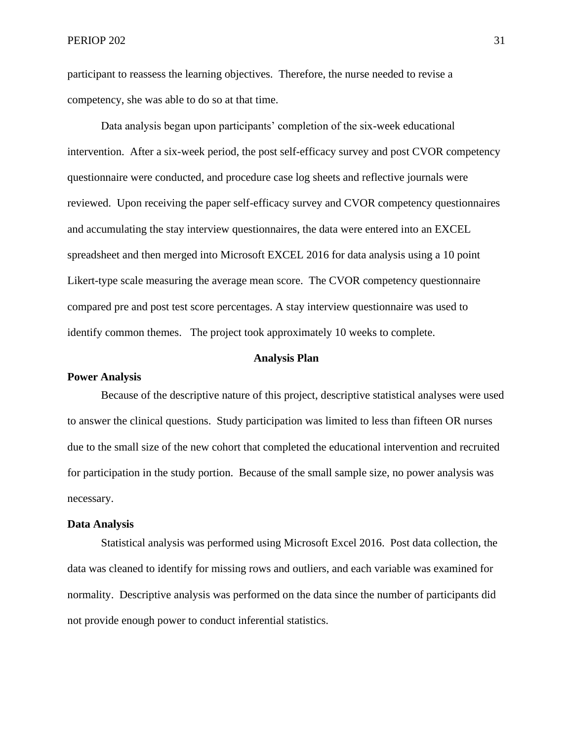participant to reassess the learning objectives.  Therefore, the nurse needed to revise a competency, she was able to do so at that time.

Data analysis began upon participants' completion of the six-week educational intervention.  After a six-week period, the post self-efficacy survey and post CVOR competency questionnaire were conducted, and procedure case log sheets and reflective journals were reviewed.  Upon receiving the paper self-efficacy survey and CVOR competency questionnaires and accumulating the stay interview questionnaires, the data were entered into an EXCEL spreadsheet and then merged into Microsoft EXCEL 2016 for data analysis using a 10 point Likert-type scale measuring the average mean score.  The CVOR competency questionnaire compared pre and post test score percentages. A stay interview questionnaire was used to identify common themes.   The project took approximately 10 weeks to complete.

## Analysis Plan

### Power Analysis

Because of the descriptive nature of this project, descriptive statistical analyses were used to answer the clinical questions.  Study participation was limited to less than fifteen OR nurses due to the small size of the new cohort that completed the educational intervention and recruited for participation in the study portion.  Because of the small sample size, no power analysis was necessary.

### Data Analysis

Statistical analysis was performed using Microsoft Excel 2016.  Post data collection, the data was cleaned to identify for missing rows and outliers, and each variable was examined for normality.  Descriptive analysis was performed on the data since the number of participants did not provide enough power to conduct inferential statistics.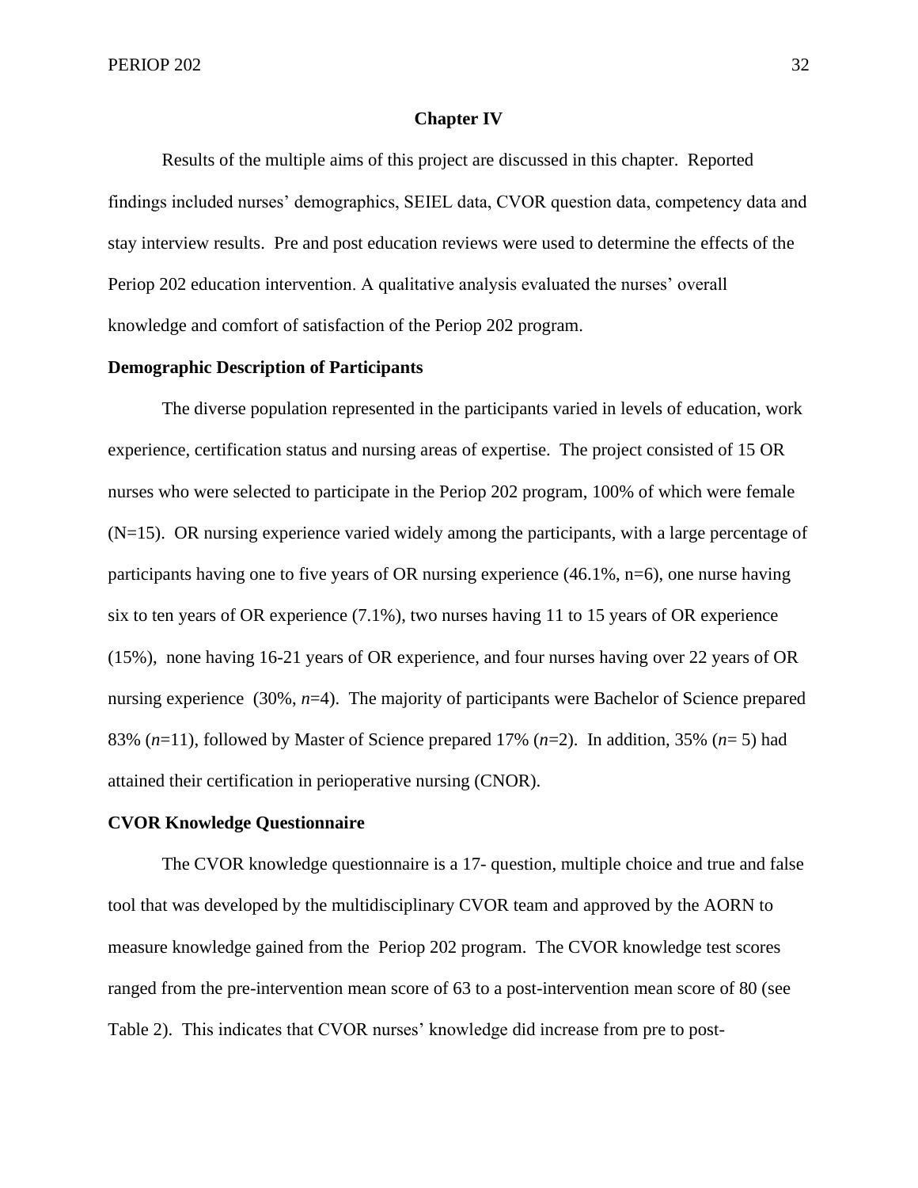# Chapter IV

Results of the multiple aims of this project are discussed in this chapter. Reported findings included nurses' demographics, SEIEL data, CVOR question data, competency data and stay interview results. Pre and post education reviews were used to determine the effects of the Periop 202 education intervention. A qualitative analysis evaluated the nurses' overall knowledge and comfort of satisfaction of the Periop 202 program.

## Demographic Description of Participants

The diverse population represented in the participants varied in levels of education, work experience, certification status and nursing areas of expertise. The project consisted of 15 OR nurses who were selected to participate in the Periop 202 program, 100% of which were female (N=15). OR nursing experience varied widely among the participants, with a large percentage of participants having one to five years of OR nursing experience (46.1%, n=6), one nurse having six to ten years of OR experience (7.1%), two nurses having 11 to 15 years of OR experience (15%), none having 16-21 years of OR experience, and four nurses having over 22 years of OR nursing experience (30%, *n*=4). The majority of participants were Bachelor of Science prepared 83% (*n*=11), followed by Master of Science prepared 17% (*n*=2). In addition, 35% (*n*= 5) had attained their certification in perioperative nursing (CNOR).

## CVOR Knowledge Questionnaire

The CVOR knowledge questionnaire is a 17- question, multiple choice and true and false tool that was developed by the multidisciplinary CVOR team and approved by the AORN to measure knowledge gained from the Periop 202 program. The CVOR knowledge test scores ranged from the pre-intervention mean score of 63 to a post-intervention mean score of 80 (see Table 2). This indicates that CVOR nurses' knowledge did increase from pre to post-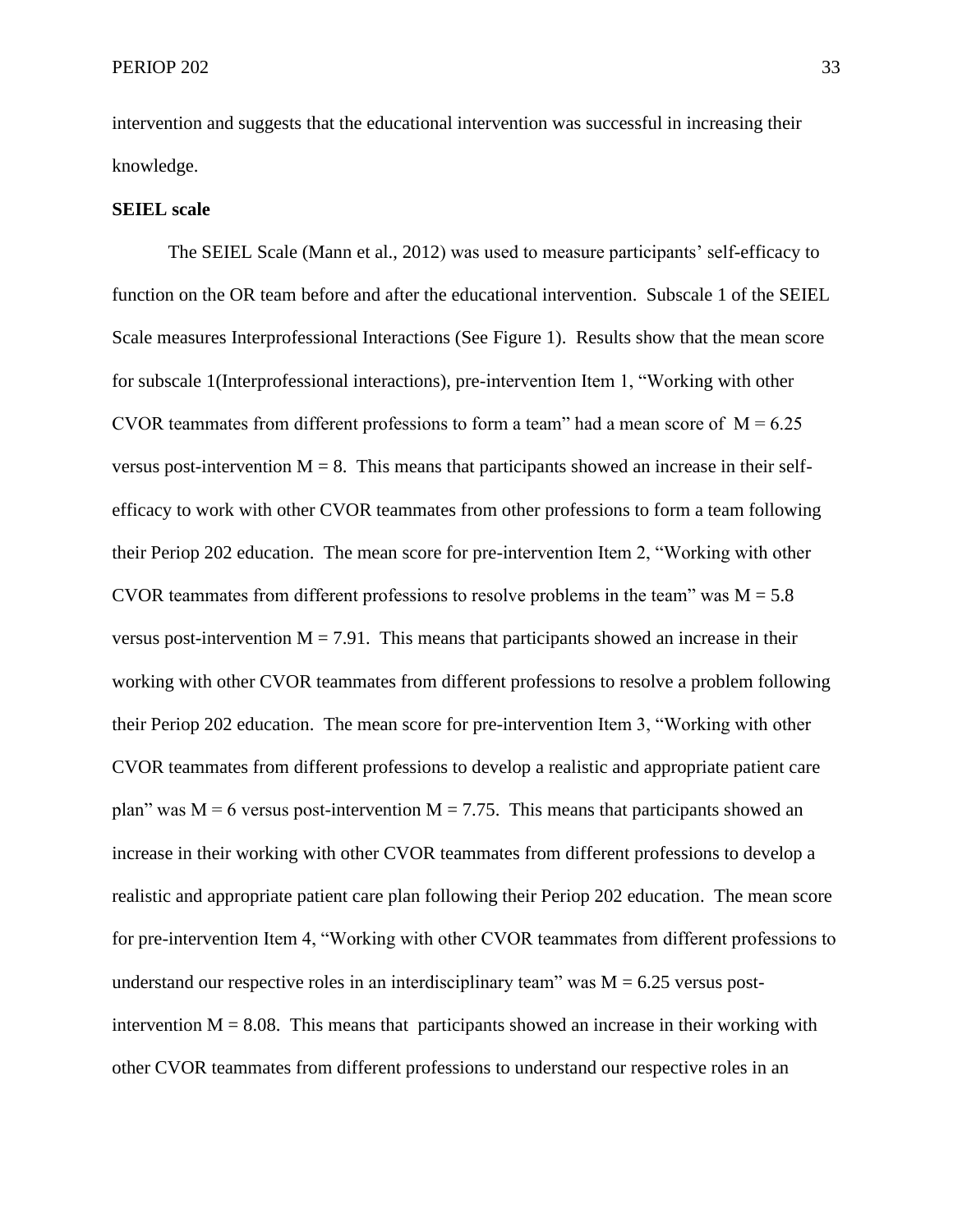intervention and suggests that the educational intervention was successful in increasing their knowledge.

**SEIEL scale**

The SEIEL Scale (Mann et al., 2012) was used to measure participants' self-efficacy to function on the OR team before and after the educational intervention. Subscale 1 of the SEIEL Scale measures Interprofessional Interactions (See Figure 1). Results show that the mean score for subscale 1(Interprofessional interactions), pre-intervention Item 1, "Working with other CVOR teammates from different professions to form a team" had a mean score of $M = 6.25$ versus post-intervention $M = 8$. This means that participants showed an increase in their self-efficacy to work with other CVOR teammates from other professions to form a team following their Periop 202 education. The mean score for pre-intervention Item 2, "Working with other CVOR teammates from different professions to resolve problems in the team" was $M = 5.8$ versus post-intervention $M = 7.91$. This means that participants showed an increase in their working with other CVOR teammates from different professions to resolve a problem following their Periop 202 education. The mean score for pre-intervention Item 3, "Working with other CVOR teammates from different professions to develop a realistic and appropriate patient care plan" was $M = 6$ versus post-intervention $M = 7.75$. This means that participants showed an increase in their working with other CVOR teammates from different professions to develop a realistic and appropriate patient care plan following their Periop 202 education. The mean score for pre-intervention Item 4, "Working with other CVOR teammates from different professions to understand our respective roles in an interdisciplinary team" was $M = 6.25$ versus post-intervention $M = 8.08$. This means that participants showed an increase in their working with other CVOR teammates from different professions to understand our respective roles in an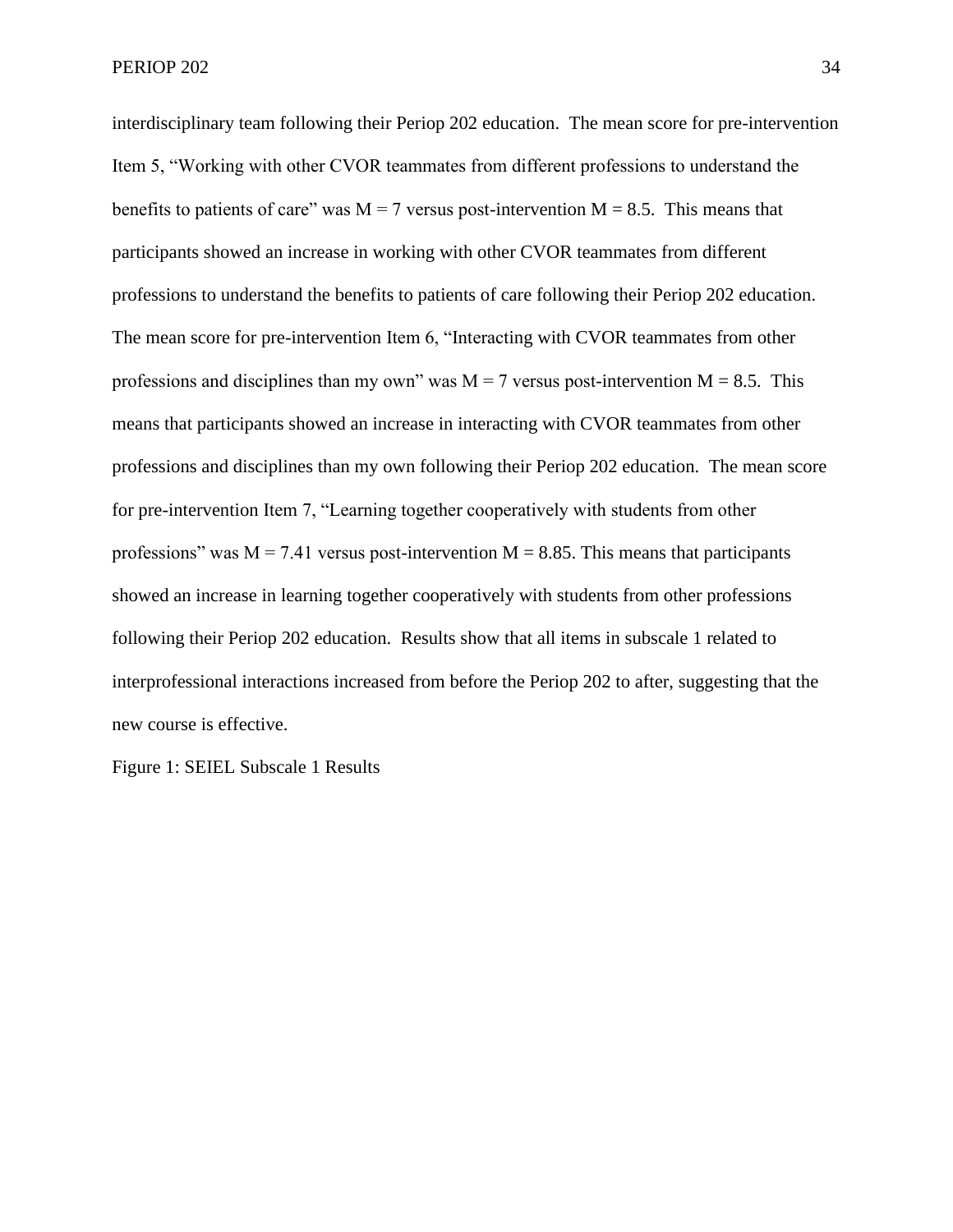interdisciplinary team following their Periop 202 education. The mean score for pre-intervention Item 5, "Working with other CVOR teammates from different professions to understand the benefits to patients of care" was $M = 7$ versus post-intervention $M = 8.5$. This means that participants showed an increase in working with other CVOR teammates from different professions to understand the benefits to patients of care following their Periop 202 education. The mean score for pre-intervention Item 6, "Interacting with CVOR teammates from other professions and disciplines than my own" was $M = 7$ versus post-intervention $M = 8.5$. This means that participants showed an increase in interacting with CVOR teammates from other professions and disciplines than my own following their Periop 202 education. The mean score for pre-intervention Item 7, "Learning together cooperatively with students from other professions" was $M = 7.41$ versus post-intervention $M = 8.85$. This means that participants showed an increase in learning together cooperatively with students from other professions following their Periop 202 education. Results show that all items in subscale 1 related to interprofessional interactions increased from before the Periop 202 to after, suggesting that the new course is effective.

Figure 1: SEIEL Subscale 1 Results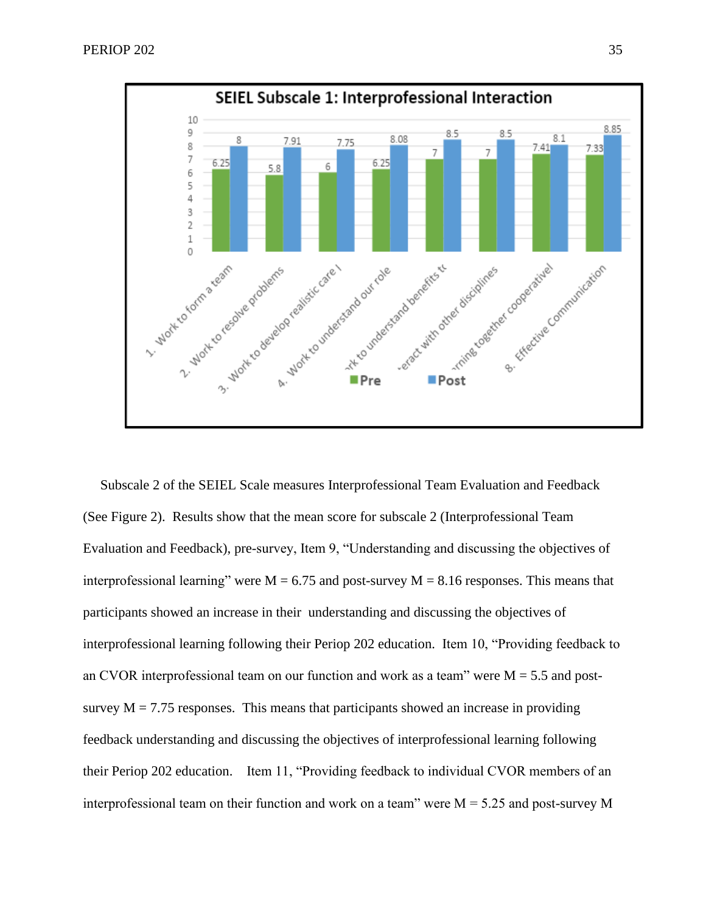Subscale 2 of the SEIEL Scale measures Interprofessional Team Evaluation and Feedback (See Figure 2). Results show that the mean score for subscale 2 (Interprofessional Team Evaluation and Feedback), pre-survey, Item 9, “Understanding and discussing the objectives of interprofessional learning” were M = 6.75 and post-survey M = 8.16 responses. This means that participants showed an increase in their understanding and discussing the objectives of interprofessional learning following their Periop 202 education. Item 10, “Providing feedback to an CVOR interprofessional team on our function and work as a team” were M = 5.5 and post-survey M = 7.75 responses. This means that participants showed an increase in providing feedback understanding and discussing the objectives of interprofessional learning following their Periop 202 education. Item 11, “Providing feedback to individual CVOR members of an interprofessional team on their function and work on a team” were M = 5.25 and post-survey M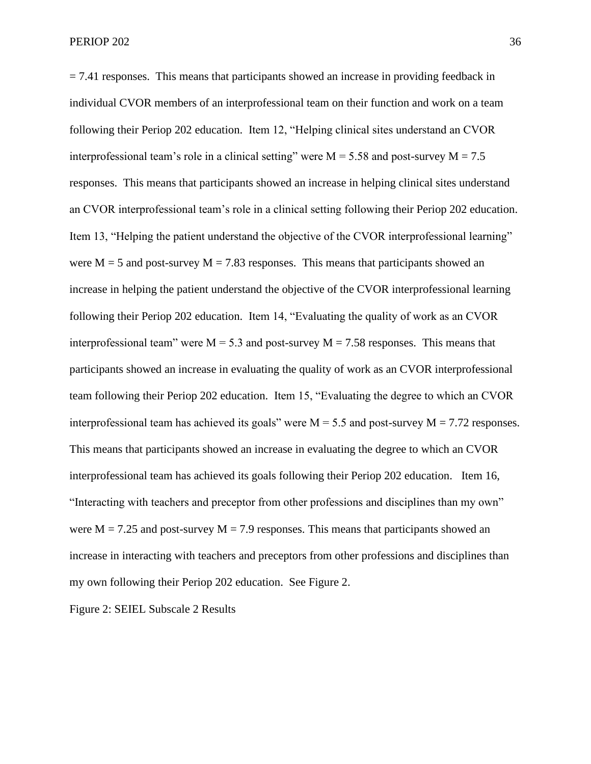= 7.41 responses. This means that participants showed an increase in providing feedback in individual CVOR members of an interprofessional team on their function and work on a team following their Periop 202 education. Item 12, "Helping clinical sites understand an CVOR interprofessional team's role in a clinical setting" were M = 5.58 and post-survey M = 7.5 responses. This means that participants showed an increase in helping clinical sites understand an CVOR interprofessional team's role in a clinical setting following their Periop 202 education. Item 13, "Helping the patient understand the objective of the CVOR interprofessional learning" were M = 5 and post-survey M = 7.83 responses. This means that participants showed an increase in helping the patient understand the objective of the CVOR interprofessional learning following their Periop 202 education. Item 14, "Evaluating the quality of work as an CVOR interprofessional team" were M = 5.3 and post-survey M = 7.58 responses. This means that participants showed an increase in evaluating the quality of work as an CVOR interprofessional team following their Periop 202 education. Item 15, "Evaluating the degree to which an CVOR interprofessional team has achieved its goals" were M = 5.5 and post-survey M = 7.72 responses. This means that participants showed an increase in evaluating the degree to which an CVOR interprofessional team has achieved its goals following their Periop 202 education. Item 16, "Interacting with teachers and preceptor from other professions and disciplines than my own" were M = 7.25 and post-survey M = 7.9 responses. This means that participants showed an increase in interacting with teachers and preceptors from other professions and disciplines than my own following their Periop 202 education. See Figure 2.

Figure 2: SEIEL Subscale 2 Results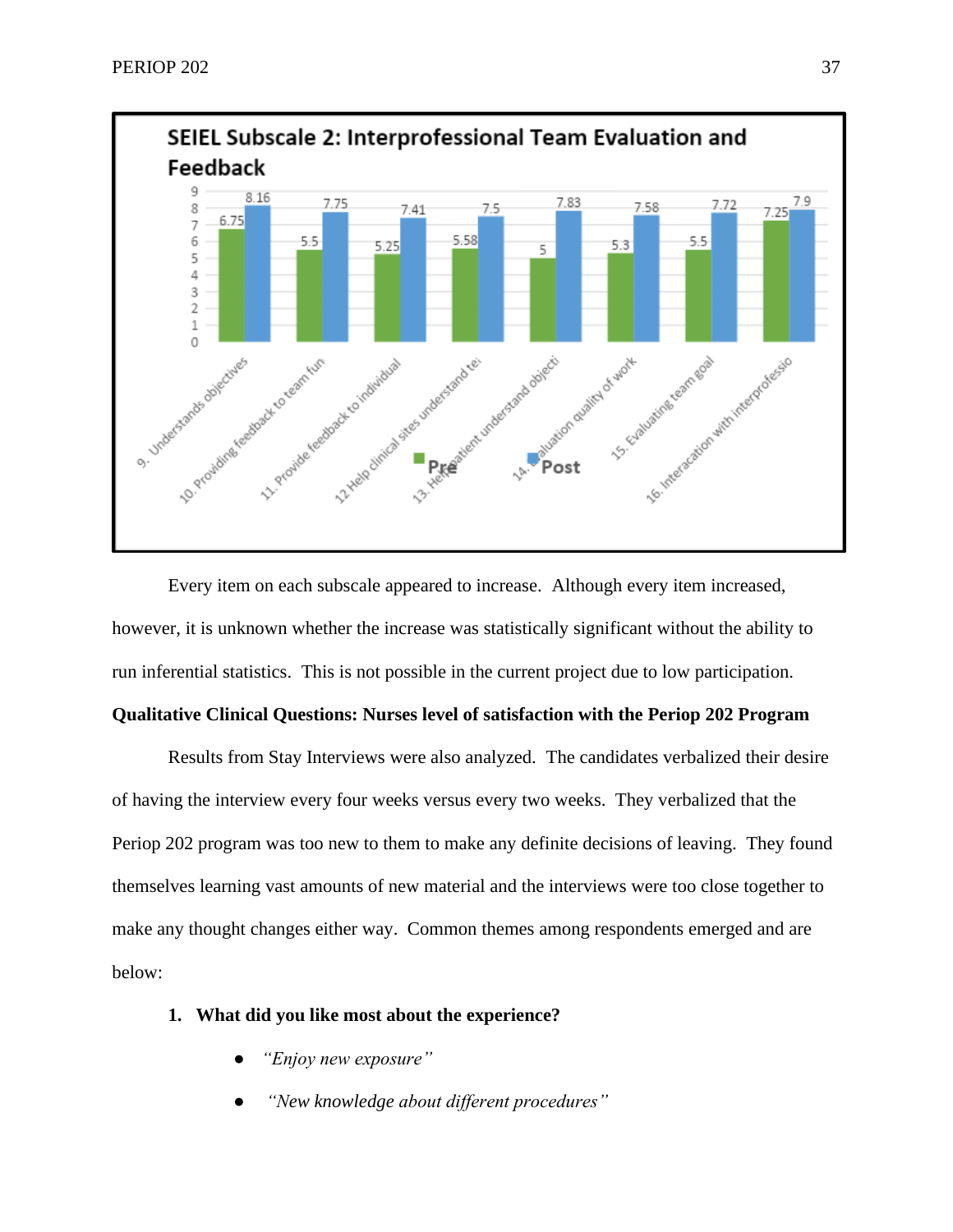**SEIEL Subscale 2: Interprofessional Team Evaluation and Feedback**

| Item | Pre | Post |
|---|---|---|
| 9. Understands objectives | 6.75 | 8.16 |
| 10. Providing feedback to team fun | 5.5 | 7.75 |
| 11. Provide feedback to individual | 5.25 | 7.41 |
| 12 Help clinical sites understand te | 5.58 | 7.5 |
| 13. Help patient understand objecti | 5 | 7.83 |
| 14. Evaluation quality of work | 5.3 | 7.58 |
| 15. Evaluating team goal | 5.5 | 7.72 |
| 16. Interacation with interprofessio | 7.25 | 7.9 |

Every item on each subscale appeared to increase. Although every item increased, however, it is unknown whether the increase was statistically significant without the ability to run inferential statistics. This is not possible in the current project due to low participation.

**Qualitative Clinical Questions: Nurses level of satisfaction with the Periop 202 Program**

Results from Stay Interviews were also analyzed. The candidates verbalized their desire of having the interview every four weeks versus every two weeks. They verbalized that the Periop 202 program was too new to them to make any definite decisions of leaving. They found themselves learning vast amounts of new material and the interviews were too close together to make any thought changes either way. Common themes among respondents emerged and are below:

1. **What did you like most about the experience?**
   - *"Enjoy new exposure"*
   - *"New knowledge about different procedures"*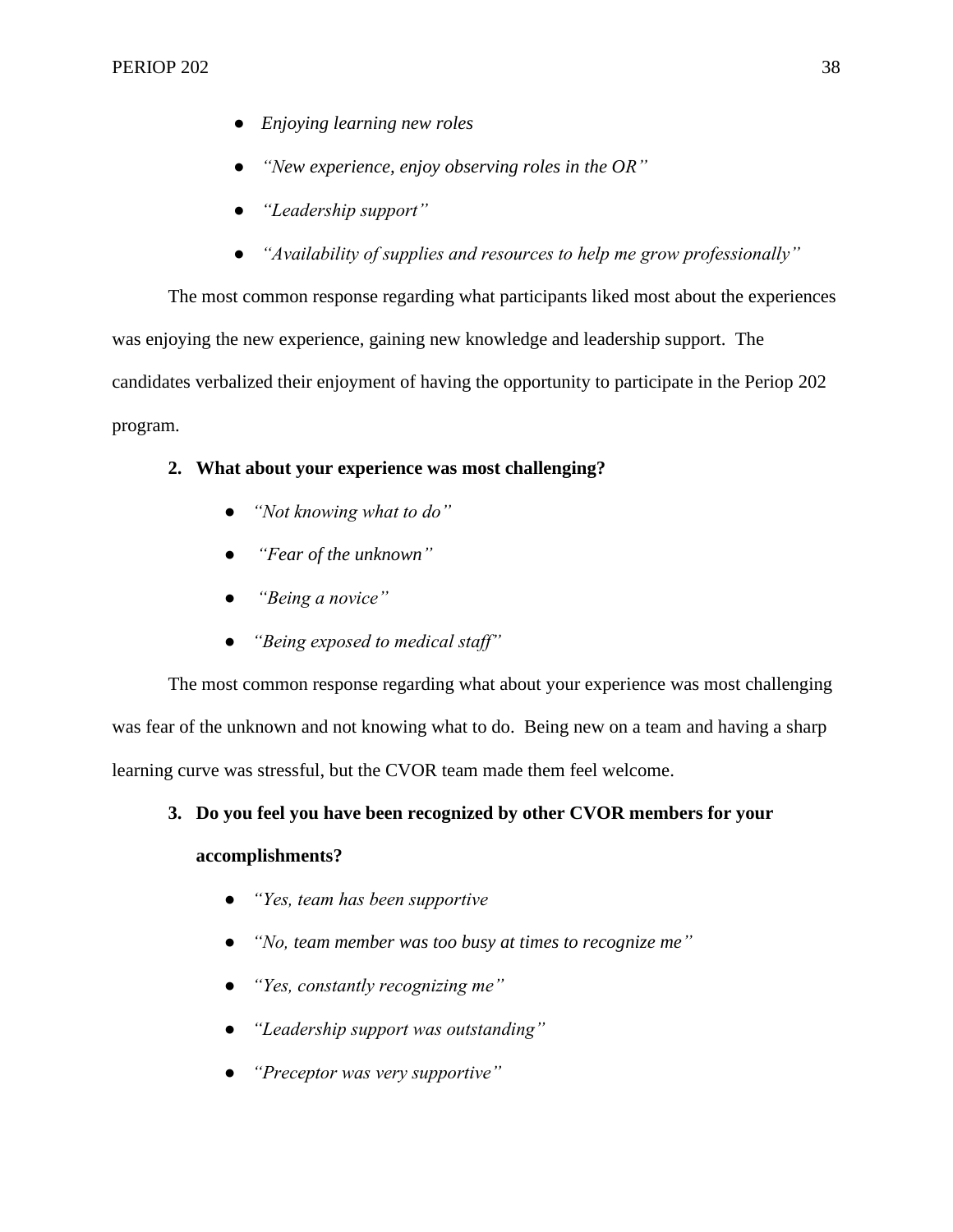- *Enjoying learning new roles*
- *"New experience, enjoy observing roles in the OR"*
- *"Leadership support"*
- *"Availability of supplies and resources to help me grow professionally"*

The most common response regarding what participants liked most about the experiences was enjoying the new experience, gaining new knowledge and leadership support. The candidates verbalized their enjoyment of having the opportunity to participate in the Periop 202 program.

2. **What about your experience was most challenging?**

- *"Not knowing what to do"*
- *"Fear of the unknown"*
- *"Being a novice"*
- *"Being exposed to medical staff"*

The most common response regarding what about your experience was most challenging was fear of the unknown and not knowing what to do. Being new on a team and having a sharp learning curve was stressful, but the CVOR team made them feel welcome.

3. **Do you feel you have been recognized by other CVOR members for your accomplishments?**

- *"Yes, team has been supportive*
- *"No, team member was too busy at times to recognize me"*
- *"Yes, constantly recognizing me"*
- *"Leadership support was outstanding"*
- *"Preceptor was very supportive"*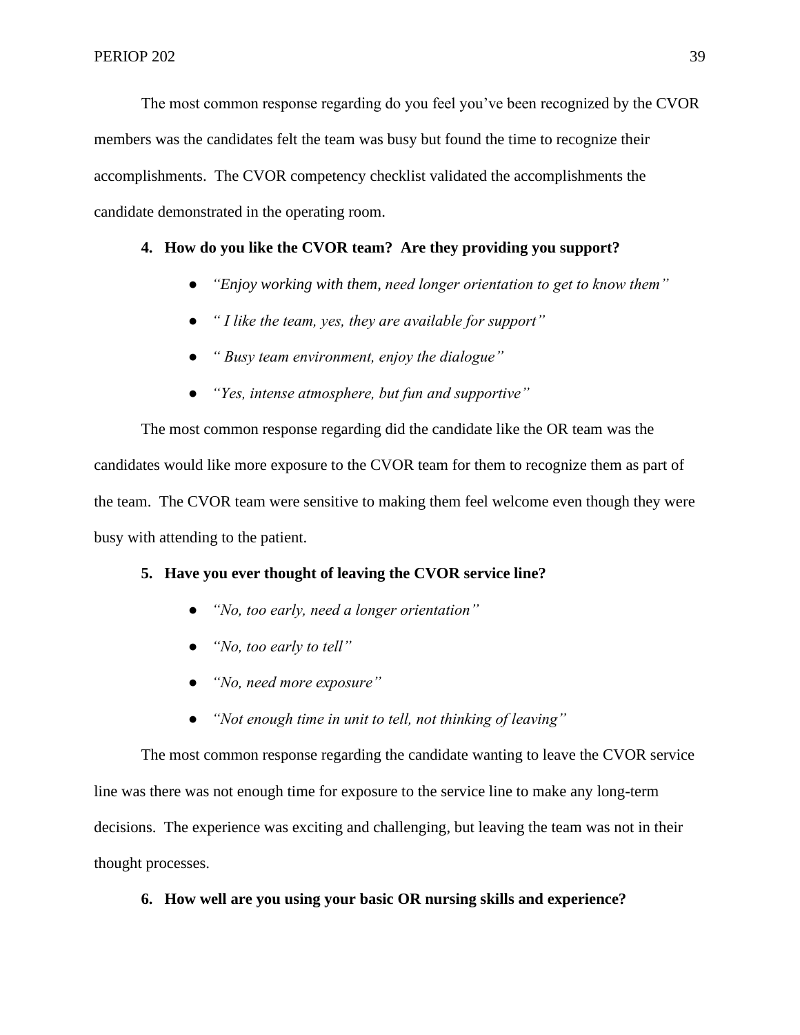The most common response regarding do you feel you've been recognized by the CVOR members was the candidates felt the team was busy but found the time to recognize their accomplishments. The CVOR competency checklist validated the accomplishments the candidate demonstrated in the operating room.

4. **How do you like the CVOR team? Are they providing you support?**

    - *"Enjoy working with them, need longer orientation to get to know them"*
    - *" I like the team, yes, they are available for support"*
    - *" Busy team environment, enjoy the dialogue"*
    - *"Yes, intense atmosphere, but fun and supportive"*

The most common response regarding did the candidate like the OR team was the candidates would like more exposure to the CVOR team for them to recognize them as part of the team. The CVOR team were sensitive to making them feel welcome even though they were busy with attending to the patient.

5. **Have you ever thought of leaving the CVOR service line?**

    - *"No, too early, need a longer orientation"*
    - *"No, too early to tell"*
    - *"No, need more exposure"*
    - *"Not enough time in unit to tell, not thinking of leaving"*

The most common response regarding the candidate wanting to leave the CVOR service line was there was not enough time for exposure to the service line to make any long-term decisions. The experience was exciting and challenging, but leaving the team was not in their thought processes.

6. **How well are you using your basic OR nursing skills and experience?**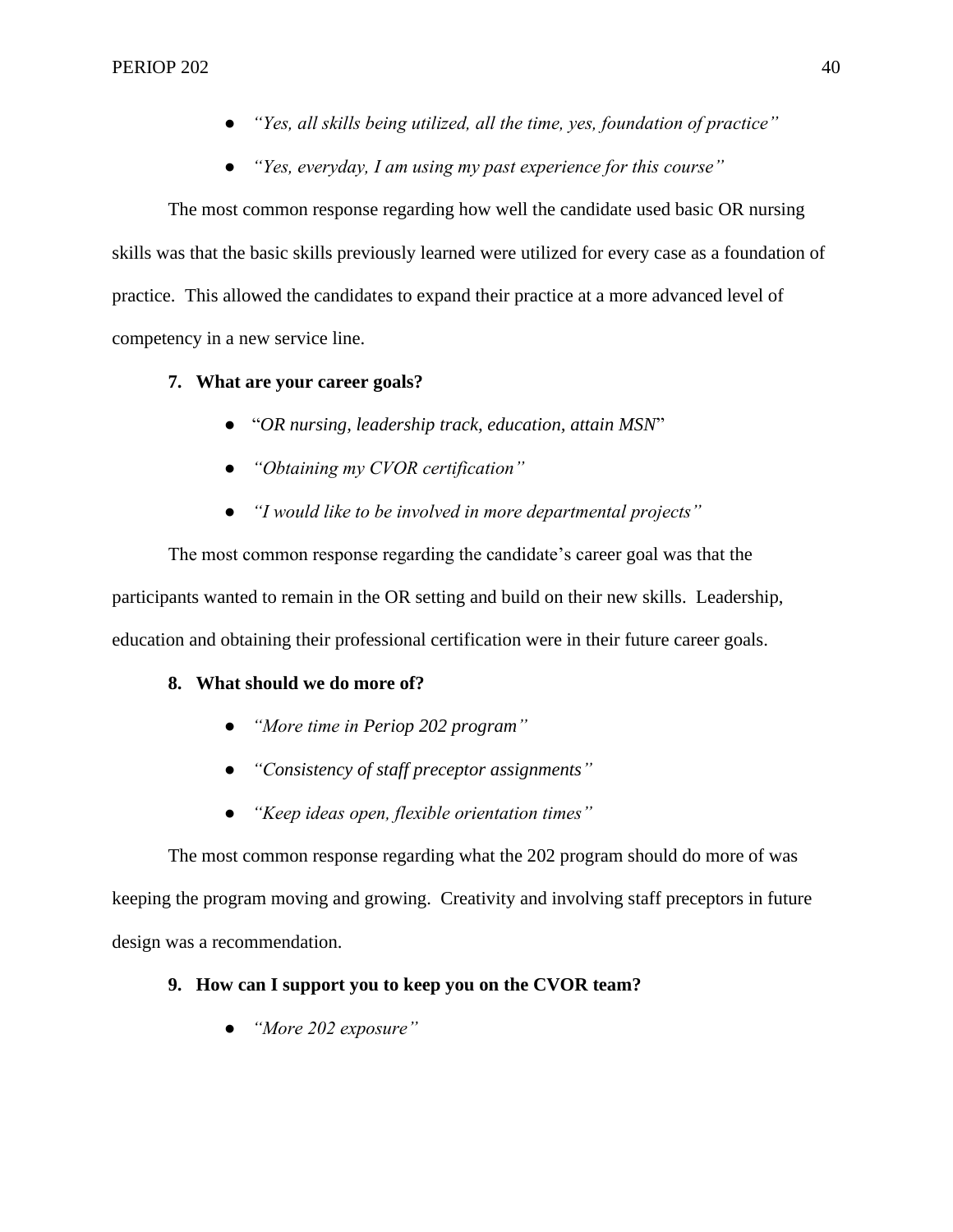- *"Yes, all skills being utilized, all the time, yes, foundation of practice"*
- *"Yes, everyday, I am using my past experience for this course"*

The most common response regarding how well the candidate used basic OR nursing skills was that the basic skills previously learned were utilized for every case as a foundation of practice. This allowed the candidates to expand their practice at a more advanced level of competency in a new service line.

7. **What are your career goals?**

   - "*OR nursing, leadership track, education, attain MSN*"
   - *"Obtaining my CVOR certification"*
   - *"I would like to be involved in more departmental projects"*

The most common response regarding the candidate's career goal was that the participants wanted to remain in the OR setting and build on their new skills. Leadership, education and obtaining their professional certification were in their future career goals.

8. **What should we do more of?**

   - *"More time in Periop 202 program"*
   - *"Consistency of staff preceptor assignments"*
   - *"Keep ideas open, flexible orientation times"*

The most common response regarding what the 202 program should do more of was keeping the program moving and growing. Creativity and involving staff preceptors in future design was a recommendation.

9. **How can I support you to keep you on the CVOR team?**

   - *"More 202 exposure"*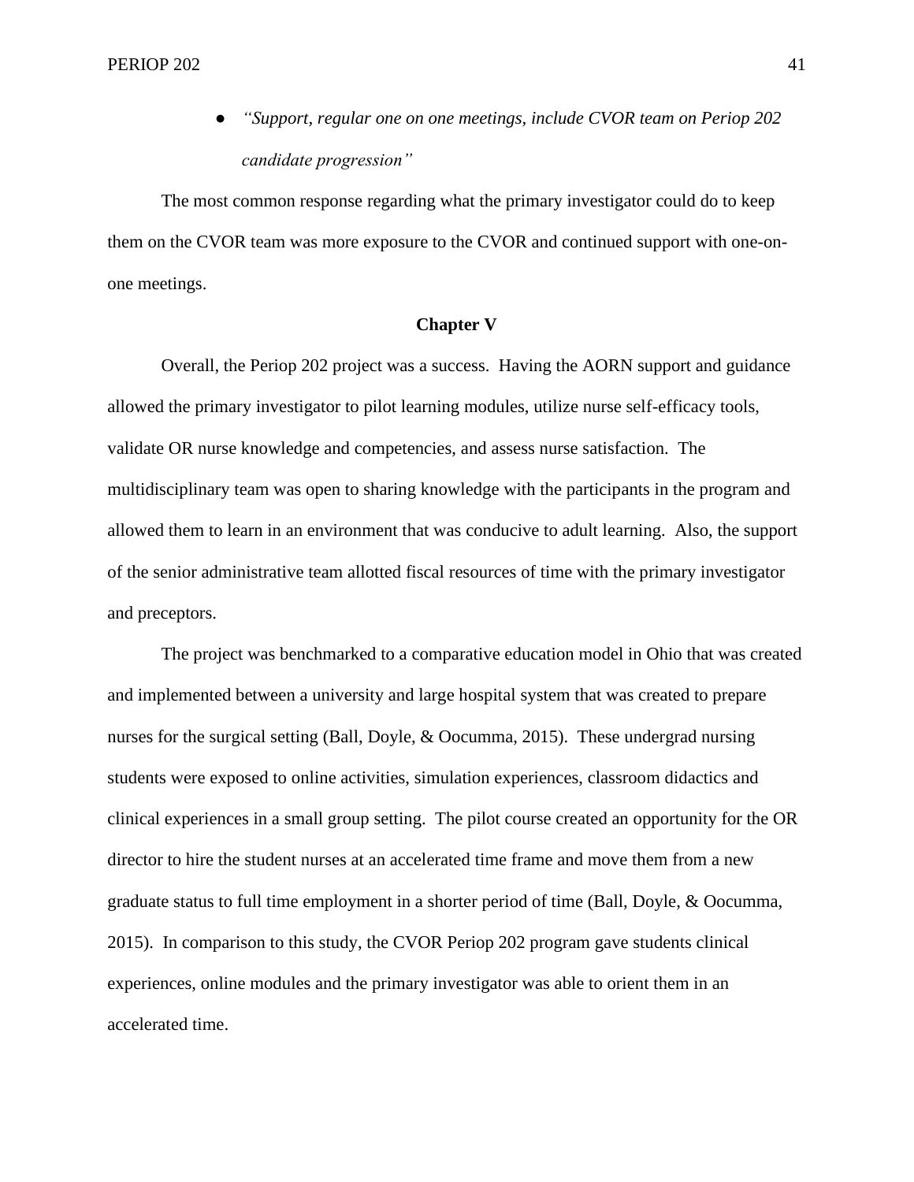- *"Support, regular one on one meetings, include CVOR team on Periop 202 candidate progression"*

The most common response regarding what the primary investigator could do to keep them on the CVOR team was more exposure to the CVOR and continued support with one-on-one meetings.

## Chapter V

Overall, the Periop 202 project was a success. Having the AORN support and guidance allowed the primary investigator to pilot learning modules, utilize nurse self-efficacy tools, validate OR nurse knowledge and competencies, and assess nurse satisfaction. The multidisciplinary team was open to sharing knowledge with the participants in the program and allowed them to learn in an environment that was conducive to adult learning. Also, the support of the senior administrative team allotted fiscal resources of time with the primary investigator and preceptors.

The project was benchmarked to a comparative education model in Ohio that was created and implemented between a university and large hospital system that was created to prepare nurses for the surgical setting (Ball, Doyle, & Oocumma, 2015). These undergrad nursing students were exposed to online activities, simulation experiences, classroom didactics and clinical experiences in a small group setting. The pilot course created an opportunity for the OR director to hire the student nurses at an accelerated time frame and move them from a new graduate status to full time employment in a shorter period of time (Ball, Doyle, & Oocumma, 2015). In comparison to this study, the CVOR Periop 202 program gave students clinical experiences, online modules and the primary investigator was able to orient them in an accelerated time.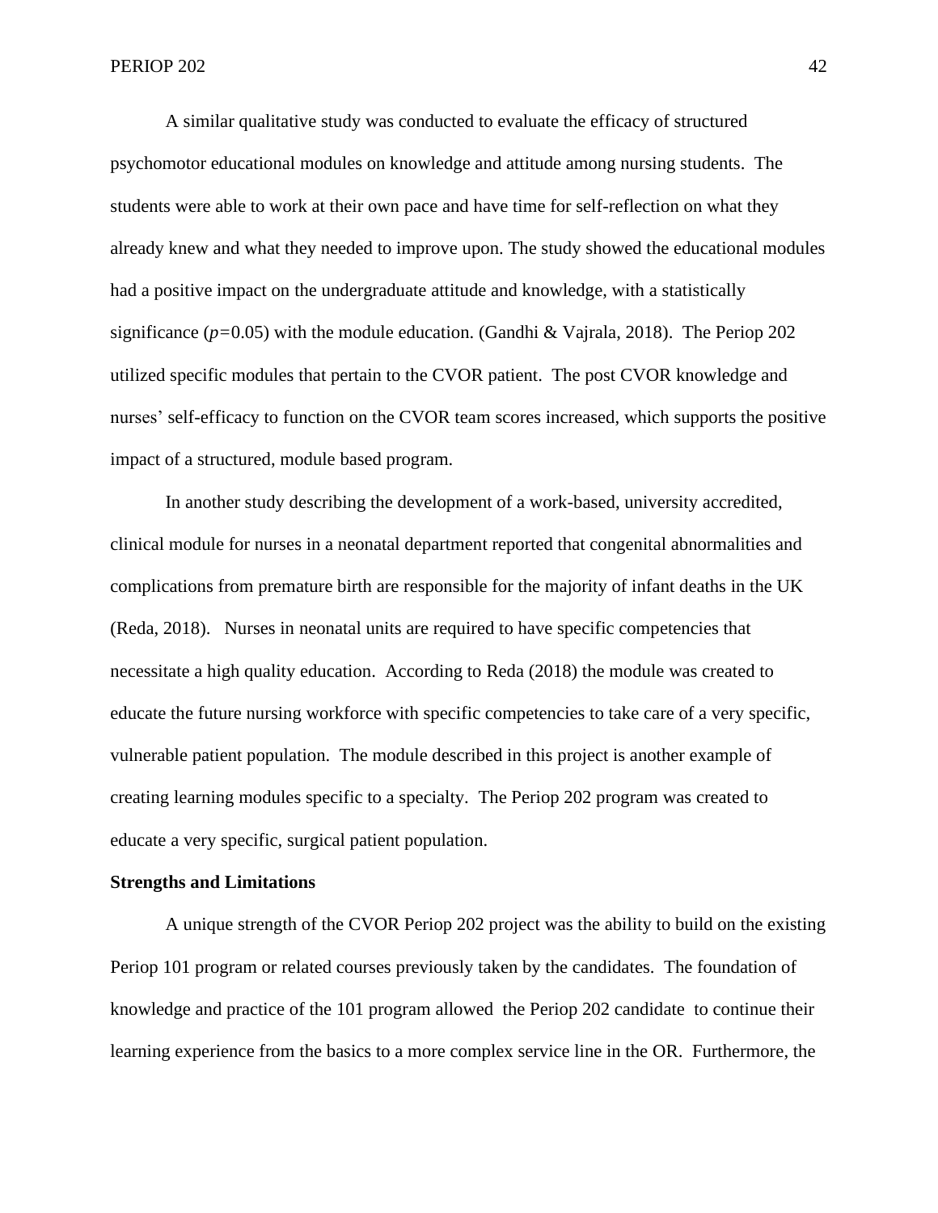A similar qualitative study was conducted to evaluate the efficacy of structured psychomotor educational modules on knowledge and attitude among nursing students. The students were able to work at their own pace and have time for self-reflection on what they already knew and what they needed to improve upon. The study showed the educational modules had a positive impact on the undergraduate attitude and knowledge, with a statistically significance ($p$=0.05) with the module education. (Gandhi & Vajrala, 2018). The Periop 202 utilized specific modules that pertain to the CVOR patient. The post CVOR knowledge and nurses' self-efficacy to function on the CVOR team scores increased, which supports the positive impact of a structured, module based program.

In another study describing the development of a work-based, university accredited, clinical module for nurses in a neonatal department reported that congenital abnormalities and complications from premature birth are responsible for the majority of infant deaths in the UK (Reda, 2018). Nurses in neonatal units are required to have specific competencies that necessitate a high quality education. According to Reda (2018) the module was created to educate the future nursing workforce with specific competencies to take care of a very specific, vulnerable patient population. The module described in this project is another example of creating learning modules specific to a specialty. The Periop 202 program was created to educate a very specific, surgical patient population.

**Strengths and Limitations**

A unique strength of the CVOR Periop 202 project was the ability to build on the existing Periop 101 program or related courses previously taken by the candidates. The foundation of knowledge and practice of the 101 program allowed the Periop 202 candidate to continue their learning experience from the basics to a more complex service line in the OR. Furthermore, the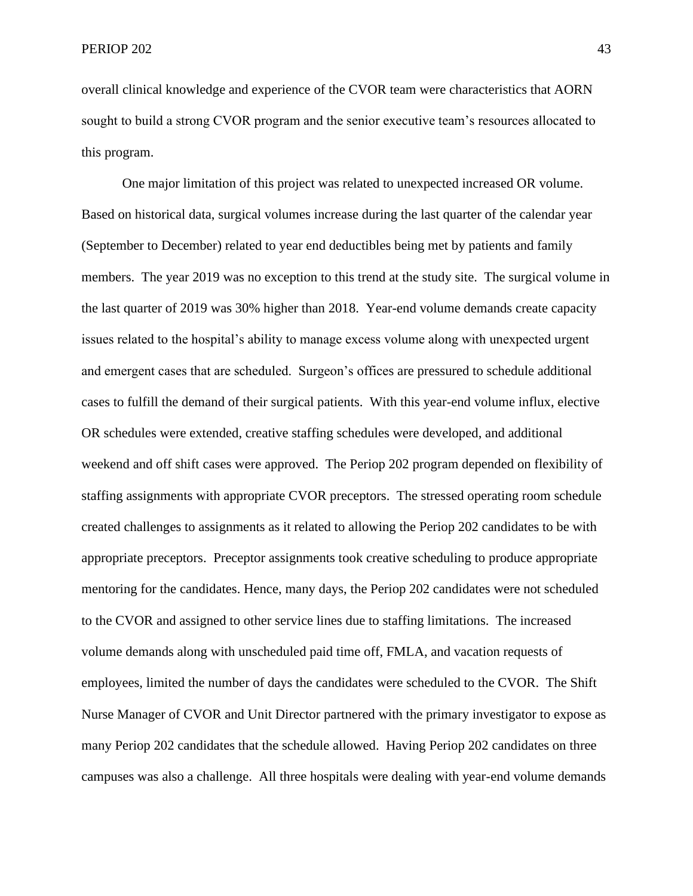overall clinical knowledge and experience of the CVOR team were characteristics that AORN sought to build a strong CVOR program and the senior executive team's resources allocated to this program.

One major limitation of this project was related to unexpected increased OR volume. Based on historical data, surgical volumes increase during the last quarter of the calendar year (September to December) related to year end deductibles being met by patients and family members. The year 2019 was no exception to this trend at the study site. The surgical volume in the last quarter of 2019 was 30% higher than 2018. Year-end volume demands create capacity issues related to the hospital's ability to manage excess volume along with unexpected urgent and emergent cases that are scheduled. Surgeon's offices are pressured to schedule additional cases to fulfill the demand of their surgical patients. With this year-end volume influx, elective OR schedules were extended, creative staffing schedules were developed, and additional weekend and off shift cases were approved. The Periop 202 program depended on flexibility of staffing assignments with appropriate CVOR preceptors. The stressed operating room schedule created challenges to assignments as it related to allowing the Periop 202 candidates to be with appropriate preceptors. Preceptor assignments took creative scheduling to produce appropriate mentoring for the candidates. Hence, many days, the Periop 202 candidates were not scheduled to the CVOR and assigned to other service lines due to staffing limitations. The increased volume demands along with unscheduled paid time off, FMLA, and vacation requests of employees, limited the number of days the candidates were scheduled to the CVOR. The Shift Nurse Manager of CVOR and Unit Director partnered with the primary investigator to expose as many Periop 202 candidates that the schedule allowed. Having Periop 202 candidates on three campuses was also a challenge. All three hospitals were dealing with year-end volume demands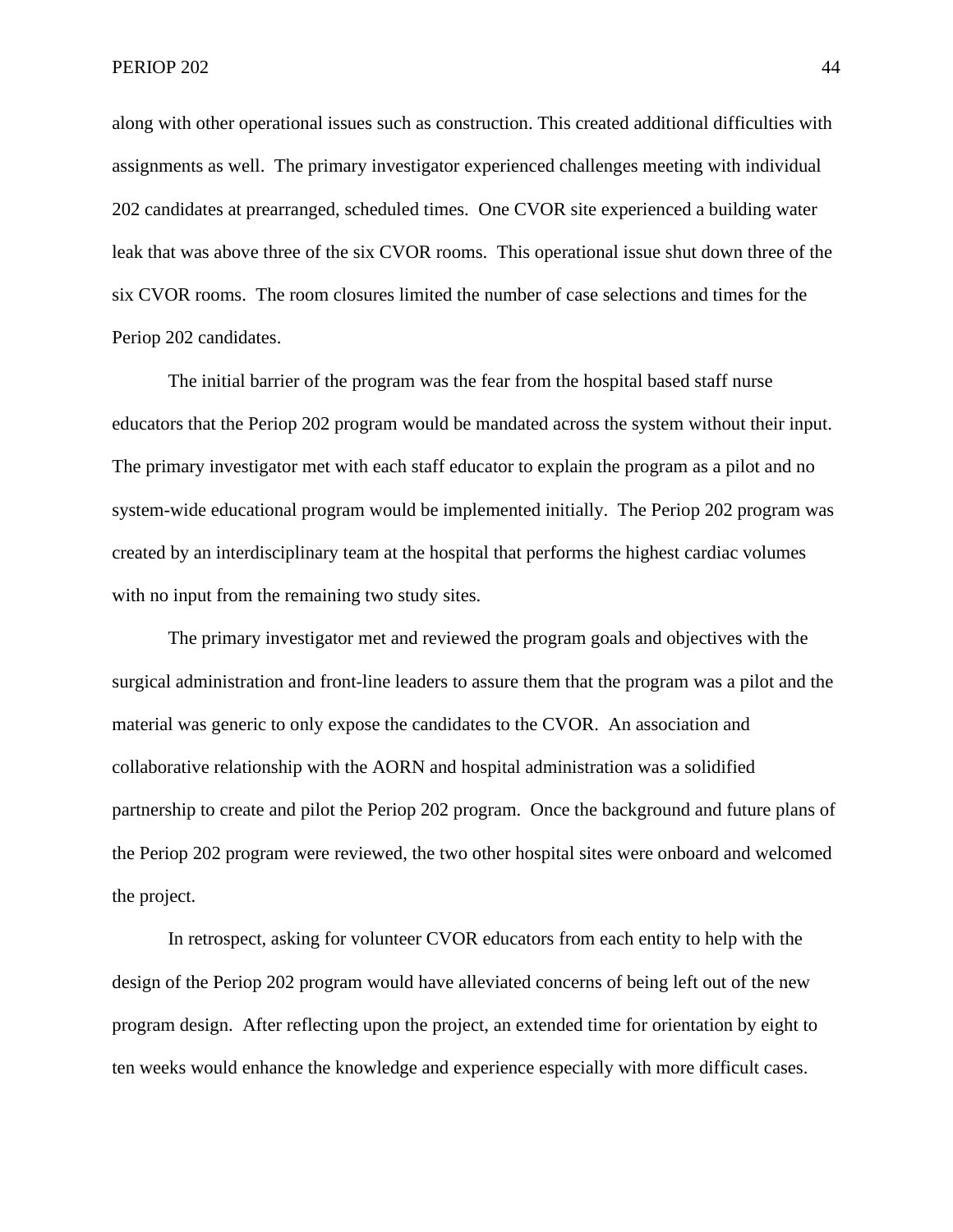along with other operational issues such as construction. This created additional difficulties with assignments as well. The primary investigator experienced challenges meeting with individual 202 candidates at prearranged, scheduled times. One CVOR site experienced a building water leak that was above three of the six CVOR rooms. This operational issue shut down three of the six CVOR rooms. The room closures limited the number of case selections and times for the Periop 202 candidates.

The initial barrier of the program was the fear from the hospital based staff nurse educators that the Periop 202 program would be mandated across the system without their input. The primary investigator met with each staff educator to explain the program as a pilot and no system-wide educational program would be implemented initially. The Periop 202 program was created by an interdisciplinary team at the hospital that performs the highest cardiac volumes with no input from the remaining two study sites.

The primary investigator met and reviewed the program goals and objectives with the surgical administration and front-line leaders to assure them that the program was a pilot and the material was generic to only expose the candidates to the CVOR. An association and collaborative relationship with the AORN and hospital administration was a solidified partnership to create and pilot the Periop 202 program. Once the background and future plans of the Periop 202 program were reviewed, the two other hospital sites were onboard and welcomed the project.

In retrospect, asking for volunteer CVOR educators from each entity to help with the design of the Periop 202 program would have alleviated concerns of being left out of the new program design. After reflecting upon the project, an extended time for orientation by eight to ten weeks would enhance the knowledge and experience especially with more difficult cases.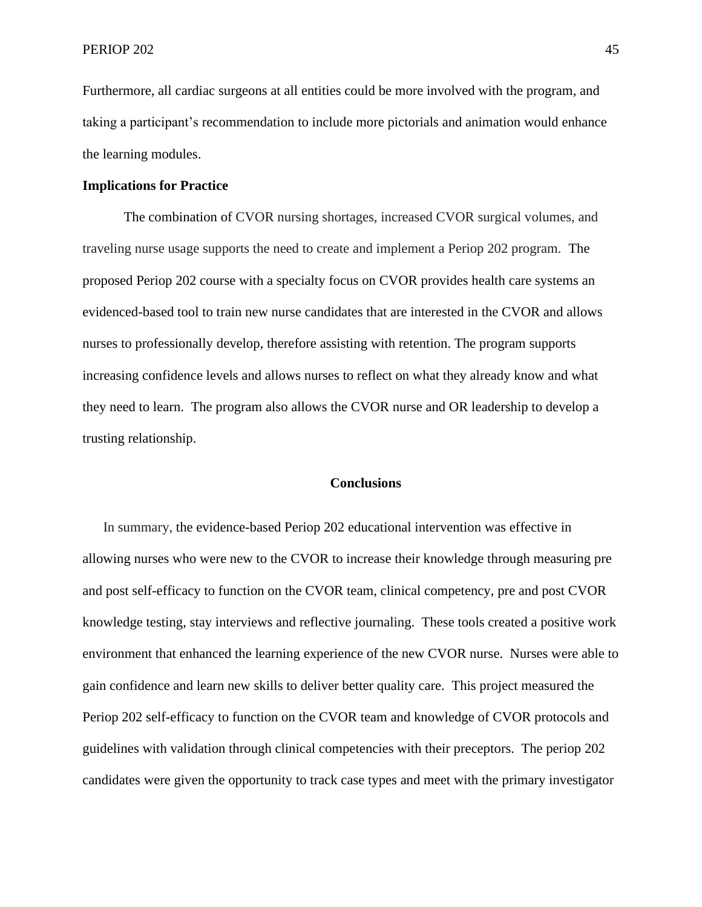Furthermore, all cardiac surgeons at all entities could be more involved with the program, and taking a participant's recommendation to include more pictorials and animation would enhance the learning modules.

**Implications for Practice**

The combination of CVOR nursing shortages, increased CVOR surgical volumes, and traveling nurse usage supports the need to create and implement a Periop 202 program. The proposed Periop 202 course with a specialty focus on CVOR provides health care systems an evidenced-based tool to train new nurse candidates that are interested in the CVOR and allows nurses to professionally develop, therefore assisting with retention. The program supports increasing confidence levels and allows nurses to reflect on what they already know and what they need to learn. The program also allows the CVOR nurse and OR leadership to develop a trusting relationship.

## Conclusions

In summary, the evidence-based Periop 202 educational intervention was effective in allowing nurses who were new to the CVOR to increase their knowledge through measuring pre and post self-efficacy to function on the CVOR team, clinical competency, pre and post CVOR knowledge testing, stay interviews and reflective journaling. These tools created a positive work environment that enhanced the learning experience of the new CVOR nurse. Nurses were able to gain confidence and learn new skills to deliver better quality care. This project measured the Periop 202 self-efficacy to function on the CVOR team and knowledge of CVOR protocols and guidelines with validation through clinical competencies with their preceptors. The periop 202 candidates were given the opportunity to track case types and meet with the primary investigator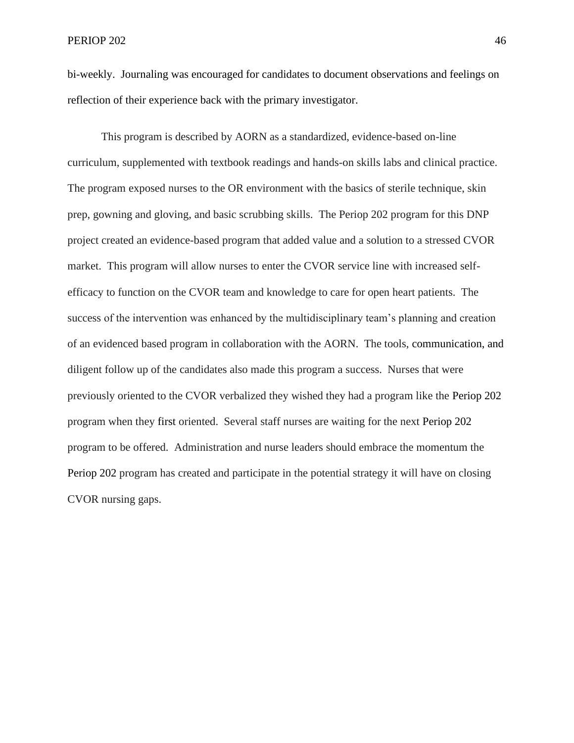bi-weekly. Journaling was encouraged for candidates to document observations and feelings on reflection of their experience back with the primary investigator.

This program is described by AORN as a standardized, evidence-based on-line curriculum, supplemented with textbook readings and hands-on skills labs and clinical practice. The program exposed nurses to the OR environment with the basics of sterile technique, skin prep, gowning and gloving, and basic scrubbing skills. The Periop 202 program for this DNP project created an evidence-based program that added value and a solution to a stressed CVOR market. This program will allow nurses to enter the CVOR service line with increased self-efficacy to function on the CVOR team and knowledge to care for open heart patients. The success of the intervention was enhanced by the multidisciplinary team's planning and creation of an evidenced based program in collaboration with the AORN. The tools, communication, and diligent follow up of the candidates also made this program a success. Nurses that were previously oriented to the CVOR verbalized they wished they had a program like the Periop 202 program when they first oriented. Several staff nurses are waiting for the next Periop 202 program to be offered. Administration and nurse leaders should embrace the momentum the Periop 202 program has created and participate in the potential strategy it will have on closing CVOR nursing gaps.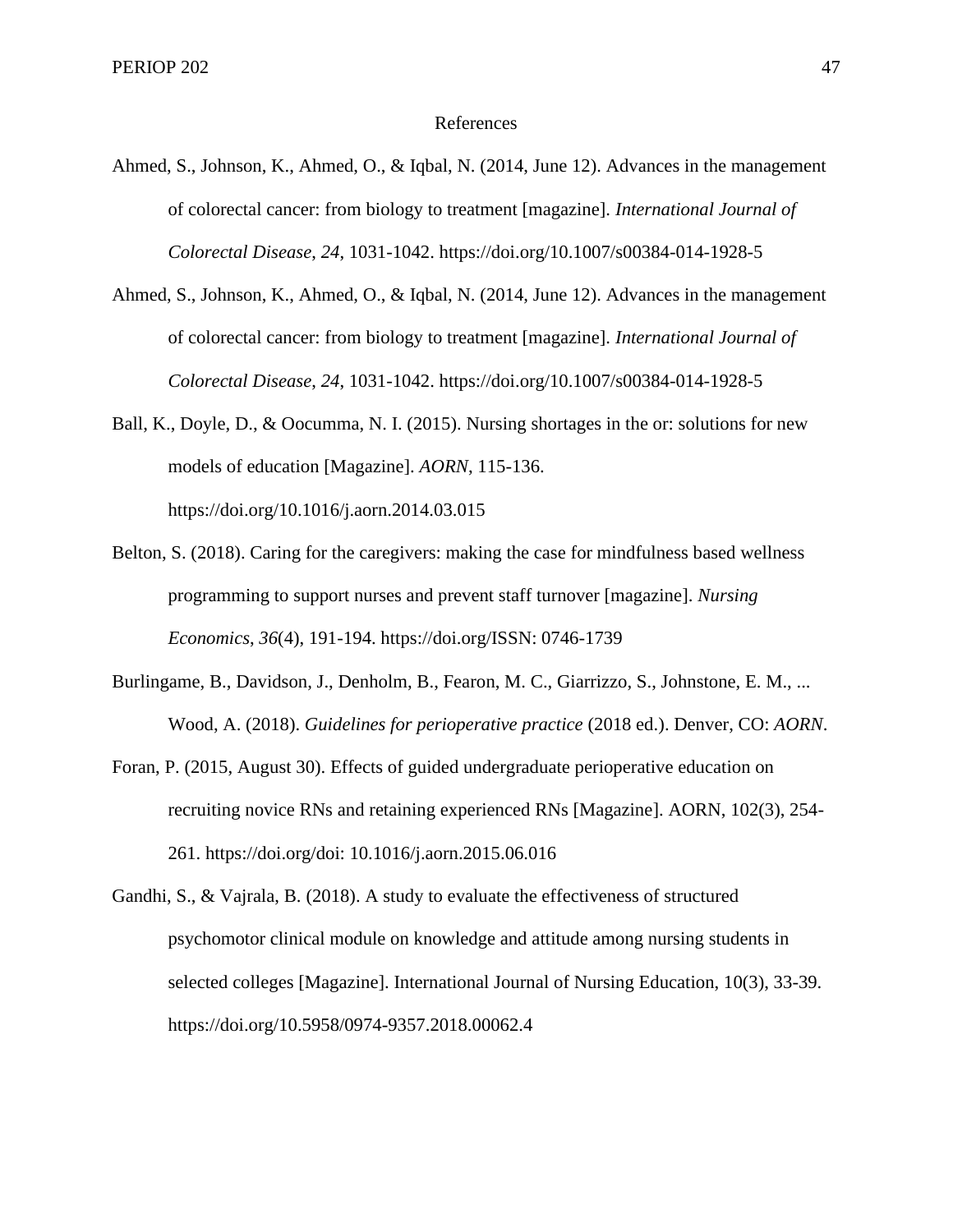# References

Ahmed, S., Johnson, K., Ahmed, O., & Iqbal, N. (2014, June 12). Advances in the management of colorectal cancer: from biology to treatment [magazine]. *International Journal of Colorectal Disease*, *24*, 1031-1042. https://doi.org/10.1007/s00384-014-1928-5

Ahmed, S., Johnson, K., Ahmed, O., & Iqbal, N. (2014, June 12). Advances in the management of colorectal cancer: from biology to treatment [magazine]. *International Journal of Colorectal Disease*, *24*, 1031-1042. https://doi.org/10.1007/s00384-014-1928-5

Ball, K., Doyle, D., & Oocumma, N. I. (2015). Nursing shortages in the or: solutions for new models of education [Magazine]. *AORN*, 115-136. https://doi.org/10.1016/j.aorn.2014.03.015

Belton, S. (2018). Caring for the caregivers: making the case for mindfulness based wellness programming to support nurses and prevent staff turnover [magazine]. *Nursing Economics*, *36*(4), 191-194. https://doi.org/ISSN: 0746-1739

Burlingame, B., Davidson, J., Denholm, B., Fearon, M. C., Giarrizzo, S., Johnstone, E. M., ... Wood, A. (2018). *Guidelines for perioperative practice* (2018 ed.). Denver, CO: *AORN*.

Foran, P. (2015, August 30). Effects of guided undergraduate perioperative education on recruiting novice RNs and retaining experienced RNs [Magazine]. AORN, 102(3), 254-261. https://doi.org/doi: 10.1016/j.aorn.2015.06.016

Gandhi, S., & Vajrala, B. (2018). A study to evaluate the effectiveness of structured psychomotor clinical module on knowledge and attitude among nursing students in selected colleges [Magazine]. International Journal of Nursing Education, 10(3), 33-39. https://doi.org/10.5958/0974-9357.2018.00062.4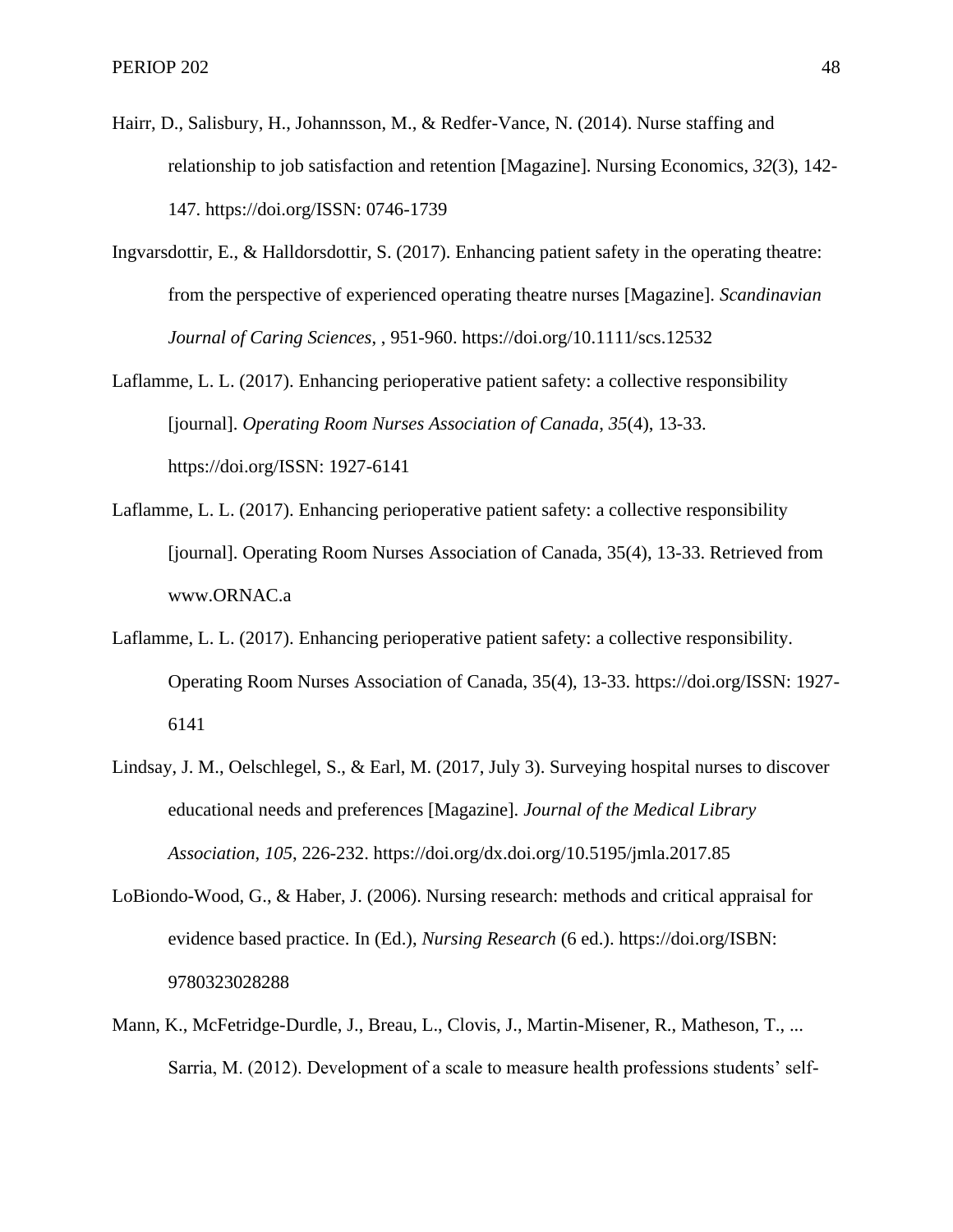Hairr, D., Salisbury, H., Johannsson, M., & Redfer-Vance, N. (2014). Nurse staffing and relationship to job satisfaction and retention [Magazine]. Nursing Economics, *32*(3), 142-147. https://doi.org/ISSN: 0746-1739

Ingvarsdottir, E., & Halldorsdottir, S. (2017). Enhancing patient safety in the operating theatre: from the perspective of experienced operating theatre nurses [Magazine]. *Scandinavian Journal of Caring Sciences*, , 951-960. https://doi.org/10.1111/scs.12532

Laflamme, L. L. (2017). Enhancing perioperative patient safety: a collective responsibility [journal]. *Operating Room Nurses Association of Canada*, *35*(4), 13-33. https://doi.org/ISSN: 1927-6141

Laflamme, L. L. (2017). Enhancing perioperative patient safety: a collective responsibility [journal]. Operating Room Nurses Association of Canada, 35(4), 13-33. Retrieved from www.ORNAC.a

Laflamme, L. L. (2017). Enhancing perioperative patient safety: a collective responsibility. Operating Room Nurses Association of Canada, 35(4), 13-33. https://doi.org/ISSN: 1927-6141

Lindsay, J. M., Oelschlegel, S., & Earl, M. (2017, July 3). Surveying hospital nurses to discover educational needs and preferences [Magazine]. *Journal of the Medical Library Association*, *105*, 226-232. https://doi.org/dx.doi.org/10.5195/jmla.2017.85

LoBiondo-Wood, G., & Haber, J. (2006). Nursing research: methods and critical appraisal for evidence based practice. In (Ed.), *Nursing Research* (6 ed.). https://doi.org/ISBN: 9780323028288

Mann, K., McFetridge-Durdle, J., Breau, L., Clovis, J., Martin-Misener, R., Matheson, T., ... Sarria, M. (2012). Development of a scale to measure health professions students' self-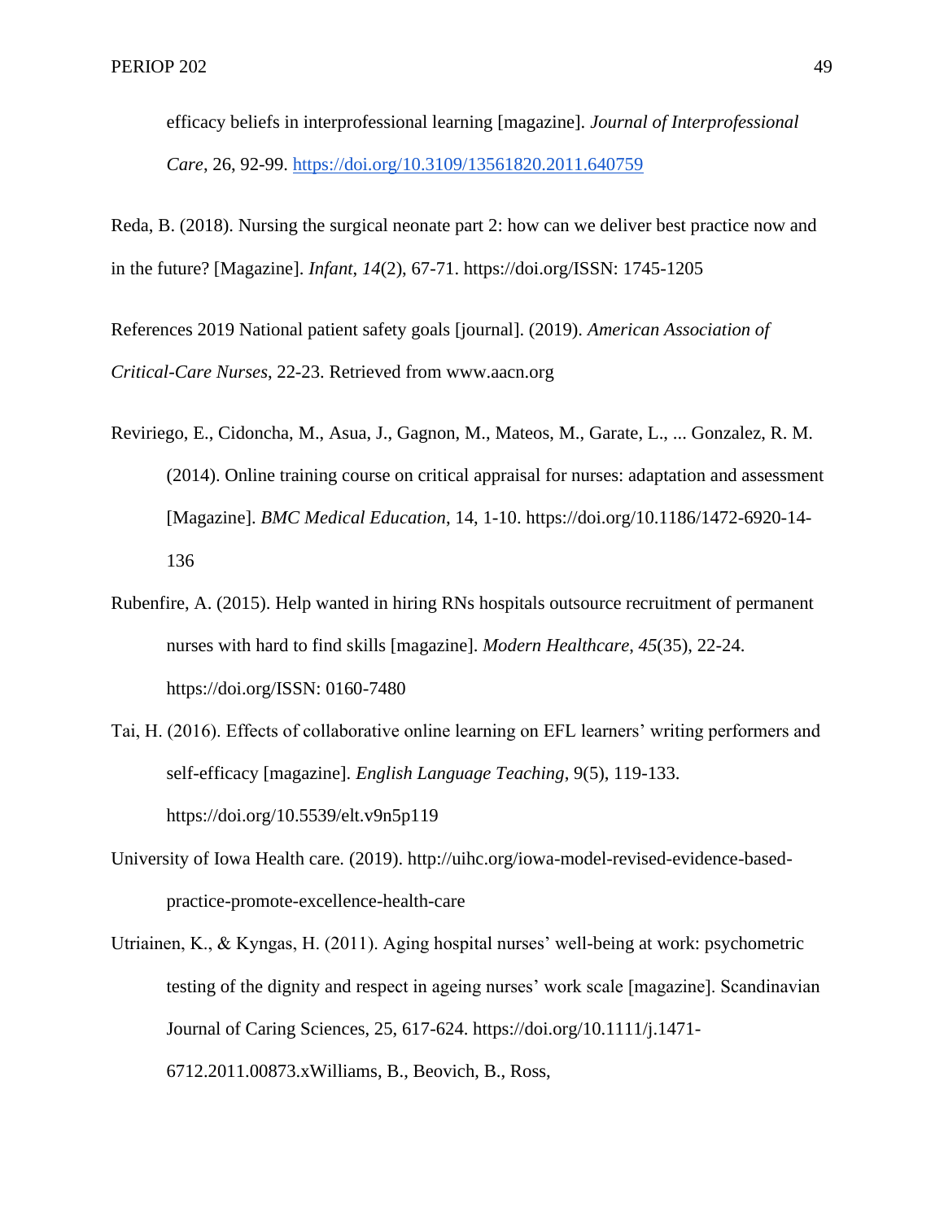efficacy beliefs in interprofessional learning [magazine]. *Journal of Interprofessional Care*, 26, 92-99. https://doi.org/10.3109/13561820.2011.640759

Reda, B. (2018). Nursing the surgical neonate part 2: how can we deliver best practice now and in the future? [Magazine]. *Infant*, *14*(2), 67-71. https://doi.org/ISSN: 1745-1205

References 2019 National patient safety goals [journal]. (2019). *American Association of Critical-Care Nurses*, 22-23. Retrieved from www.aacn.org

Reviriego, E., Cidoncha, M., Asua, J., Gagnon, M., Mateos, M., Garate, L., ... Gonzalez, R. M. (2014). Online training course on critical appraisal for nurses: adaptation and assessment [Magazine]. *BMC Medical Education*, 14, 1-10. https://doi.org/10.1186/1472-6920-14-136

Rubenfire, A. (2015). Help wanted in hiring RNs hospitals outsource recruitment of permanent nurses with hard to find skills [magazine]. *Modern Healthcare*, *45*(35), 22-24. https://doi.org/ISSN: 0160-7480

Tai, H. (2016). Effects of collaborative online learning on EFL learners' writing performers and self-efficacy [magazine]. *English Language Teaching*, 9(5), 119-133. https://doi.org/10.5539/elt.v9n5p119

University of Iowa Health care. (2019). http://uihc.org/iowa-model-revised-evidence-based-practice-promote-excellence-health-care

Utriainen, K., & Kyngas, H. (2011). Aging hospital nurses' well-being at work: psychometric testing of the dignity and respect in ageing nurses' work scale [magazine]. Scandinavian Journal of Caring Sciences, 25, 617-624. https://doi.org/10.1111/j.1471-6712.2011.00873.xWilliams, B., Beovich, B., Ross,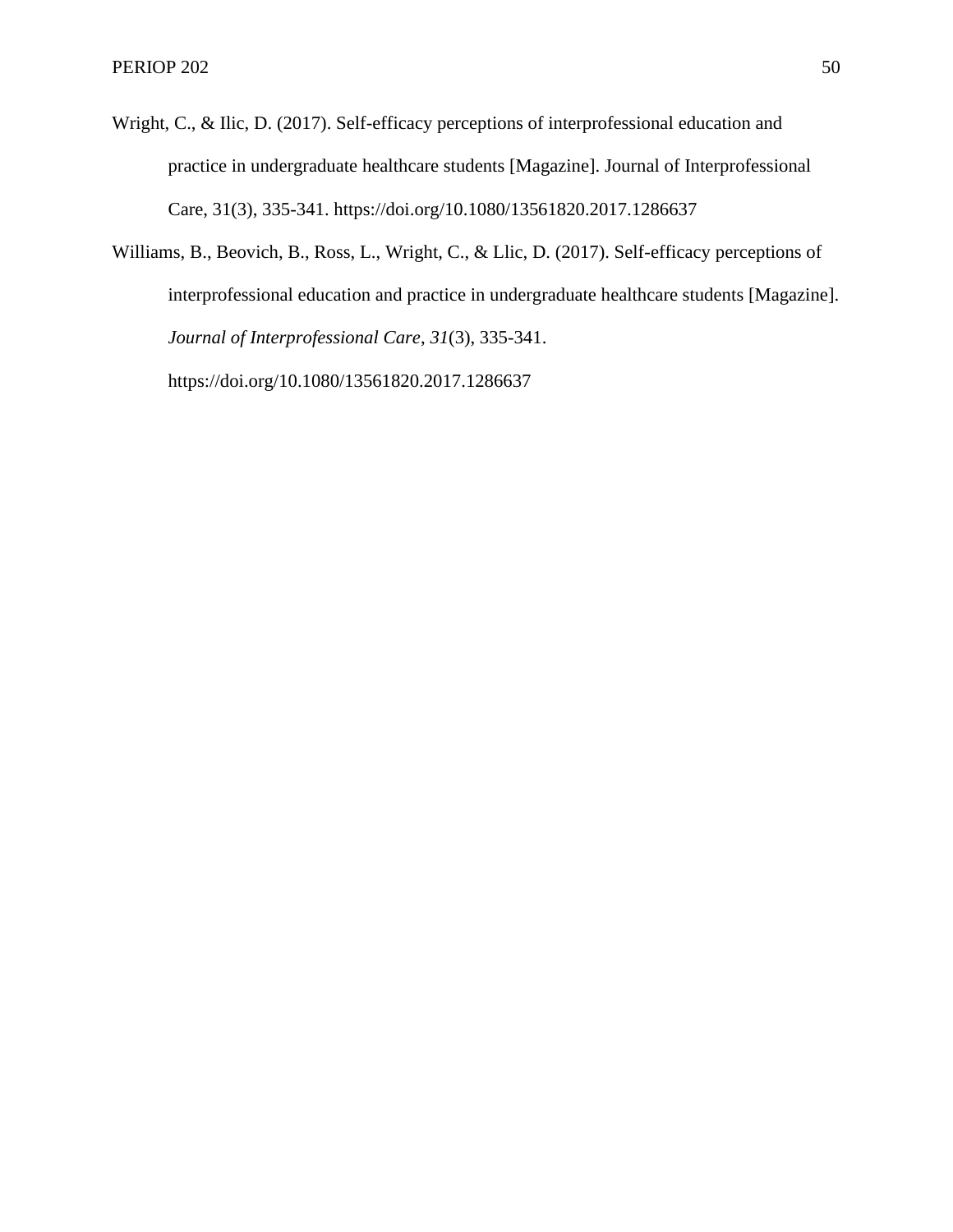Wright, C., & Ilic, D. (2017). Self-efficacy perceptions of interprofessional education and practice in undergraduate healthcare students [Magazine]. Journal of Interprofessional Care, 31(3), 335-341. https://doi.org/10.1080/13561820.2017.1286637

Williams, B., Beovich, B., Ross, L., Wright, C., & Llic, D. (2017). Self-efficacy perceptions of interprofessional education and practice in undergraduate healthcare students [Magazine]. *Journal of Interprofessional Care*, *31*(3), 335-341. https://doi.org/10.1080/13561820.2017.1286637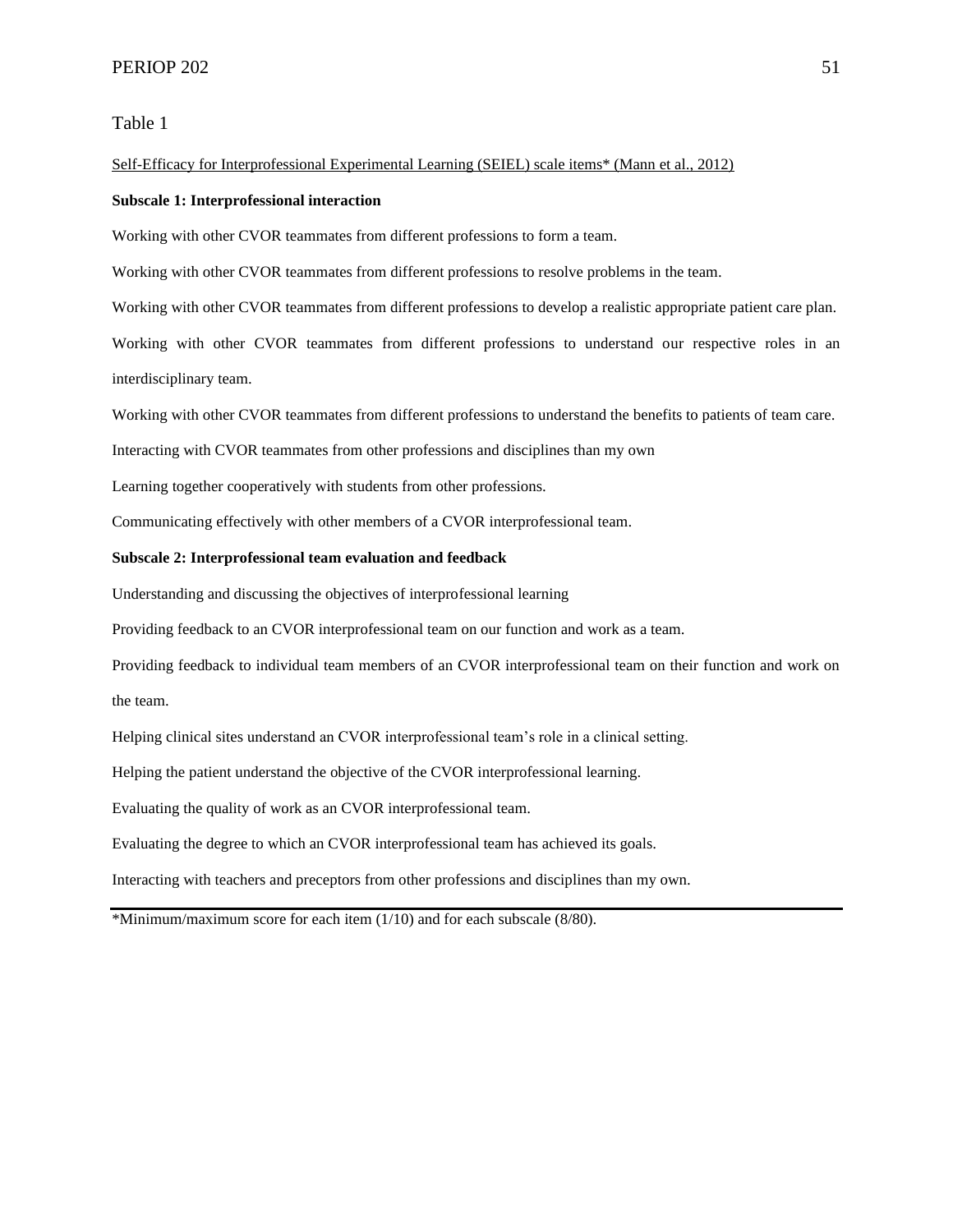Table 1

Self-Efficacy for Interprofessional Experimental Learning (SEIEL) scale items* (Mann et al., 2012)

**Subscale 1: Interprofessional interaction**

Working with other CVOR teammates from different professions to form a team.

Working with other CVOR teammates from different professions to resolve problems in the team.

Working with other CVOR teammates from different professions to develop a realistic appropriate patient care plan.

Working with other CVOR teammates from different professions to understand our respective roles in an interdisciplinary team.

Working with other CVOR teammates from different professions to understand the benefits to patients of team care.

Interacting with CVOR teammates from other professions and disciplines than my own

Learning together cooperatively with students from other professions.

Communicating effectively with other members of a CVOR interprofessional team.

**Subscale 2: Interprofessional team evaluation and feedback**

Understanding and discussing the objectives of interprofessional learning

Providing feedback to an CVOR interprofessional team on our function and work as a team.

Providing feedback to individual team members of an CVOR interprofessional team on their function and work on the team.

Helping clinical sites understand an CVOR interprofessional team's role in a clinical setting.

Helping the patient understand the objective of the CVOR interprofessional learning.

Evaluating the quality of work as an CVOR interprofessional team.

Evaluating the degree to which an CVOR interprofessional team has achieved its goals.

Interacting with teachers and preceptors from other professions and disciplines than my own.

*Minimum/maximum score for each item (1/10) and for each subscale (8/80).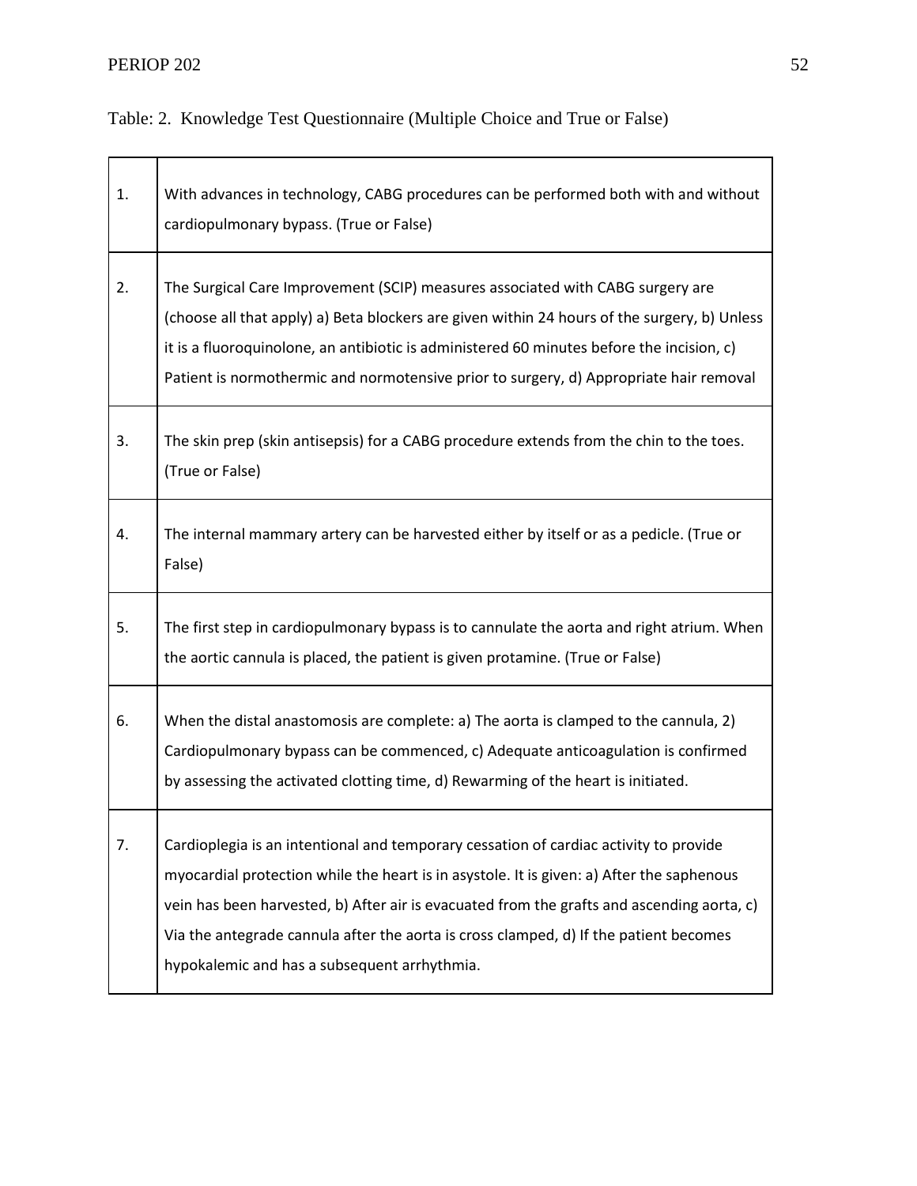Table: 2. Knowledge Test Questionnaire (Multiple Choice and True or False)

| | |
|---|---|
| 1. | With advances in technology, CABG procedures can be performed both with and without cardiopulmonary bypass. (True or False) |
| 2. | The Surgical Care Improvement (SCIP) measures associated with CABG surgery are (choose all that apply) a) Beta blockers are given within 24 hours of the surgery, b) Unless it is a fluoroquinolone, an antibiotic is administered 60 minutes before the incision, c) Patient is normothermic and normotensive prior to surgery, d) Appropriate hair removal |
| 3. | The skin prep (skin antisepsis) for a CABG procedure extends from the chin to the toes. (True or False) |
| 4. | The internal mammary artery can be harvested either by itself or as a pedicle. (True or False) |
| 5. | The first step in cardiopulmonary bypass is to cannulate the aorta and right atrium. When the aortic cannula is placed, the patient is given protamine. (True or False) |
| 6. | When the distal anastomosis are complete: a) The aorta is clamped to the cannula, 2) Cardiopulmonary bypass can be commenced, c) Adequate anticoagulation is confirmed by assessing the activated clotting time, d) Rewarming of the heart is initiated. |
| 7. | Cardioplegia is an intentional and temporary cessation of cardiac activity to provide myocardial protection while the heart is in asystole. It is given: a) After the saphenous vein has been harvested, b) After air is evacuated from the grafts and ascending aorta, c) Via the antegrade cannula after the aorta is cross clamped, d) If the patient becomes hypokalemic and has a subsequent arrhythmia. |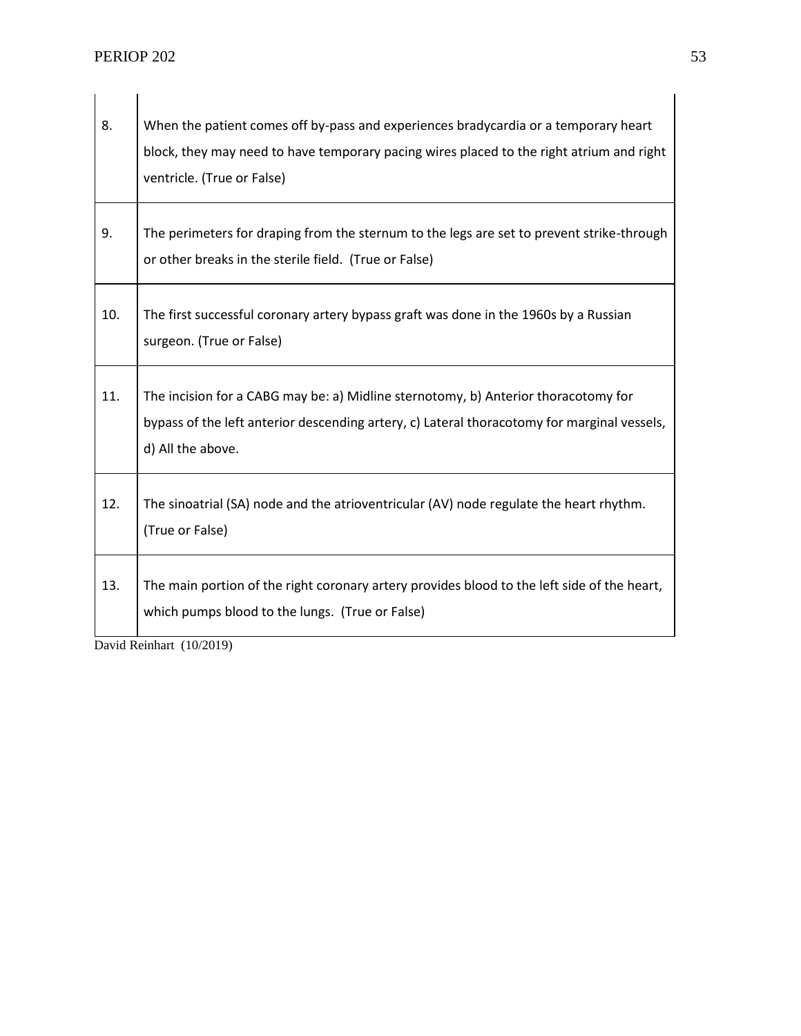| | |
|---|---|
| 8. | When the patient comes off by-pass and experiences bradycardia or a temporary heart block, they may need to have temporary pacing wires placed to the right atrium and right ventricle. (True or False) |
| 9. | The perimeters for draping from the sternum to the legs are set to prevent strike-through or other breaks in the sterile field. (True or False) |
| 10. | The first successful coronary artery bypass graft was done in the 1960s by a Russian surgeon. (True or False) |
| 11. | The incision for a CABG may be: a) Midline sternotomy, b) Anterior thoracotomy for bypass of the left anterior descending artery, c) Lateral thoracotomy for marginal vessels, d) All the above. |
| 12. | The sinoatrial (SA) node and the atrioventricular (AV) node regulate the heart rhythm. (True or False) |
| 13. | The main portion of the right coronary artery provides blood to the left side of the heart, which pumps blood to the lungs. (True or False) |

David Reinhart (10/2019)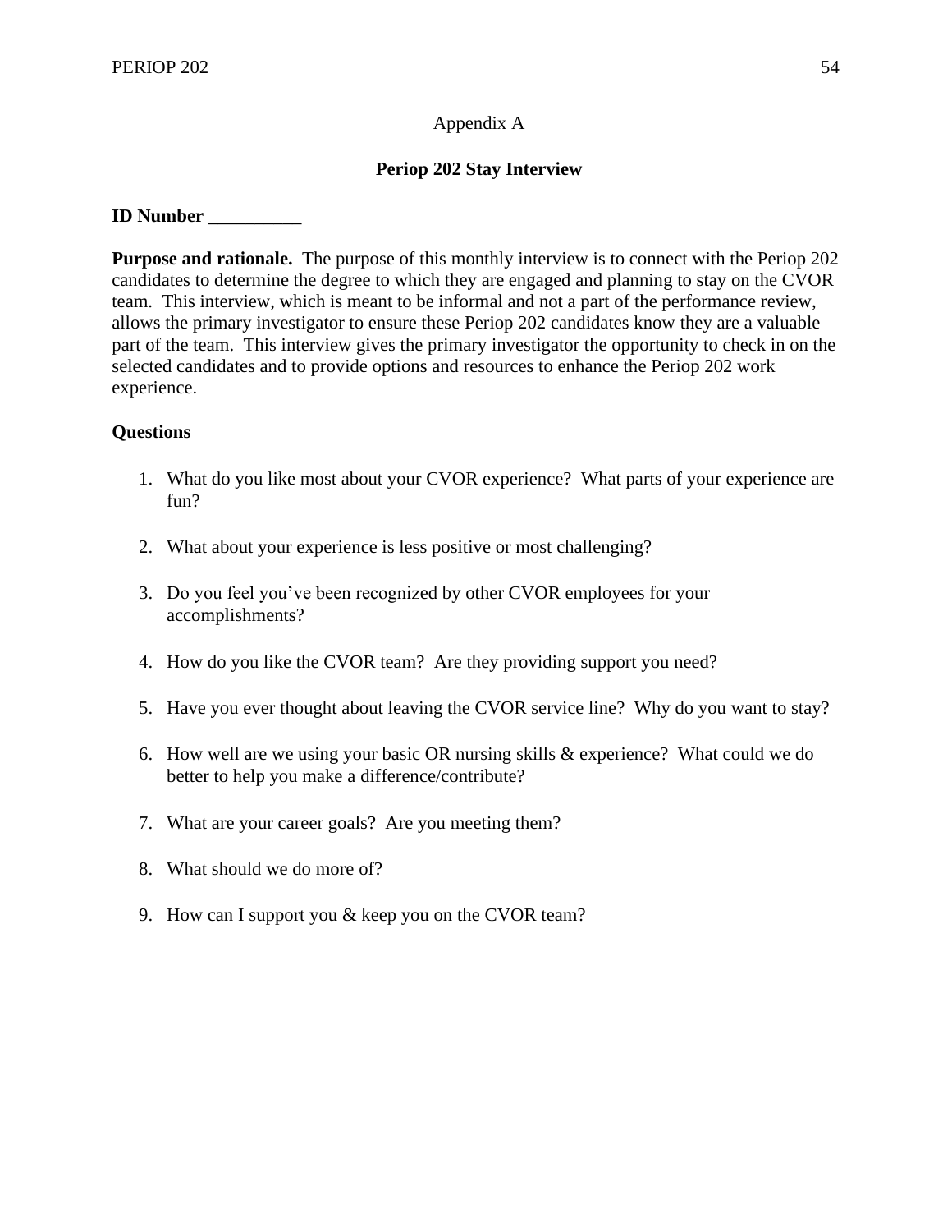Appendix A

## Periop 202 Stay Interview

**ID Number __________**

**Purpose and rationale.** The purpose of this monthly interview is to connect with the Periop 202 candidates to determine the degree to which they are engaged and planning to stay on the CVOR team. This interview, which is meant to be informal and not a part of the performance review, allows the primary investigator to ensure these Periop 202 candidates know they are a valuable part of the team. This interview gives the primary investigator the opportunity to check in on the selected candidates and to provide options and resources to enhance the Periop 202 work experience.

**Questions**

1. What do you like most about your CVOR experience? What parts of your experience are fun?

2. What about your experience is less positive or most challenging?

3. Do you feel you've been recognized by other CVOR employees for your accomplishments?

4. How do you like the CVOR team? Are they providing support you need?

5. Have you ever thought about leaving the CVOR service line? Why do you want to stay?

6. How well are we using your basic OR nursing skills & experience? What could we do better to help you make a difference/contribute?

7. What are your career goals? Are you meeting them?

8. What should we do more of?

9. How can I support you & keep you on the CVOR team?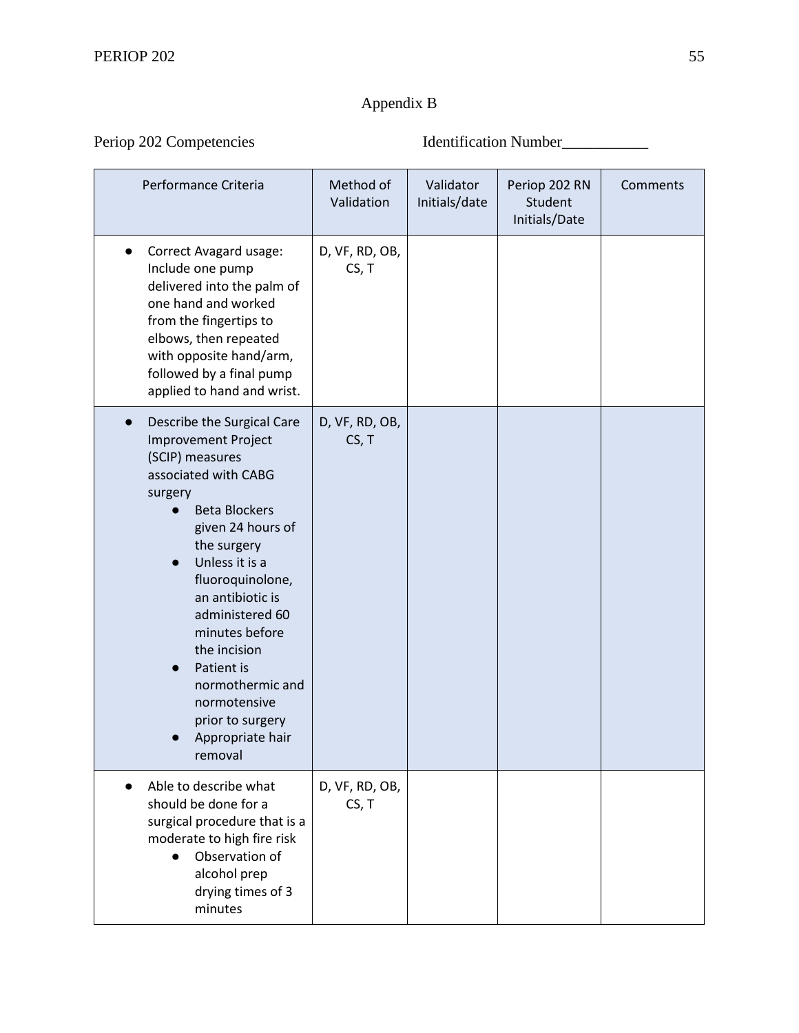Appendix B

Periop 202 Competencies Identification Number___________

| Performance Criteria | Method of Validation | Validator Initials/date | Periop 202 RN Student Initials/Date | Comments |
|---|---|---|---|---|
| • Correct Avagard usage: Include one pump delivered into the palm of one hand and worked from the fingertips to elbows, then repeated with opposite hand/arm, followed by a final pump applied to hand and wrist. | D, VF, RD, OB, CS, T | | | |
| • Describe the Surgical Care Improvement Project (SCIP) measures associated with CABG surgery<br>  ◦ Beta Blockers given 24 hours of the surgery<br>  ◦ Unless it is a fluoroquinolone, an antibiotic is administered 60 minutes before the incision<br>  ◦ Patient is normothermic and normotensive prior to surgery<br>  ◦ Appropriate hair removal | D, VF, RD, OB, CS, T | | | |
| • Able to describe what should be done for a surgical procedure that is a moderate to high fire risk<br>  ◦ Observation of alcohol prep drying times of 3 minutes | D, VF, RD, OB, CS, T | | | |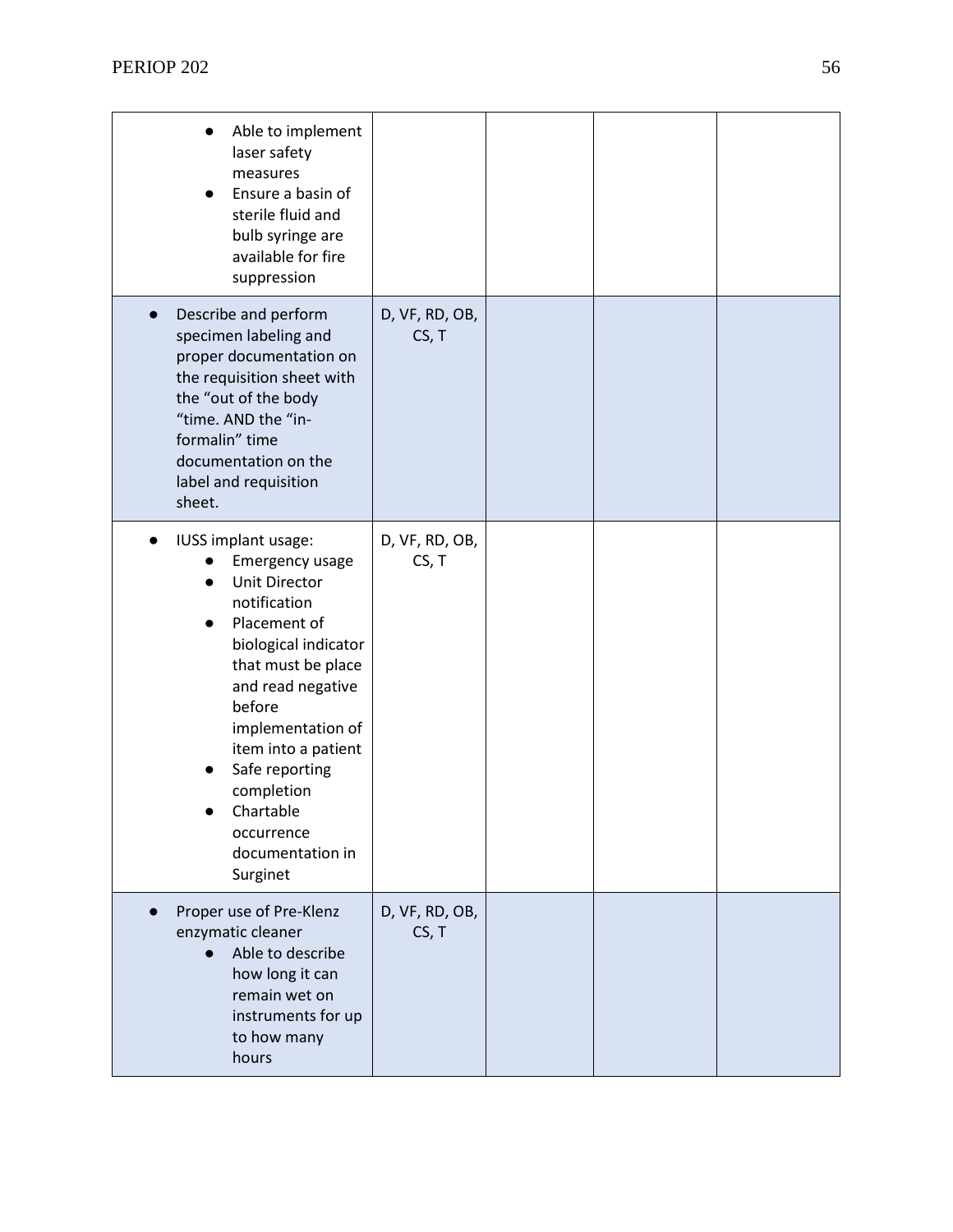| | | | | |
|---|---|---|---|---|
| • Able to implement laser safety measures<br>• Ensure a basin of sterile fluid and bulb syringe are available for fire suppression | | | | |
| • Describe and perform specimen labeling and proper documentation on the requisition sheet with the "out of the body "time. AND the "in-formalin" time documentation on the label and requisition sheet. | D, VF, RD, OB, CS, T | | | |
| • IUSS implant usage:<br>• Emergency usage<br>• Unit Director notification<br>• Placement of biological indicator that must be place and read negative before implementation of item into a patient<br>• Safe reporting completion<br>• Chartable occurrence documentation in Surginet | D, VF, RD, OB, CS, T | | | |
| • Proper use of Pre-Klenz enzymatic cleaner<br>• Able to describe how long it can remain wet on instruments for up to how many hours | D, VF, RD, OB, CS, T | | | |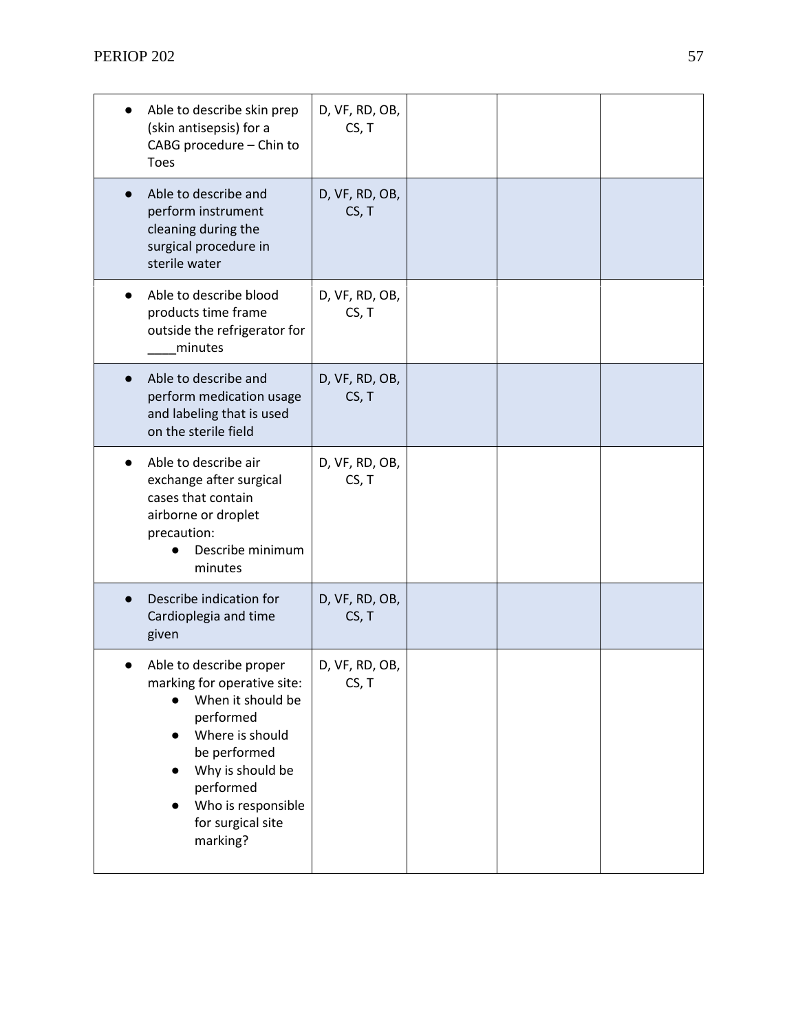| | | | | |
|---|---|---|---|---|
| • Able to describe skin prep (skin antisepsis) for a CABG procedure – Chin to Toes | D, VF, RD, OB, CS, T | | | |
| • Able to describe and perform instrument cleaning during the surgical procedure in sterile water | D, VF, RD, OB, CS, T | | | |
| • Able to describe blood products time frame outside the refrigerator for ____minutes | D, VF, RD, OB, CS, T | | | |
| • Able to describe and perform medication usage and labeling that is used on the sterile field | D, VF, RD, OB, CS, T | | | |
| • Able to describe air exchange after surgical cases that contain airborne or droplet precaution:<br>  ○ Describe minimum minutes | D, VF, RD, OB, CS, T | | | |
| • Describe indication for Cardioplegia and time given | D, VF, RD, OB, CS, T | | | |
| • Able to describe proper marking for operative site:<br>  ○ When it should be performed<br>  ○ Where is should be performed<br>  ○ Why is should be performed<br>  ○ Who is responsible for surgical site marking? | D, VF, RD, OB, CS, T | | | |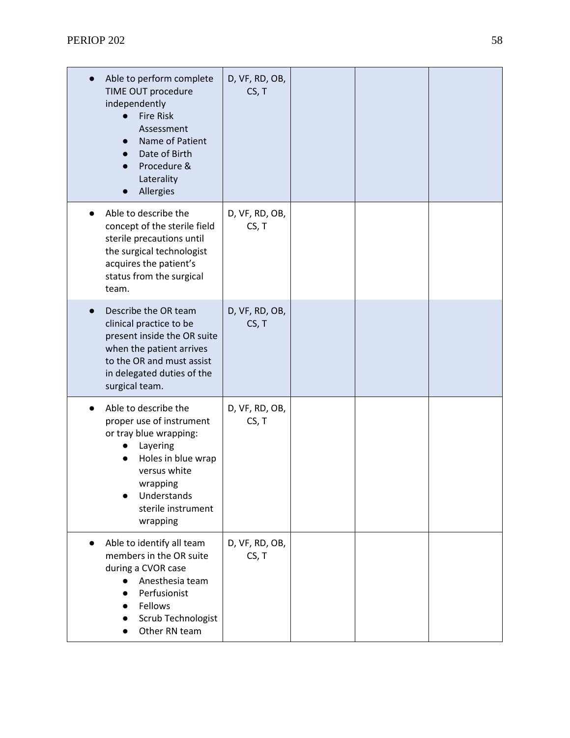| | | | | |
|---|---|---|---|---|
| • Able to perform complete TIME OUT procedure independently<br>  • Fire Risk Assessment<br>  • Name of Patient<br>  • Date of Birth<br>  • Procedure & Laterality<br>  • Allergies | D, VF, RD, OB, CS, T | | | |
| • Able to describe the concept of the sterile field sterile precautions until the surgical technologist acquires the patient's status from the surgical team. | D, VF, RD, OB, CS, T | | | |
| • Describe the OR team clinical practice to be present inside the OR suite when the patient arrives to the OR and must assist in delegated duties of the surgical team. | D, VF, RD, OB, CS, T | | | |
| • Able to describe the proper use of instrument or tray blue wrapping:<br>  • Layering<br>  • Holes in blue wrap versus white wrapping<br>  • Understands sterile instrument wrapping | D, VF, RD, OB, CS, T | | | |
| • Able to identify all team members in the OR suite during a CVOR case<br>  • Anesthesia team<br>  • Perfusionist<br>  • Fellows<br>  • Scrub Technologist<br>  • Other RN team | D, VF, RD, OB, CS, T | | | |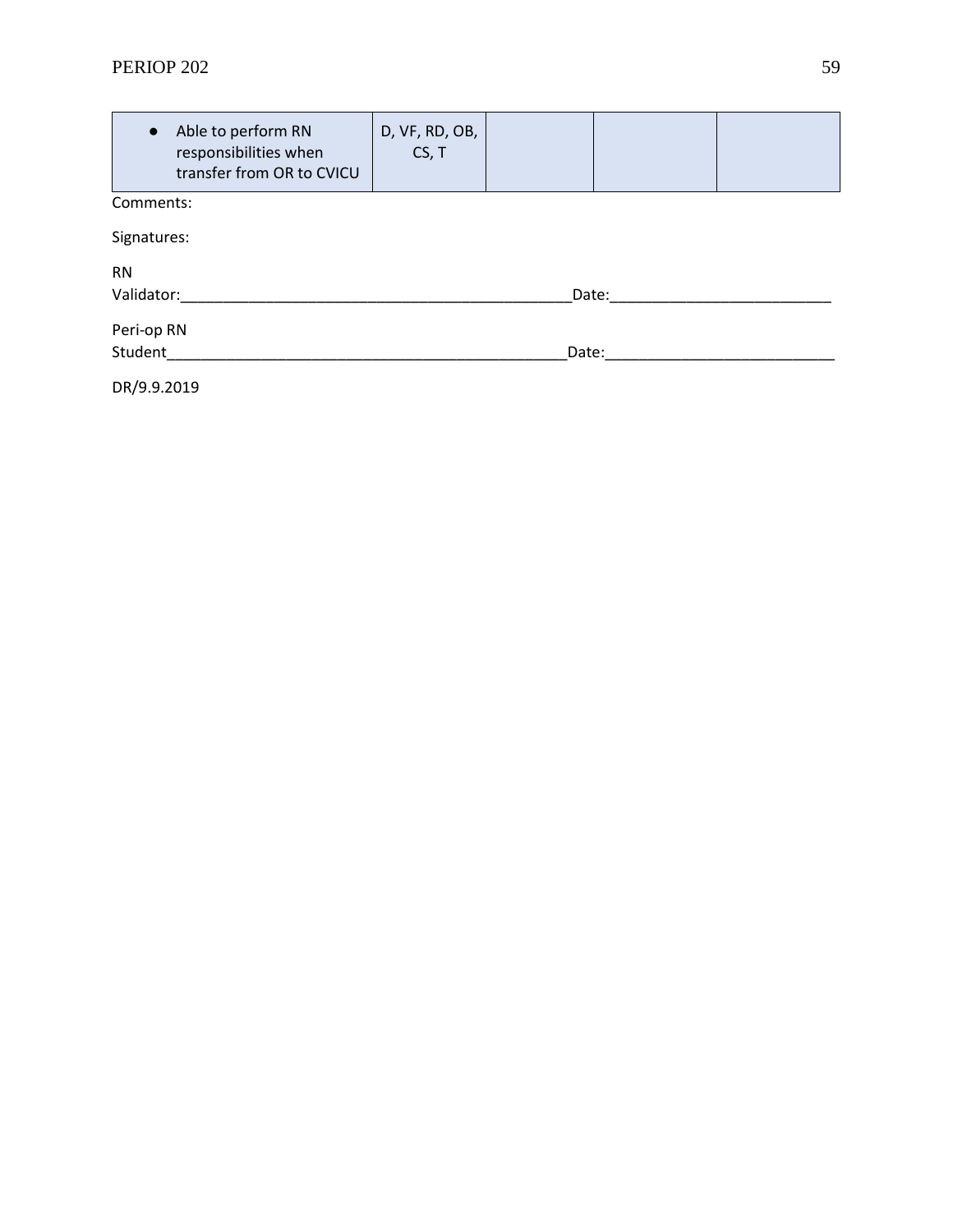| | | | | |
|---|---|---|---|---|
| • Able to perform RN responsibilities when transfer from OR to CVICU | D, VF, RD, OB, CS, T | | | |

Comments:

Signatures:

RN Validator:_______________________________________________Date:__________________________

Peri-op RN Student_______________________________________________Date:___________________________

DR/9.9.2019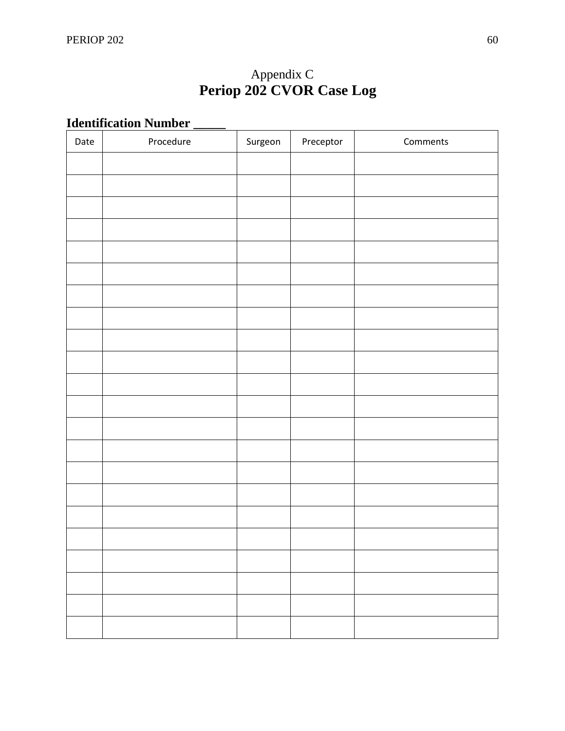Appendix C

# Periop 202 CVOR Case Log

**Identification Number _____**

| Date | Procedure | Surgeon | Preceptor | Comments |
|---|---|---|---|---|
| | | | | |
| | | | | |
| | | | | |
| | | | | |
| | | | | |
| | | | | |
| | | | | |
| | | | | |
| | | | | |
| | | | | |
| | | | | |
| | | | | |
| | | | | |
| | | | | |
| | | | | |
| | | | | |
| | | | | |
| | | | | |
| | | | | |
| | | | | |
| | | | | |
| | | | | |